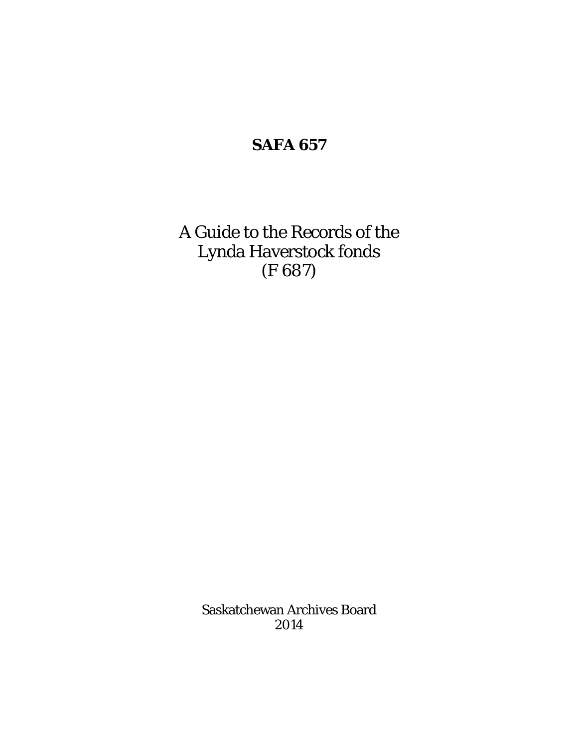# SAFA 657

A Guide to the Records of the
Lynda Haverstock fonds
(F 687)

Saskatchewan Archives Board
2014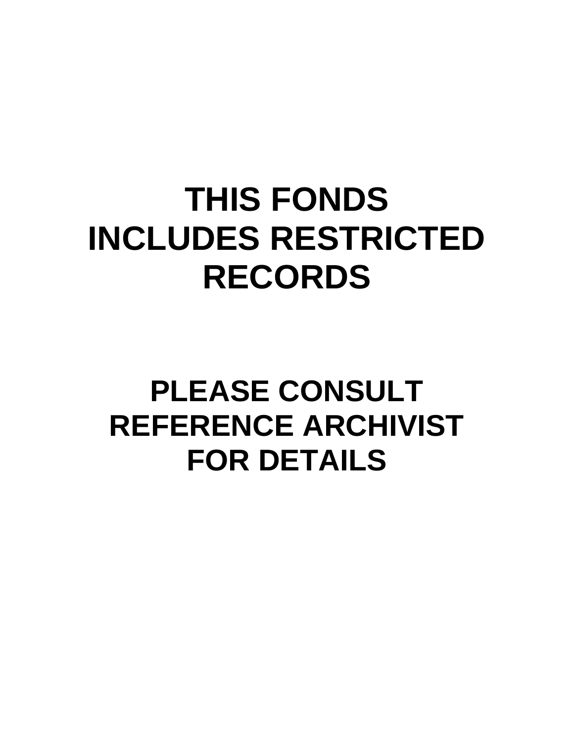# THIS FONDS INCLUDES RESTRICTED RECORDS

# PLEASE CONSULT REFERENCE ARCHIVIST FOR DETAILS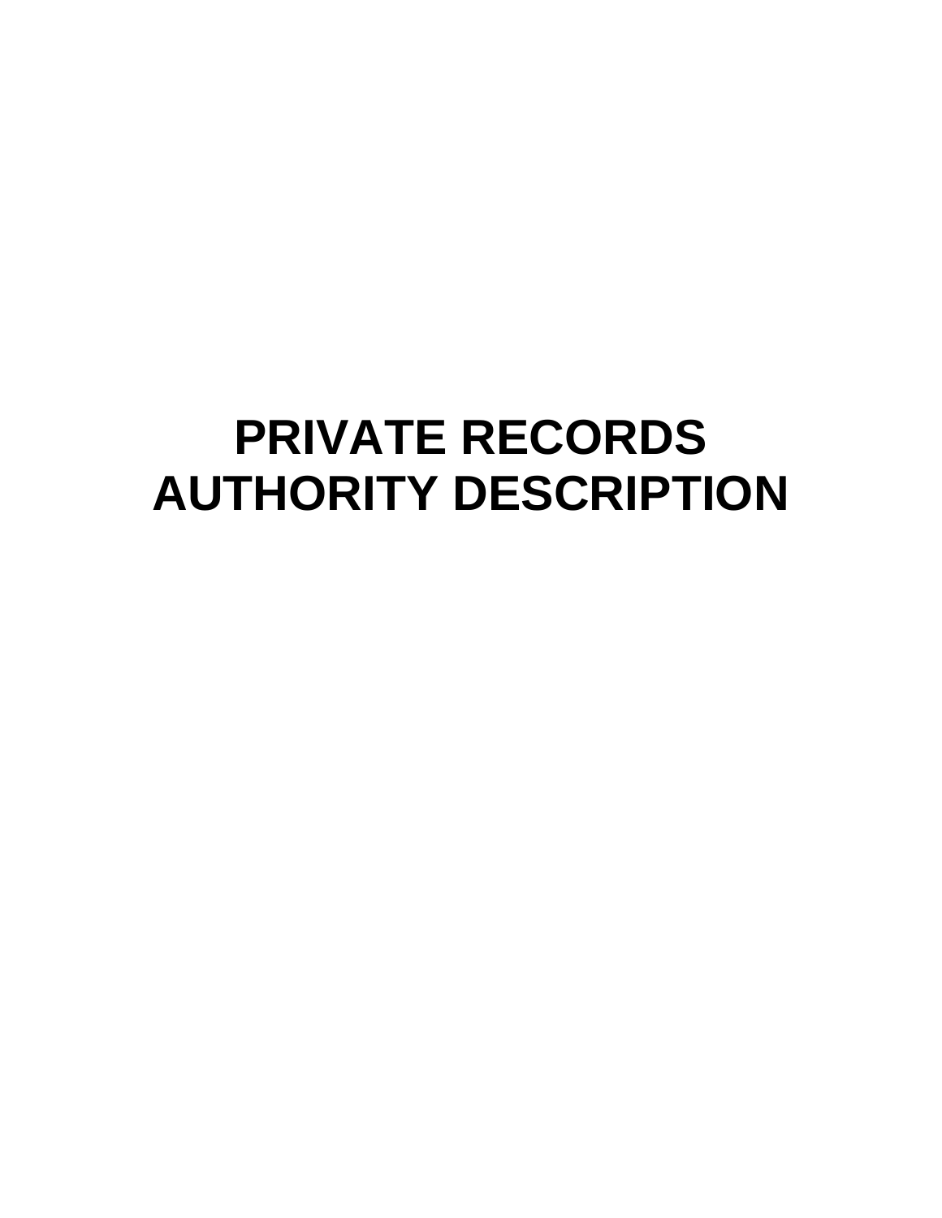# PRIVATE RECORDS AUTHORITY DESCRIPTION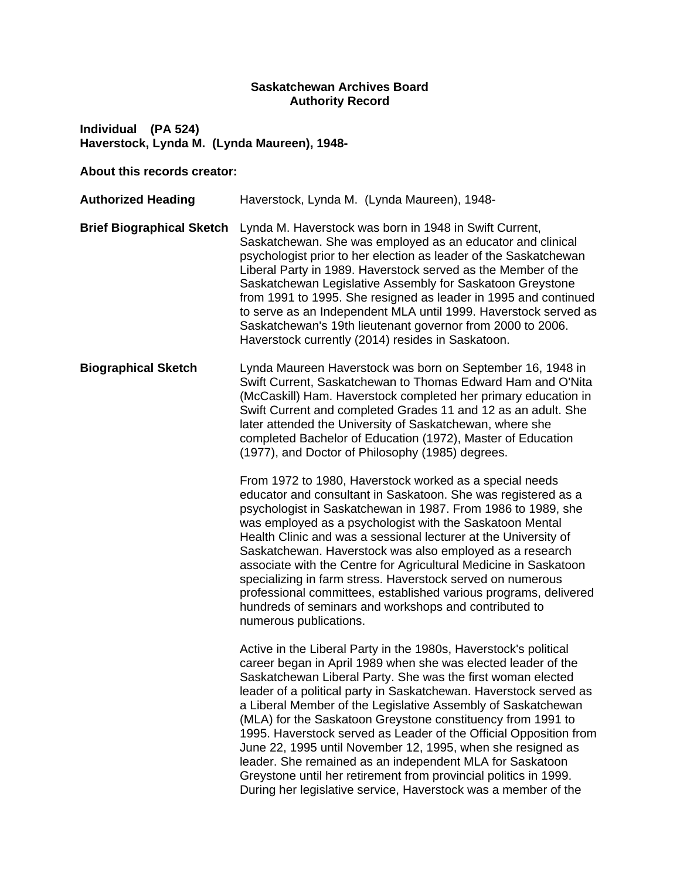**Saskatchewan Archives Board**
**Authority Record**

**Individual (PA 524)**
**Haverstock, Lynda M. (Lynda Maureen), 1948-**

**About this records creator:**

**Authorized Heading**

Haverstock, Lynda M. (Lynda Maureen), 1948-

**Brief Biographical Sketch**

Lynda M. Haverstock was born in 1948 in Swift Current, Saskatchewan. She was employed as an educator and clinical psychologist prior to her election as leader of the Saskatchewan Liberal Party in 1989. Haverstock served as the Member of the Saskatchewan Legislative Assembly for Saskatoon Greystone from 1991 to 1995. She resigned as leader in 1995 and continued to serve as an Independent MLA until 1999. Haverstock served as Saskatchewan's 19th lieutenant governor from 2000 to 2006. Haverstock currently (2014) resides in Saskatoon.

**Biographical Sketch**

Lynda Maureen Haverstock was born on September 16, 1948 in Swift Current, Saskatchewan to Thomas Edward Ham and O'Nita (McCaskill) Ham. Haverstock completed her primary education in Swift Current and completed Grades 11 and 12 as an adult. She later attended the University of Saskatchewan, where she completed Bachelor of Education (1972), Master of Education (1977), and Doctor of Philosophy (1985) degrees.

From 1972 to 1980, Haverstock worked as a special needs educator and consultant in Saskatoon. She was registered as a psychologist in Saskatchewan in 1987. From 1986 to 1989, she was employed as a psychologist with the Saskatoon Mental Health Clinic and was a sessional lecturer at the University of Saskatchewan. Haverstock was also employed as a research associate with the Centre for Agricultural Medicine in Saskatoon specializing in farm stress. Haverstock served on numerous professional committees, established various programs, delivered hundreds of seminars and workshops and contributed to numerous publications.

Active in the Liberal Party in the 1980s, Haverstock's political career began in April 1989 when she was elected leader of the Saskatchewan Liberal Party. She was the first woman elected leader of a political party in Saskatchewan. Haverstock served as a Liberal Member of the Legislative Assembly of Saskatchewan (MLA) for the Saskatoon Greystone constituency from 1991 to 1995. Haverstock served as Leader of the Official Opposition from June 22, 1995 until November 12, 1995, when she resigned as leader. She remained as an independent MLA for Saskatoon Greystone until her retirement from provincial politics in 1999. During her legislative service, Haverstock was a member of the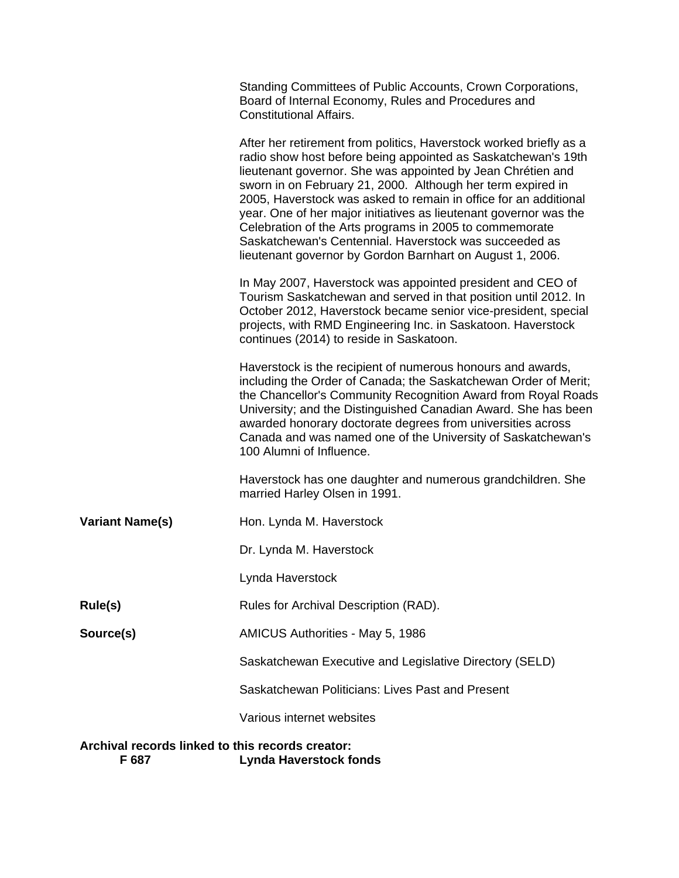Standing Committees of Public Accounts, Crown Corporations, Board of Internal Economy, Rules and Procedures and Constitutional Affairs.

After her retirement from politics, Haverstock worked briefly as a radio show host before being appointed as Saskatchewan's 19th lieutenant governor. She was appointed by Jean Chrétien and sworn in on February 21, 2000. Although her term expired in 2005, Haverstock was asked to remain in office for an additional year. One of her major initiatives as lieutenant governor was the Celebration of the Arts programs in 2005 to commemorate Saskatchewan's Centennial. Haverstock was succeeded as lieutenant governor by Gordon Barnhart on August 1, 2006.

In May 2007, Haverstock was appointed president and CEO of Tourism Saskatchewan and served in that position until 2012. In October 2012, Haverstock became senior vice-president, special projects, with RMD Engineering Inc. in Saskatoon. Haverstock continues (2014) to reside in Saskatoon.

Haverstock is the recipient of numerous honours and awards, including the Order of Canada; the Saskatchewan Order of Merit; the Chancellor's Community Recognition Award from Royal Roads University; and the Distinguished Canadian Award. She has been awarded honorary doctorate degrees from universities across Canada and was named one of the University of Saskatchewan's 100 Alumni of Influence.

Haverstock has one daughter and numerous grandchildren. She married Harley Olsen in 1991.

**Variant Name(s)**

Hon. Lynda M. Haverstock

Dr. Lynda M. Haverstock

Lynda Haverstock

**Rule(s)**

Rules for Archival Description (RAD).

**Source(s)**

AMICUS Authorities - May 5, 1986

Saskatchewan Executive and Legislative Directory (SELD)

Saskatchewan Politicians: Lives Past and Present

Various internet websites

**Archival records linked to this records creator:**

**F 687** **Lynda Haverstock fonds**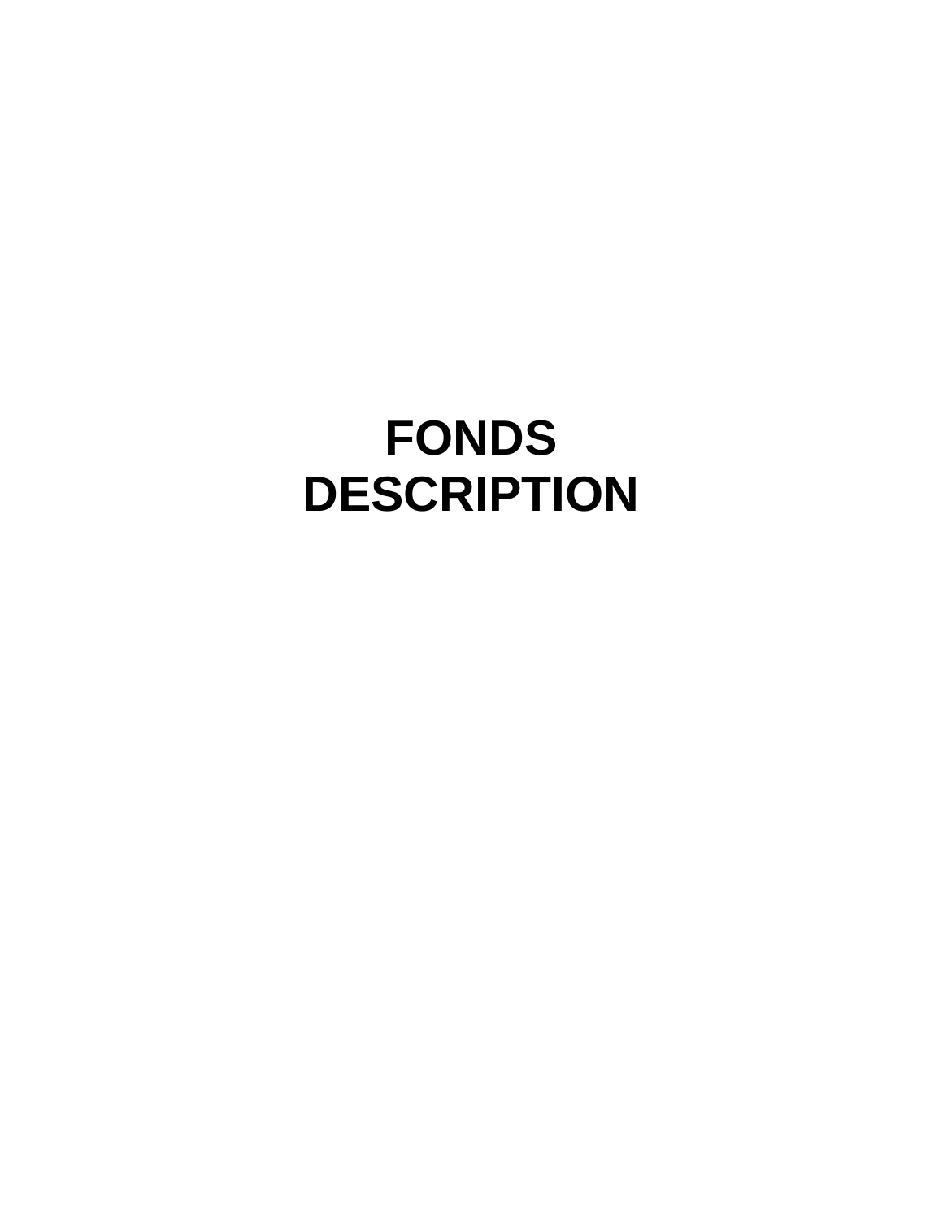# FONDS DESCRIPTION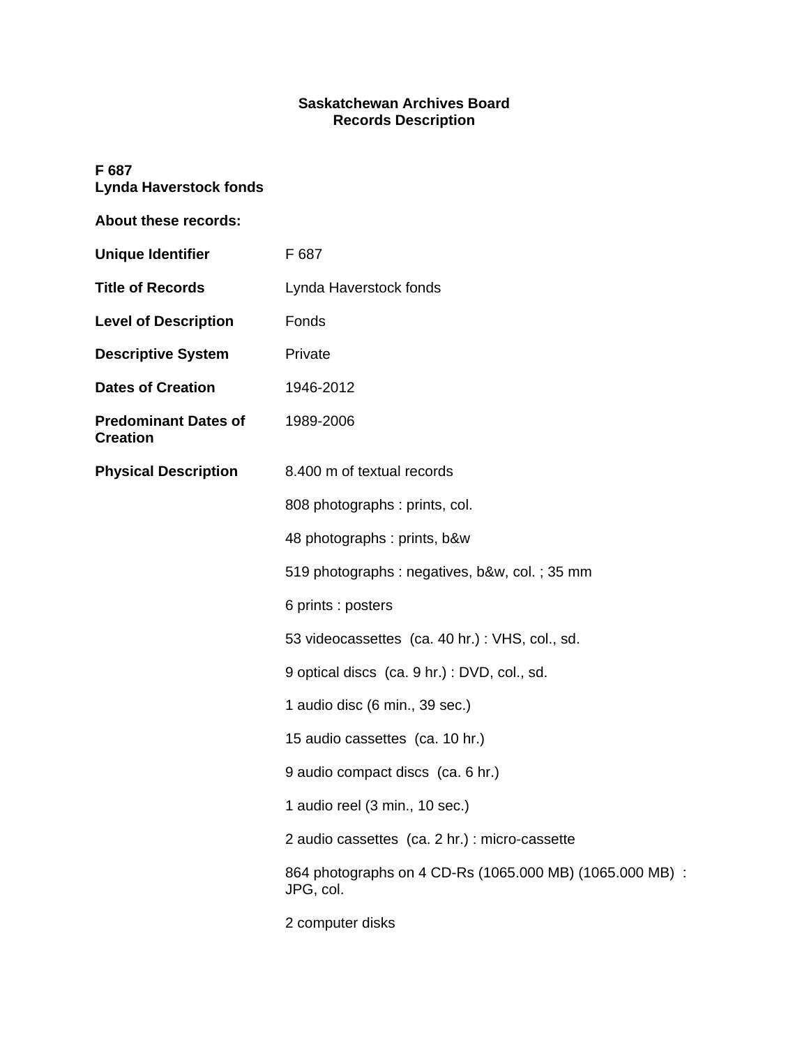**Saskatchewan Archives Board**
**Records Description**

**F 687**
**Lynda Haverstock fonds**

**About these records:**

| | |
|---|---|
| **Unique Identifier** | F 687 |
| **Title of Records** | Lynda Haverstock fonds |
| **Level of Description** | Fonds |
| **Descriptive System** | Private |
| **Dates of Creation** | 1946-2012 |
| **Predominant Dates of Creation** | 1989-2006 |
| **Physical Description** | 8.400 m of textual records |
| | 808 photographs : prints, col. |
| | 48 photographs : prints, b&w |
| | 519 photographs : negatives, b&w, col. ; 35 mm |
| | 6 prints : posters |
| | 53 videocassettes (ca. 40 hr.) : VHS, col., sd. |
| | 9 optical discs (ca. 9 hr.) : DVD, col., sd. |
| | 1 audio disc (6 min., 39 sec.) |
| | 15 audio cassettes (ca. 10 hr.) |
| | 9 audio compact discs (ca. 6 hr.) |
| | 1 audio reel (3 min., 10 sec.) |
| | 2 audio cassettes (ca. 2 hr.) : micro-cassette |
| | 864 photographs on 4 CD-Rs (1065.000 MB) (1065.000 MB) : JPG, col. |
| | 2 computer disks |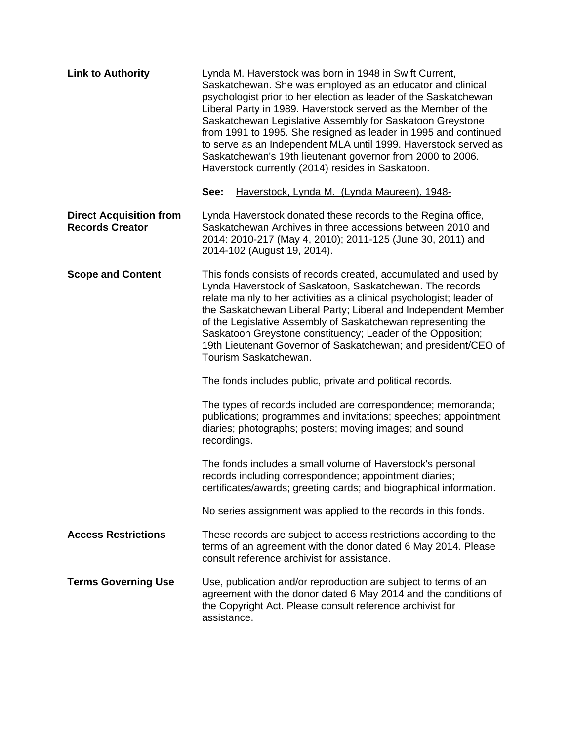**Link to Authority**

Lynda M. Haverstock was born in 1948 in Swift Current, Saskatchewan. She was employed as an educator and clinical psychologist prior to her election as leader of the Saskatchewan Liberal Party in 1989. Haverstock served as the Member of the Saskatchewan Legislative Assembly for Saskatoon Greystone from 1991 to 1995. She resigned as leader in 1995 and continued to serve as an Independent MLA until 1999. Haverstock served as Saskatchewan's 19th lieutenant governor from 2000 to 2006. Haverstock currently (2014) resides in Saskatoon.

**See:** Haverstock, Lynda M. (Lynda Maureen), 1948-

**Direct Acquisition from Records Creator**

Lynda Haverstock donated these records to the Regina office, Saskatchewan Archives in three accessions between 2010 and 2014: 2010-217 (May 4, 2010); 2011-125 (June 30, 2011) and 2014-102 (August 19, 2014).

**Scope and Content**

This fonds consists of records created, accumulated and used by Lynda Haverstock of Saskatoon, Saskatchewan. The records relate mainly to her activities as a clinical psychologist; leader of the Saskatchewan Liberal Party; Liberal and Independent Member of the Legislative Assembly of Saskatchewan representing the Saskatoon Greystone constituency; Leader of the Opposition; 19th Lieutenant Governor of Saskatchewan; and president/CEO of Tourism Saskatchewan.

The fonds includes public, private and political records.

The types of records included are correspondence; memoranda; publications; programmes and invitations; speeches; appointment diaries; photographs; posters; moving images; and sound recordings.

The fonds includes a small volume of Haverstock's personal records including correspondence; appointment diaries; certificates/awards; greeting cards; and biographical information.

No series assignment was applied to the records in this fonds.

**Access Restrictions**

These records are subject to access restrictions according to the terms of an agreement with the donor dated 6 May 2014. Please consult reference archivist for assistance.

**Terms Governing Use**

Use, publication and/or reproduction are subject to terms of an agreement with the donor dated 6 May 2014 and the conditions of the Copyright Act. Please consult reference archivist for assistance.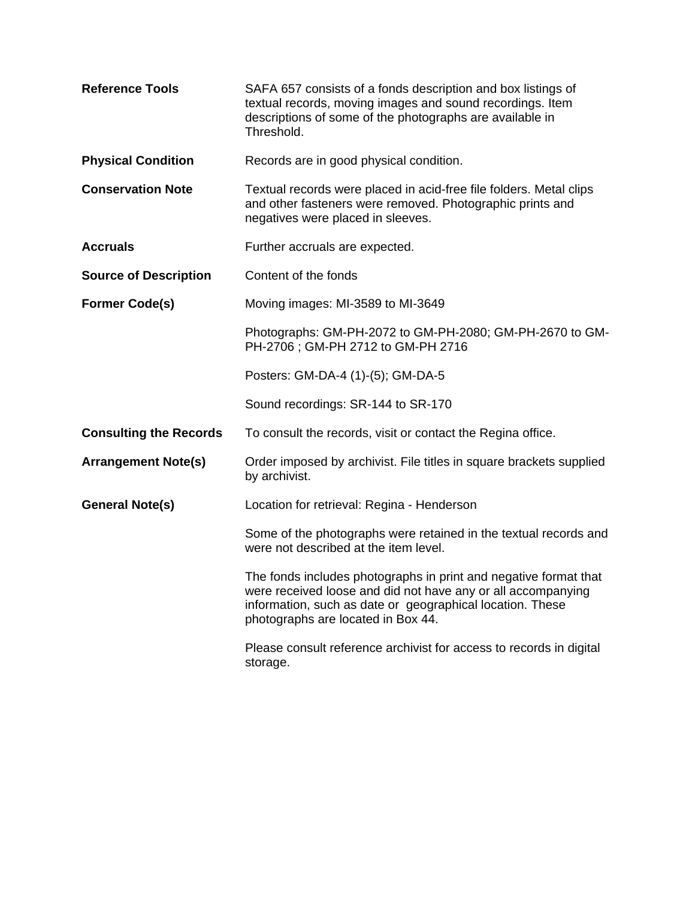**Reference Tools** SAFA 657 consists of a fonds description and box listings of textual records, moving images and sound recordings. Item descriptions of some of the photographs are available in Threshold.

**Physical Condition** Records are in good physical condition.

**Conservation Note** Textual records were placed in acid-free file folders. Metal clips and other fasteners were removed. Photographic prints and negatives were placed in sleeves.

**Accruals** Further accruals are expected.

**Source of Description** Content of the fonds

**Former Code(s)** Moving images: MI-3589 to MI-3649

Photographs: GM-PH-2072 to GM-PH-2080; GM-PH-2670 to GM-PH-2706 ; GM-PH 2712 to GM-PH 2716

Posters: GM-DA-4 (1)-(5); GM-DA-5

Sound recordings: SR-144 to SR-170

**Consulting the Records** To consult the records, visit or contact the Regina office.

**Arrangement Note(s)** Order imposed by archivist. File titles in square brackets supplied by archivist.

**General Note(s)** Location for retrieval: Regina - Henderson

Some of the photographs were retained in the textual records and were not described at the item level.

The fonds includes photographs in print and negative format that were received loose and did not have any or all accompanying information, such as date or geographical location. These photographs are located in Box 44.

Please consult reference archivist for access to records in digital storage.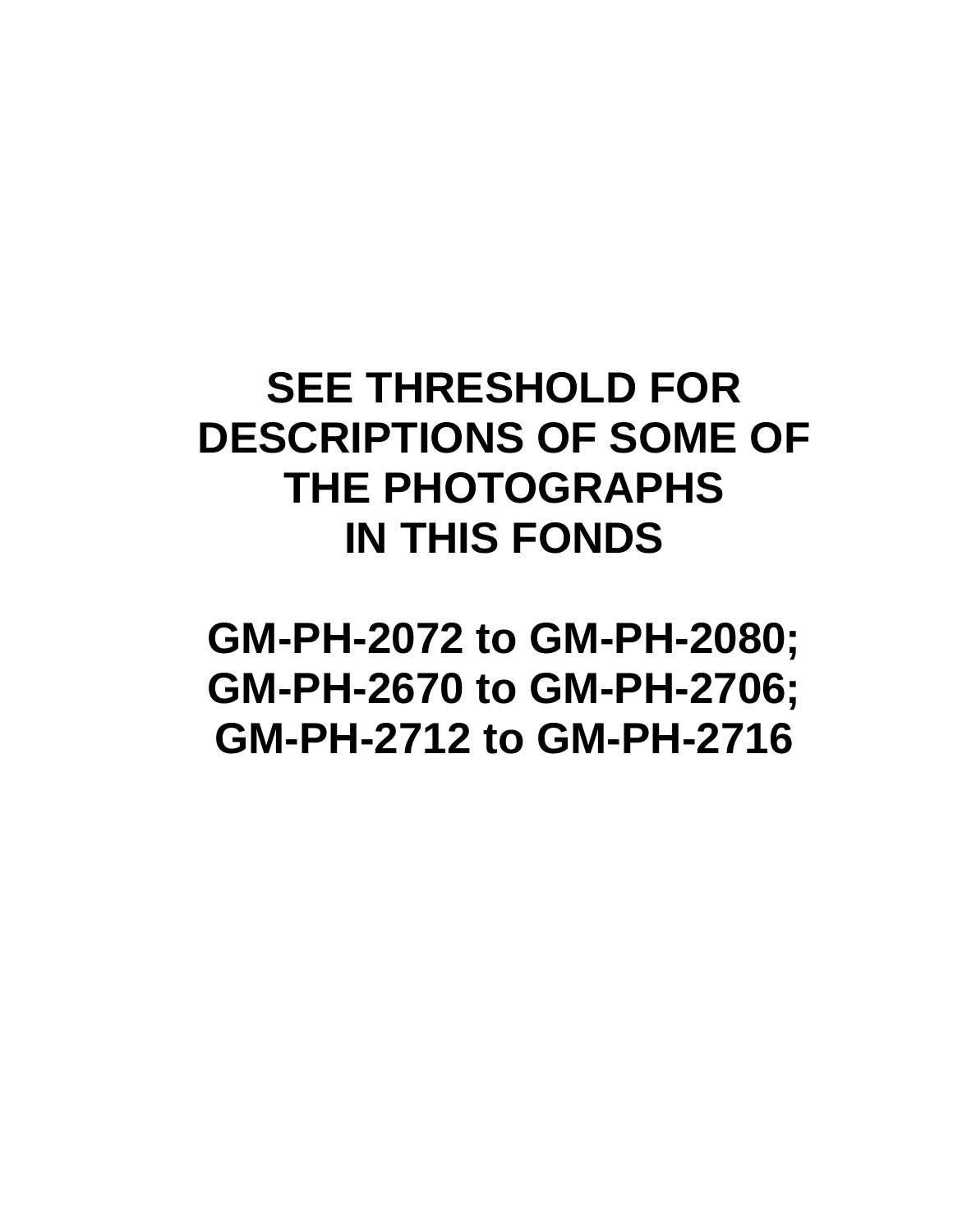**SEE THRESHOLD FOR DESCRIPTIONS OF SOME OF THE PHOTOGRAPHS IN THIS FONDS**

**GM-PH-2072 to GM-PH-2080;**
**GM-PH-2670 to GM-PH-2706;**
**GM-PH-2712 to GM-PH-2716**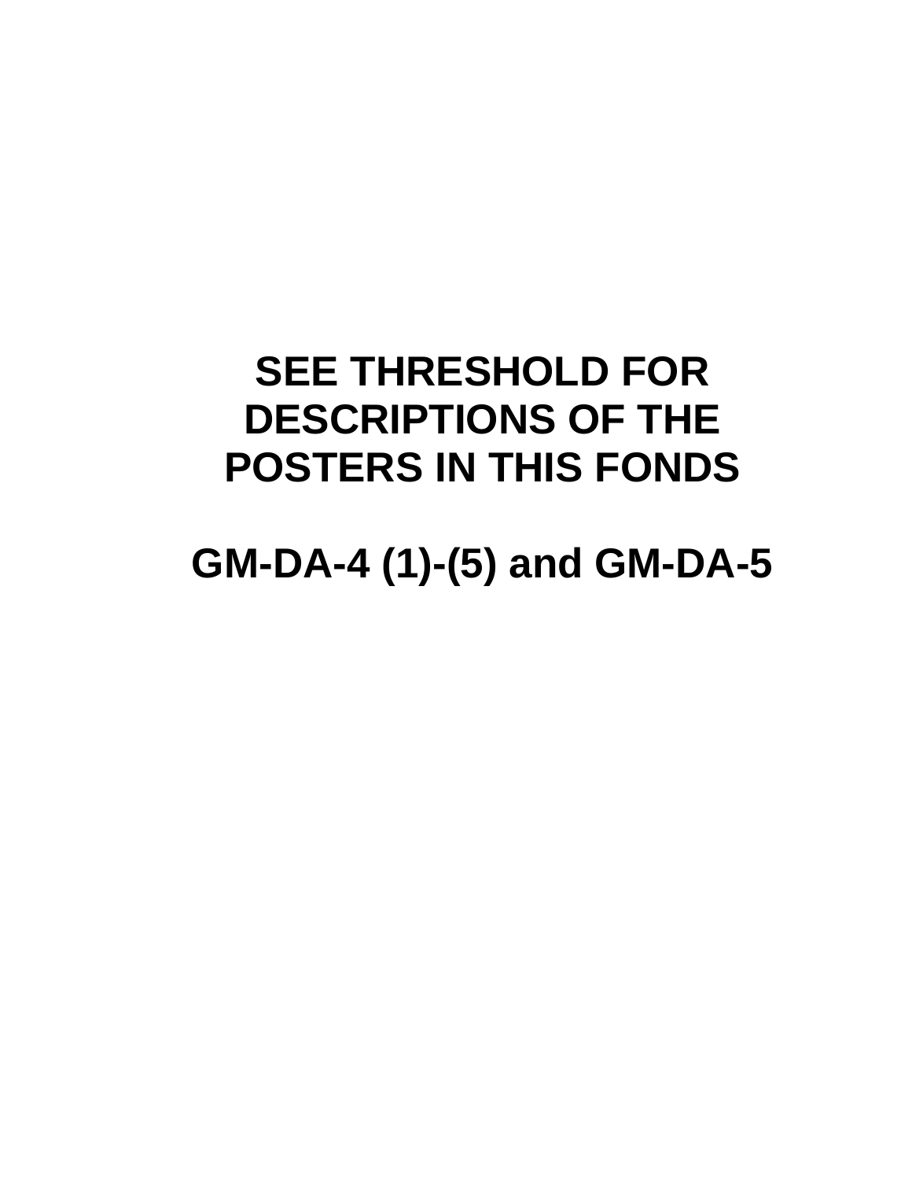**SEE THRESHOLD FOR DESCRIPTIONS OF THE POSTERS IN THIS FONDS**

**GM-DA-4 (1)-(5) and GM-DA-5**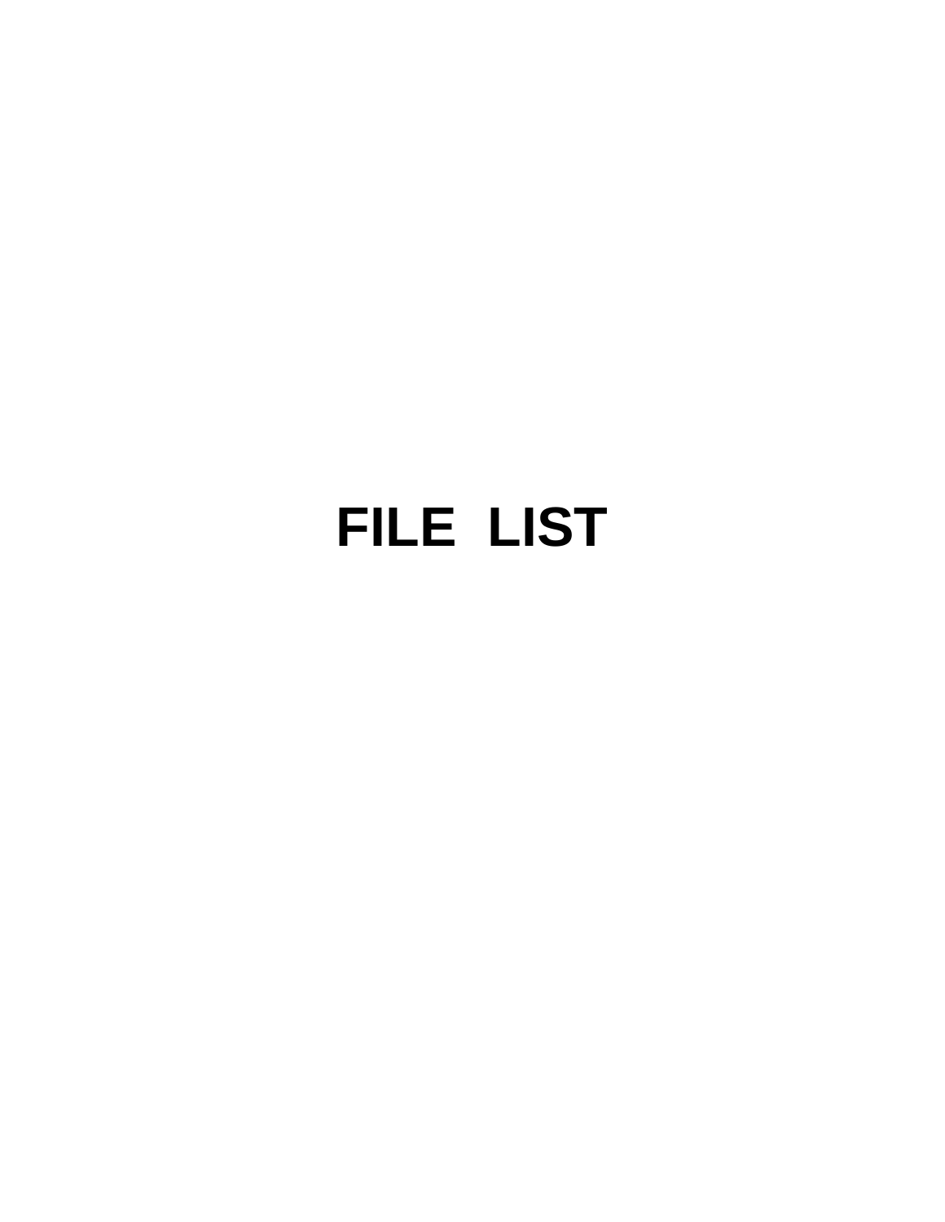# FILE LIST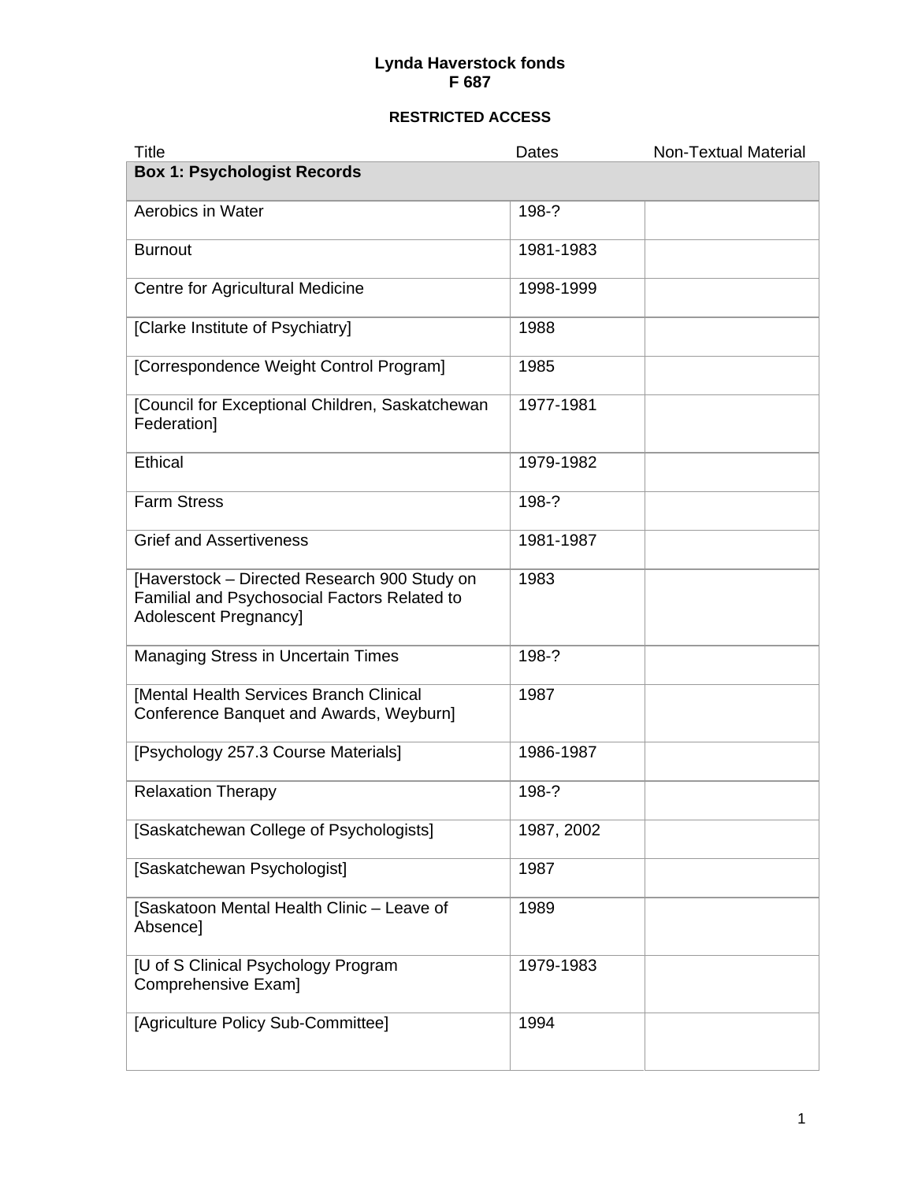**Lynda Haverstock fonds**
**F 687**

**RESTRICTED ACCESS**

| Title | Dates | Non-Textual Material |
|---|---|---|
| **Box 1: Psychologist Records** | | |
| Aerobics in Water | 198-? | |
| Burnout | 1981-1983 | |
| Centre for Agricultural Medicine | 1998-1999 | |
| [Clarke Institute of Psychiatry] | 1988 | |
| [Correspondence Weight Control Program] | 1985 | |
| [Council for Exceptional Children, Saskatchewan Federation] | 1977-1981 | |
| Ethical | 1979-1982 | |
| Farm Stress | 198-? | |
| Grief and Assertiveness | 1981-1987 | |
| [Haverstock – Directed Research 900 Study on Familial and Psychosocial Factors Related to Adolescent Pregnancy] | 1983 | |
| Managing Stress in Uncertain Times | 198-? | |
| [Mental Health Services Branch Clinical Conference Banquet and Awards, Weyburn] | 1987 | |
| [Psychology 257.3 Course Materials] | 1986-1987 | |
| Relaxation Therapy | 198-? | |
| [Saskatchewan College of Psychologists] | 1987, 2002 | |
| [Saskatchewan Psychologist] | 1987 | |
| [Saskatoon Mental Health Clinic – Leave of Absence] | 1989 | |
| [U of S Clinical Psychology Program Comprehensive Exam] | 1979-1983 | |
| [Agriculture Policy Sub-Committee] | 1994 | |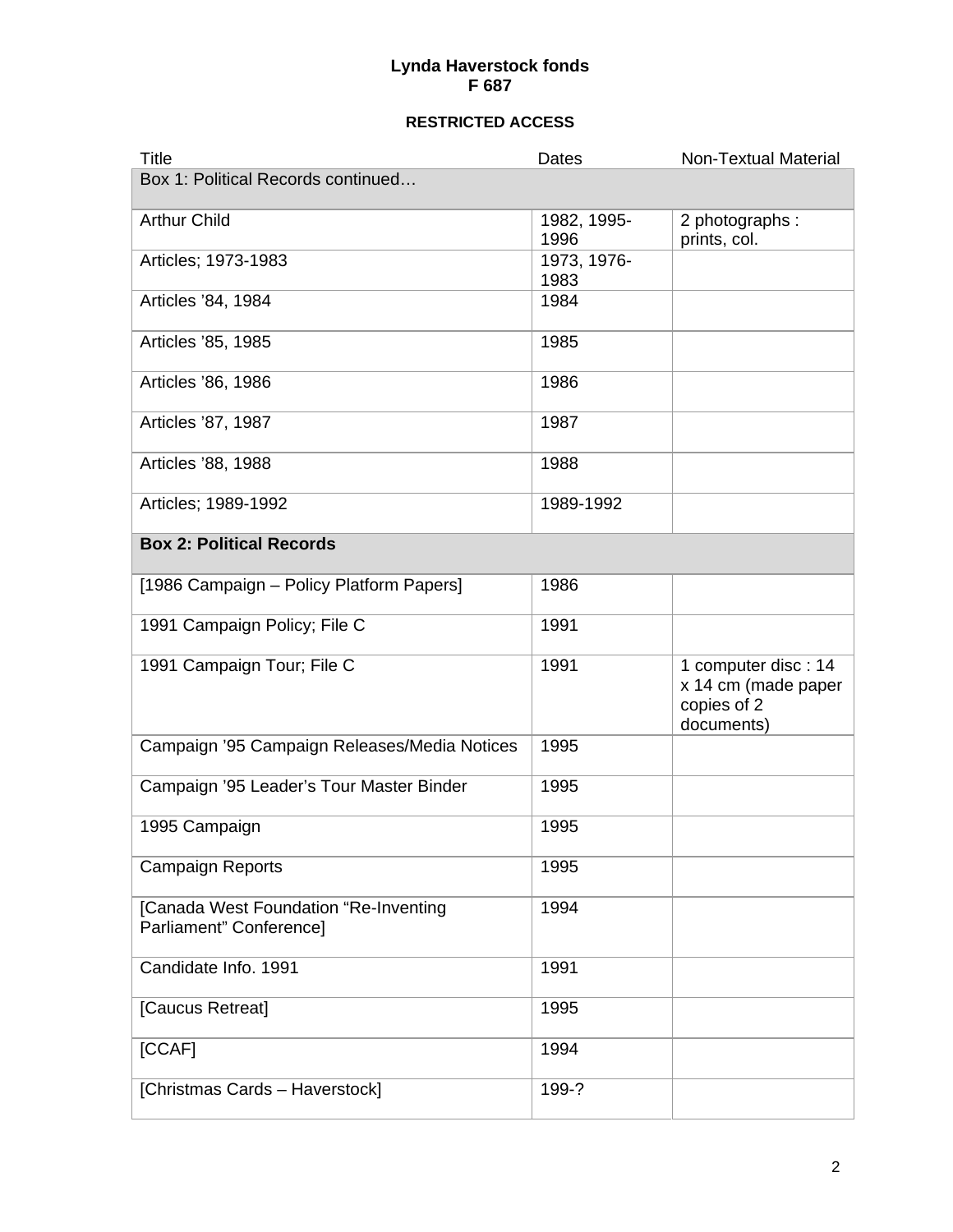**Lynda Haverstock fonds**
**F 687**

**RESTRICTED ACCESS**

| Title | Dates | Non-Textual Material |
|---|---|---|
| Box 1: Political Records continued… | | |
| Arthur Child | 1982, 1995-1996 | 2 photographs : prints, col. |
| Articles; 1973-1983 | 1973, 1976-1983 | |
| Articles '84, 1984 | 1984 | |
| Articles '85, 1985 | 1985 | |
| Articles '86, 1986 | 1986 | |
| Articles '87, 1987 | 1987 | |
| Articles '88, 1988 | 1988 | |
| Articles; 1989-1992 | 1989-1992 | |
| **Box 2: Political Records** | | |
| [1986 Campaign – Policy Platform Papers] | 1986 | |
| 1991 Campaign Policy; File C | 1991 | |
| 1991 Campaign Tour; File C | 1991 | 1 computer disc : 14 x 14 cm (made paper copies of 2 documents) |
| Campaign '95 Campaign Releases/Media Notices | 1995 | |
| Campaign '95 Leader's Tour Master Binder | 1995 | |
| 1995 Campaign | 1995 | |
| Campaign Reports | 1995 | |
| [Canada West Foundation "Re-Inventing Parliament" Conference] | 1994 | |
| Candidate Info. 1991 | 1991 | |
| [Caucus Retreat] | 1995 | |
| [CCAF] | 1994 | |
| [Christmas Cards – Haverstock] | 199-? | |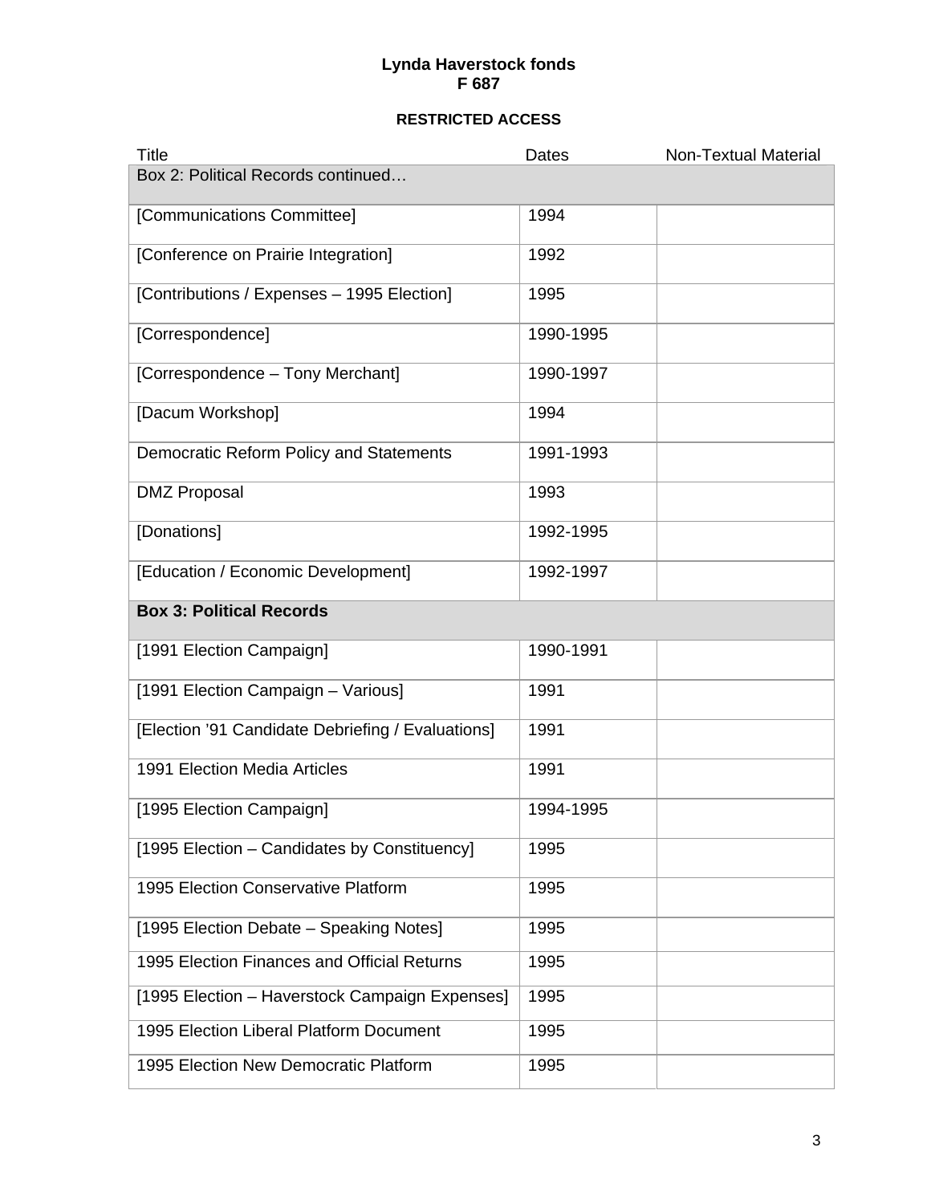**Lynda Haverstock fonds**
**F 687**

**RESTRICTED ACCESS**

| Title | Dates | Non-Textual Material |
|---|---|---|
| Box 2: Political Records continued… | | |
| [Communications Committee] | 1994 | |
| [Conference on Prairie Integration] | 1992 | |
| [Contributions / Expenses – 1995 Election] | 1995 | |
| [Correspondence] | 1990-1995 | |
| [Correspondence – Tony Merchant] | 1990-1997 | |
| [Dacum Workshop] | 1994 | |
| Democratic Reform Policy and Statements | 1991-1993 | |
| DMZ Proposal | 1993 | |
| [Donations] | 1992-1995 | |
| [Education / Economic Development] | 1992-1997 | |
| **Box 3: Political Records** | | |
| [1991 Election Campaign] | 1990-1991 | |
| [1991 Election Campaign – Various] | 1991 | |
| [Election '91 Candidate Debriefing / Evaluations] | 1991 | |
| 1991 Election Media Articles | 1991 | |
| [1995 Election Campaign] | 1994-1995 | |
| [1995 Election – Candidates by Constituency] | 1995 | |
| 1995 Election Conservative Platform | 1995 | |
| [1995 Election Debate – Speaking Notes] | 1995 | |
| 1995 Election Finances and Official Returns | 1995 | |
| [1995 Election – Haverstock Campaign Expenses] | 1995 | |
| 1995 Election Liberal Platform Document | 1995 | |
| 1995 Election New Democratic Platform | 1995 | |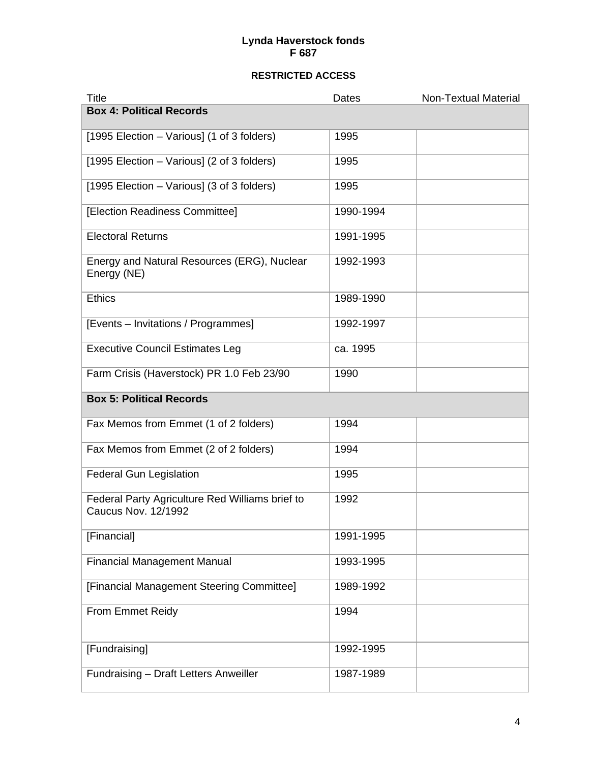**Lynda Haverstock fonds**
**F 687**

**RESTRICTED ACCESS**

| Title | Dates | Non-Textual Material |
|---|---|---|
| **Box 4: Political Records** | | |
| [1995 Election – Various] (1 of 3 folders) | 1995 | |
| [1995 Election – Various] (2 of 3 folders) | 1995 | |
| [1995 Election – Various] (3 of 3 folders) | 1995 | |
| [Election Readiness Committee] | 1990-1994 | |
| Electoral Returns | 1991-1995 | |
| Energy and Natural Resources (ERG), Nuclear Energy (NE) | 1992-1993 | |
| Ethics | 1989-1990 | |
| [Events – Invitations / Programmes] | 1992-1997 | |
| Executive Council Estimates Leg | ca. 1995 | |
| Farm Crisis (Haverstock) PR 1.0 Feb 23/90 | 1990 | |
| **Box 5: Political Records** | | |
| Fax Memos from Emmet (1 of 2 folders) | 1994 | |
| Fax Memos from Emmet (2 of 2 folders) | 1994 | |
| Federal Gun Legislation | 1995 | |
| Federal Party Agriculture Red Williams brief to Caucus Nov. 12/1992 | 1992 | |
| [Financial] | 1991-1995 | |
| Financial Management Manual | 1993-1995 | |
| [Financial Management Steering Committee] | 1989-1992 | |
| From Emmet Reidy | 1994 | |
| [Fundraising] | 1992-1995 | |
| Fundraising – Draft Letters Anweiller | 1987-1989 | |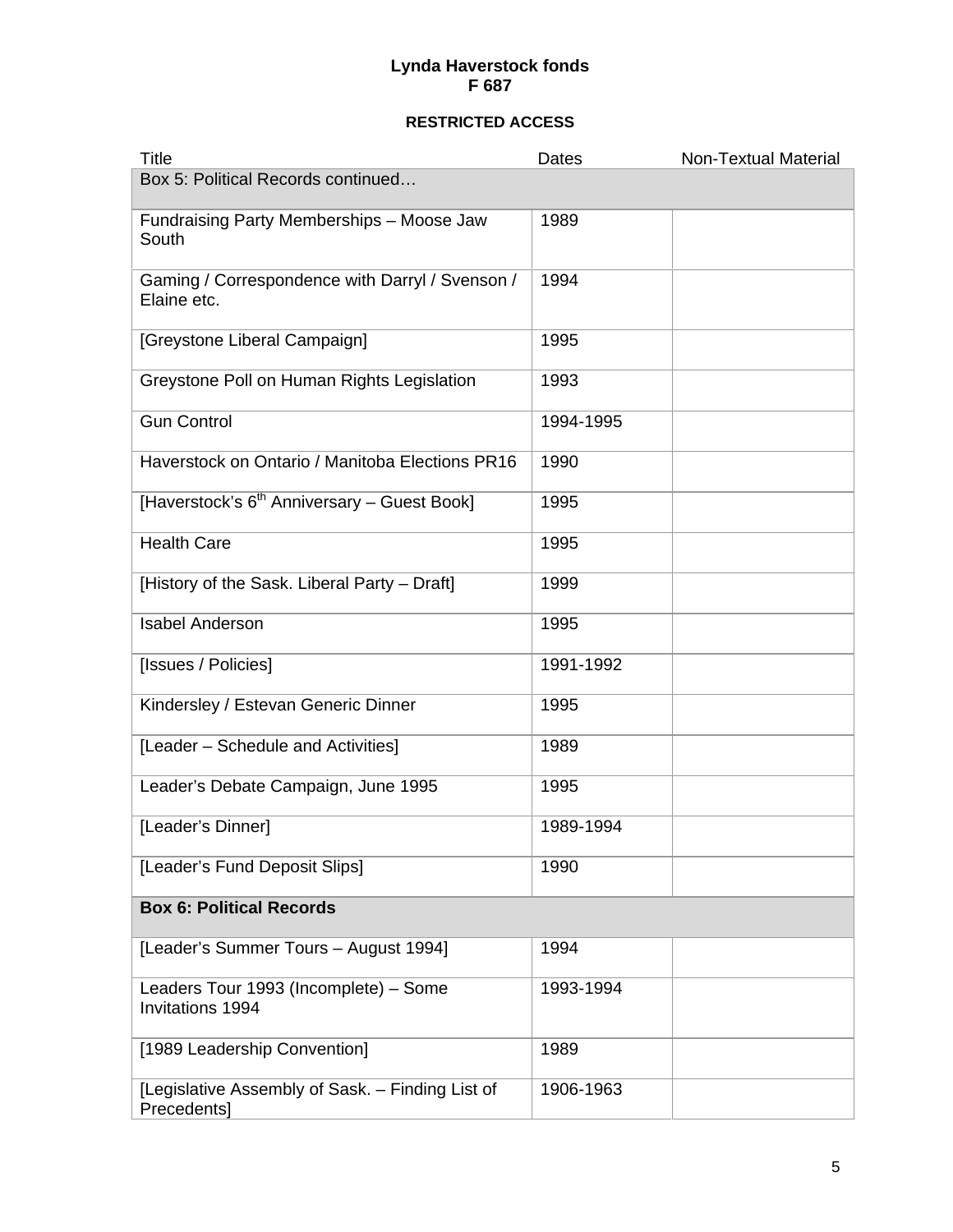**Lynda Haverstock fonds**
**F 687**

**RESTRICTED ACCESS**

| Title | Dates | Non-Textual Material |
|---|---|---|
| Box 5: Political Records continued… | | |
| Fundraising Party Memberships – Moose Jaw South | 1989 | |
| Gaming / Correspondence with Darryl / Svenson / Elaine etc. | 1994 | |
| [Greystone Liberal Campaign] | 1995 | |
| Greystone Poll on Human Rights Legislation | 1993 | |
| Gun Control | 1994-1995 | |
| Haverstock on Ontario / Manitoba Elections PR16 | 1990 | |
| [Haverstock's 6th Anniversary – Guest Book] | 1995 | |
| Health Care | 1995 | |
| [History of the Sask. Liberal Party – Draft] | 1999 | |
| Isabel Anderson | 1995 | |
| [Issues / Policies] | 1991-1992 | |
| Kindersley / Estevan Generic Dinner | 1995 | |
| [Leader – Schedule and Activities] | 1989 | |
| Leader's Debate Campaign, June 1995 | 1995 | |
| [Leader's Dinner] | 1989-1994 | |
| [Leader's Fund Deposit Slips] | 1990 | |
| **Box 6: Political Records** | | |
| [Leader's Summer Tours – August 1994] | 1994 | |
| Leaders Tour 1993 (Incomplete) – Some Invitations 1994 | 1993-1994 | |
| [1989 Leadership Convention] | 1989 | |
| [Legislative Assembly of Sask. – Finding List of Precedents] | 1906-1963 | |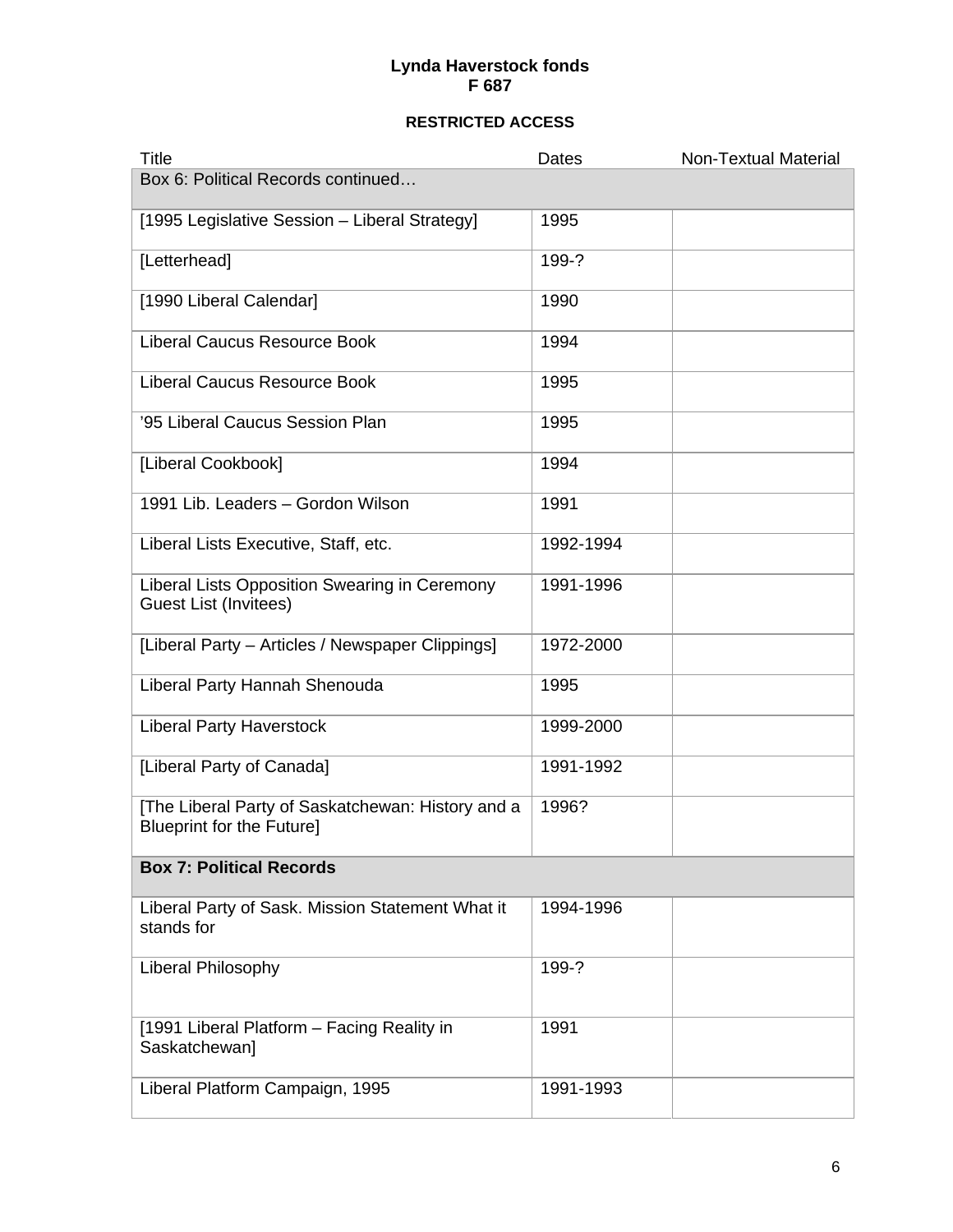**Lynda Haverstock fonds**
**F 687**

**RESTRICTED ACCESS**

| Title | Dates | Non-Textual Material |
|---|---|---|
| Box 6: Political Records continued… | | |
| [1995 Legislative Session – Liberal Strategy] | 1995 | |
| [Letterhead] | 199-? | |
| [1990 Liberal Calendar] | 1990 | |
| Liberal Caucus Resource Book | 1994 | |
| Liberal Caucus Resource Book | 1995 | |
| ’95 Liberal Caucus Session Plan | 1995 | |
| [Liberal Cookbook] | 1994 | |
| 1991 Lib. Leaders – Gordon Wilson | 1991 | |
| Liberal Lists Executive, Staff, etc. | 1992-1994 | |
| Liberal Lists Opposition Swearing in Ceremony Guest List (Invitees) | 1991-1996 | |
| [Liberal Party – Articles / Newspaper Clippings] | 1972-2000 | |
| Liberal Party Hannah Shenouda | 1995 | |
| Liberal Party Haverstock | 1999-2000 | |
| [Liberal Party of Canada] | 1991-1992 | |
| [The Liberal Party of Saskatchewan: History and a Blueprint for the Future] | 1996? | |
| **Box 7: Political Records** | | |
| Liberal Party of Sask. Mission Statement What it stands for | 1994-1996 | |
| Liberal Philosophy | 199-? | |
| [1991 Liberal Platform – Facing Reality in Saskatchewan] | 1991 | |
| Liberal Platform Campaign, 1995 | 1991-1993 | |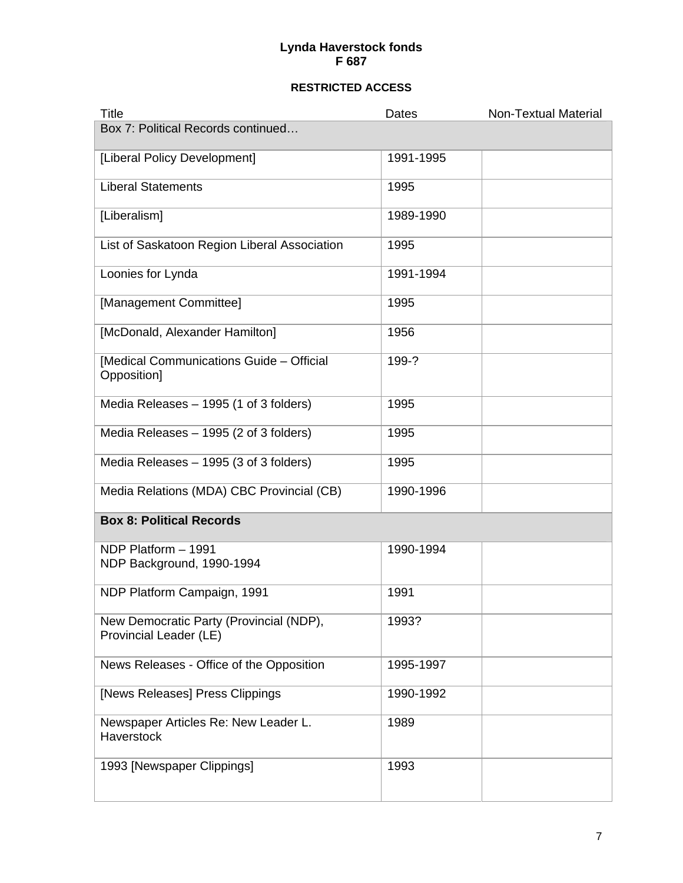**Lynda Haverstock fonds**
**F 687**

**RESTRICTED ACCESS**

| Title | Dates | Non-Textual Material |
|---|---|---|
| Box 7: Political Records continued… | | |
| [Liberal Policy Development] | 1991-1995 | |
| Liberal Statements | 1995 | |
| [Liberalism] | 1989-1990 | |
| List of Saskatoon Region Liberal Association | 1995 | |
| Loonies for Lynda | 1991-1994 | |
| [Management Committee] | 1995 | |
| [McDonald, Alexander Hamilton] | 1956 | |
| [Medical Communications Guide – Official Opposition] | 199-? | |
| Media Releases – 1995 (1 of 3 folders) | 1995 | |
| Media Releases – 1995 (2 of 3 folders) | 1995 | |
| Media Releases – 1995 (3 of 3 folders) | 1995 | |
| Media Relations (MDA) CBC Provincial (CB) | 1990-1996 | |
| **Box 8: Political Records** | | |
| NDP Platform – 1991<br>NDP Background, 1990-1994 | 1990-1994 | |
| NDP Platform Campaign, 1991 | 1991 | |
| New Democratic Party (Provincial (NDP), Provincial Leader (LE) | 1993? | |
| News Releases - Office of the Opposition | 1995-1997 | |
| [News Releases] Press Clippings | 1990-1992 | |
| Newspaper Articles Re: New Leader L. Haverstock | 1989 | |
| 1993 [Newspaper Clippings] | 1993 | |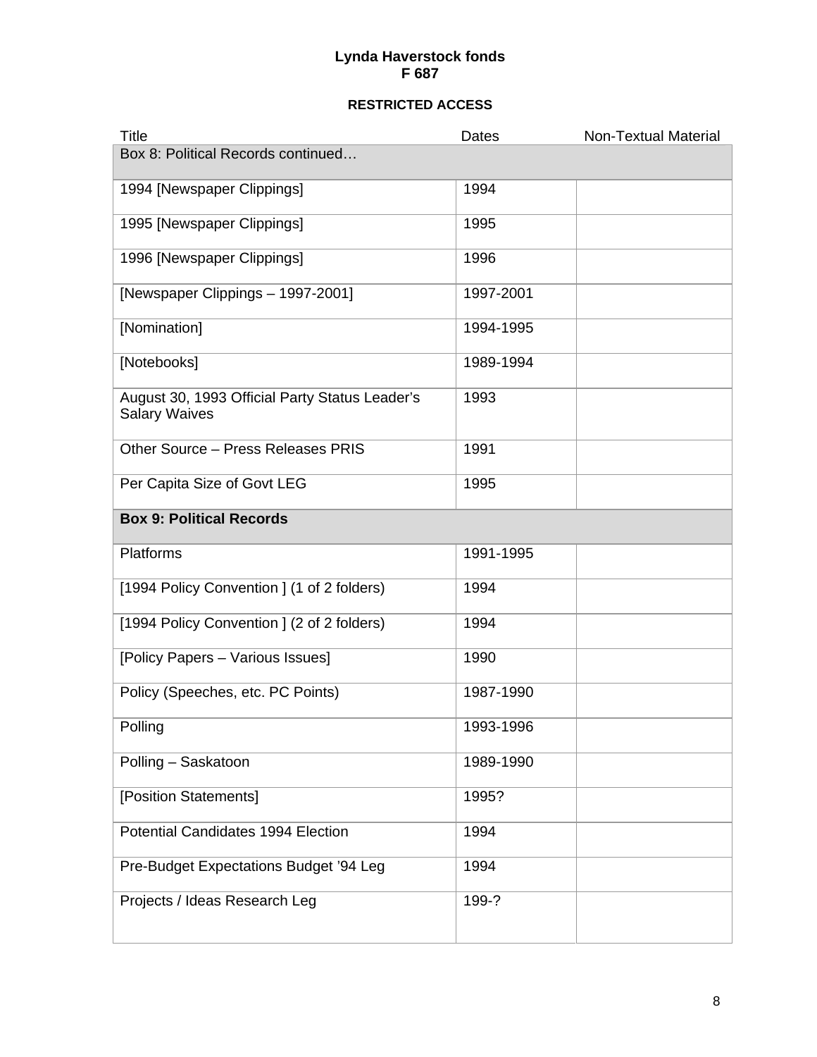**Lynda Haverstock fonds**
**F 687**

**RESTRICTED ACCESS**

| Title | Dates | Non-Textual Material |
|---|---|---|
| Box 8: Political Records continued… | | |
| 1994 [Newspaper Clippings] | 1994 | |
| 1995 [Newspaper Clippings] | 1995 | |
| 1996 [Newspaper Clippings] | 1996 | |
| [Newspaper Clippings – 1997-2001] | 1997-2001 | |
| [Nomination] | 1994-1995 | |
| [Notebooks] | 1989-1994 | |
| August 30, 1993 Official Party Status Leader's Salary Waives | 1993 | |
| Other Source – Press Releases PRIS | 1991 | |
| Per Capita Size of Govt LEG | 1995 | |
| **Box 9: Political Records** | | |
| Platforms | 1991-1995 | |
| [1994 Policy Convention ] (1 of 2 folders) | 1994 | |
| [1994 Policy Convention ] (2 of 2 folders) | 1994 | |
| [Policy Papers – Various Issues] | 1990 | |
| Policy (Speeches, etc. PC Points) | 1987-1990 | |
| Polling | 1993-1996 | |
| Polling – Saskatoon | 1989-1990 | |
| [Position Statements] | 1995? | |
| Potential Candidates 1994 Election | 1994 | |
| Pre-Budget Expectations Budget '94 Leg | 1994 | |
| Projects / Ideas Research Leg | 199-? | |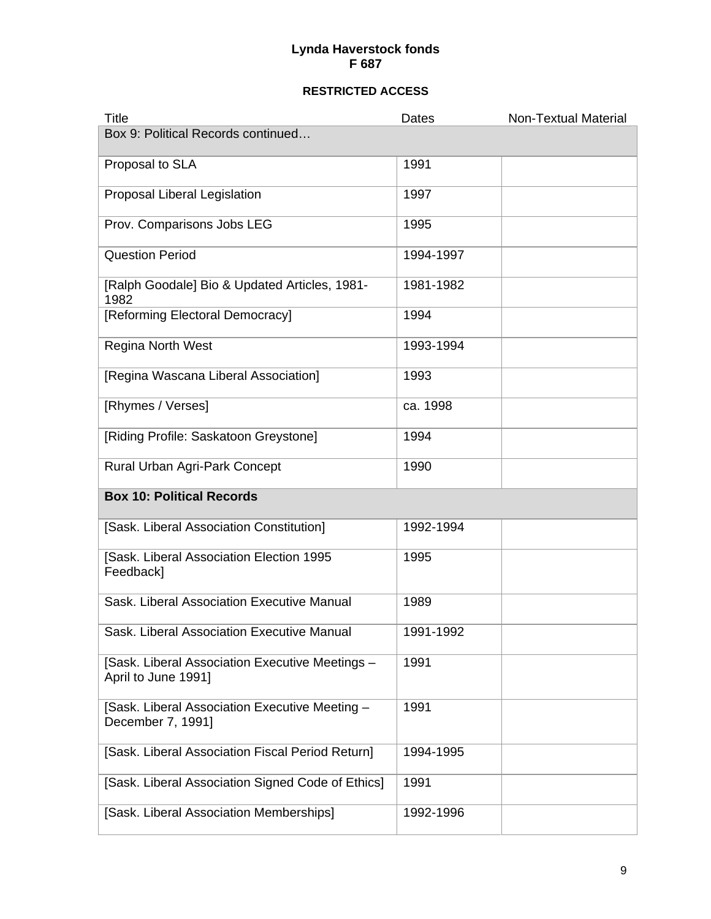**Lynda Haverstock fonds**
**F 687**

**RESTRICTED ACCESS**

| Title | Dates | Non-Textual Material |
|---|---|---|
| Box 9: Political Records continued… | | |
| Proposal to SLA | 1991 | |
| Proposal Liberal Legislation | 1997 | |
| Prov. Comparisons Jobs LEG | 1995 | |
| Question Period | 1994-1997 | |
| [Ralph Goodale] Bio & Updated Articles, 1981-1982 | 1981-1982 | |
| [Reforming Electoral Democracy] | 1994 | |
| Regina North West | 1993-1994 | |
| [Regina Wascana Liberal Association] | 1993 | |
| [Rhymes / Verses] | ca. 1998 | |
| [Riding Profile: Saskatoon Greystone] | 1994 | |
| Rural Urban Agri-Park Concept | 1990 | |
| **Box 10: Political Records** | | |
| [Sask. Liberal Association Constitution] | 1992-1994 | |
| [Sask. Liberal Association Election 1995 Feedback] | 1995 | |
| Sask. Liberal Association Executive Manual | 1989 | |
| Sask. Liberal Association Executive Manual | 1991-1992 | |
| [Sask. Liberal Association Executive Meetings – April to June 1991] | 1991 | |
| [Sask. Liberal Association Executive Meeting – December 7, 1991] | 1991 | |
| [Sask. Liberal Association Fiscal Period Return] | 1994-1995 | |
| [Sask. Liberal Association Signed Code of Ethics] | 1991 | |
| [Sask. Liberal Association Memberships] | 1992-1996 | |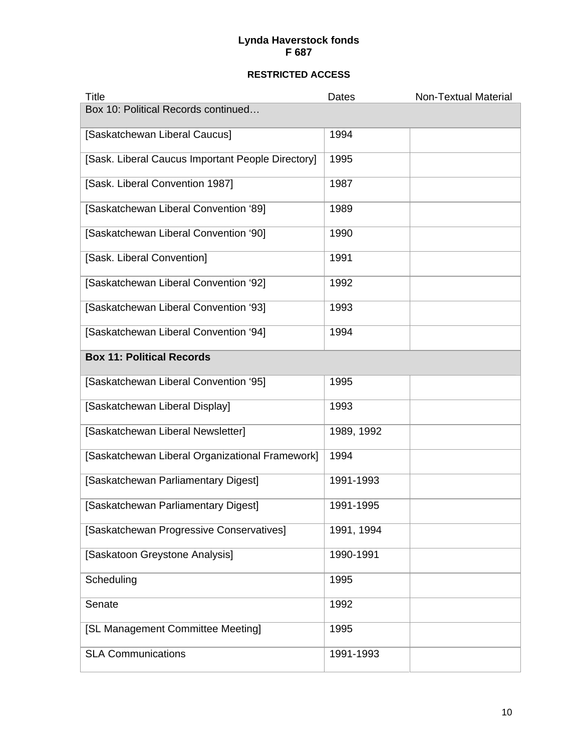**Lynda Haverstock fonds**
**F 687**

**RESTRICTED ACCESS**

| Title | Dates | Non-Textual Material |
|---|---|---|
| Box 10: Political Records continued… | | |
| [Saskatchewan Liberal Caucus] | 1994 | |
| [Sask. Liberal Caucus Important People Directory] | 1995 | |
| [Sask. Liberal Convention 1987] | 1987 | |
| [Saskatchewan Liberal Convention '89] | 1989 | |
| [Saskatchewan Liberal Convention '90] | 1990 | |
| [Sask. Liberal Convention] | 1991 | |
| [Saskatchewan Liberal Convention '92] | 1992 | |
| [Saskatchewan Liberal Convention '93] | 1993 | |
| [Saskatchewan Liberal Convention '94] | 1994 | |
| **Box 11: Political Records** | | |
| [Saskatchewan Liberal Convention '95] | 1995 | |
| [Saskatchewan Liberal Display] | 1993 | |
| [Saskatchewan Liberal Newsletter] | 1989, 1992 | |
| [Saskatchewan Liberal Organizational Framework] | 1994 | |
| [Saskatchewan Parliamentary Digest] | 1991-1993 | |
| [Saskatchewan Parliamentary Digest] | 1991-1995 | |
| [Saskatchewan Progressive Conservatives] | 1991, 1994 | |
| [Saskatoon Greystone Analysis] | 1990-1991 | |
| Scheduling | 1995 | |
| Senate | 1992 | |
| [SL Management Committee Meeting] | 1995 | |
| SLA Communications | 1991-1993 | |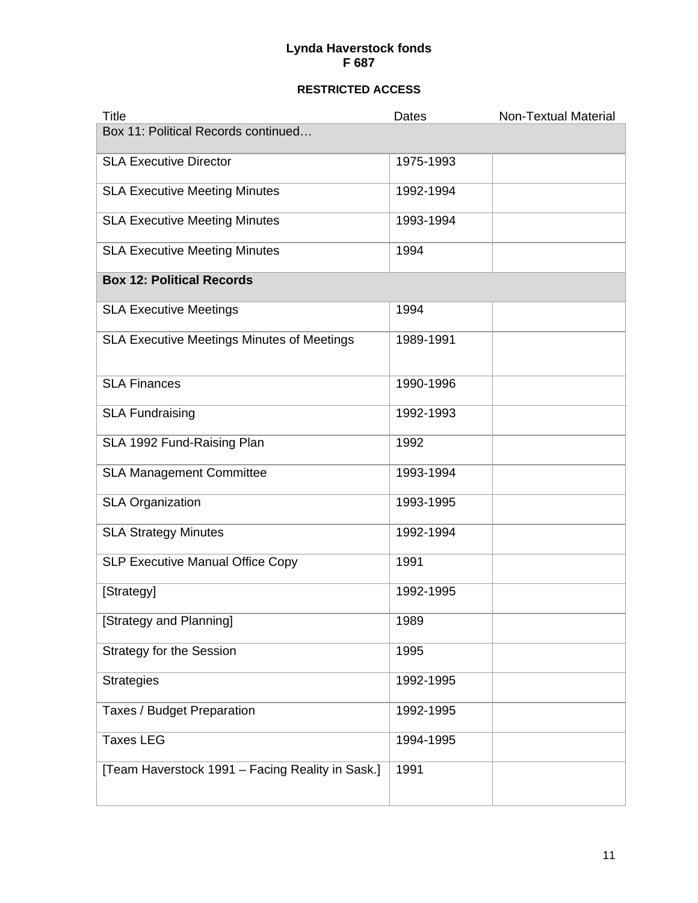**Lynda Haverstock fonds**
**F 687**

**RESTRICTED ACCESS**

| Title | Dates | Non-Textual Material |
|---|---|---|
| Box 11: Political Records continued… | | |
| SLA Executive Director | 1975-1993 | |
| SLA Executive Meeting Minutes | 1992-1994 | |
| SLA Executive Meeting Minutes | 1993-1994 | |
| SLA Executive Meeting Minutes | 1994 | |
| **Box 12: Political Records** | | |
| SLA Executive Meetings | 1994 | |
| SLA Executive Meetings Minutes of Meetings | 1989-1991 | |
| SLA Finances | 1990-1996 | |
| SLA Fundraising | 1992-1993 | |
| SLA 1992 Fund-Raising Plan | 1992 | |
| SLA Management Committee | 1993-1994 | |
| SLA Organization | 1993-1995 | |
| SLA Strategy Minutes | 1992-1994 | |
| SLP Executive Manual Office Copy | 1991 | |
| [Strategy] | 1992-1995 | |
| [Strategy and Planning] | 1989 | |
| Strategy for the Session | 1995 | |
| Strategies | 1992-1995 | |
| Taxes / Budget Preparation | 1992-1995 | |
| Taxes LEG | 1994-1995 | |
| [Team Haverstock 1991 – Facing Reality in Sask.] | 1991 | |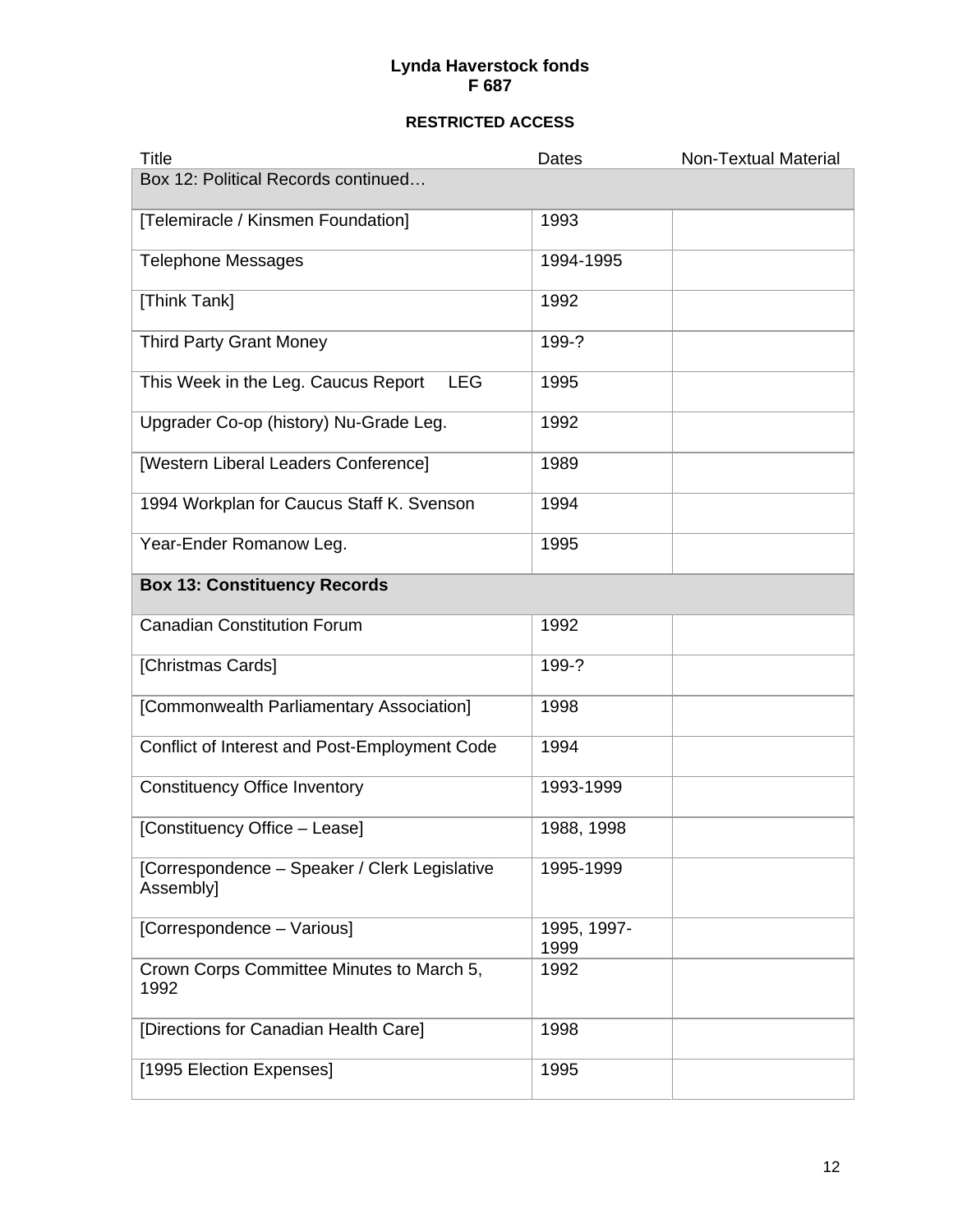**Lynda Haverstock fonds**
**F 687**

**RESTRICTED ACCESS**

| Title | Dates | Non-Textual Material |
|---|---|---|
| Box 12: Political Records continued… | | |
| [Telemiracle / Kinsmen Foundation] | 1993 | |
| Telephone Messages | 1994-1995 | |
| [Think Tank] | 1992 | |
| Third Party Grant Money | 199-? | |
| This Week in the Leg. Caucus Report LEG | 1995 | |
| Upgrader Co-op (history) Nu-Grade Leg. | 1992 | |
| [Western Liberal Leaders Conference] | 1989 | |
| 1994 Workplan for Caucus Staff K. Svenson | 1994 | |
| Year-Ender Romanow Leg. | 1995 | |
| **Box 13: Constituency Records** | | |
| Canadian Constitution Forum | 1992 | |
| [Christmas Cards] | 199-? | |
| [Commonwealth Parliamentary Association] | 1998 | |
| Conflict of Interest and Post-Employment Code | 1994 | |
| Constituency Office Inventory | 1993-1999 | |
| [Constituency Office – Lease] | 1988, 1998 | |
| [Correspondence – Speaker / Clerk Legislative Assembly] | 1995-1999 | |
| [Correspondence – Various] | 1995, 1997-1999 | |
| Crown Corps Committee Minutes to March 5, 1992 | 1992 | |
| [Directions for Canadian Health Care] | 1998 | |
| [1995 Election Expenses] | 1995 | |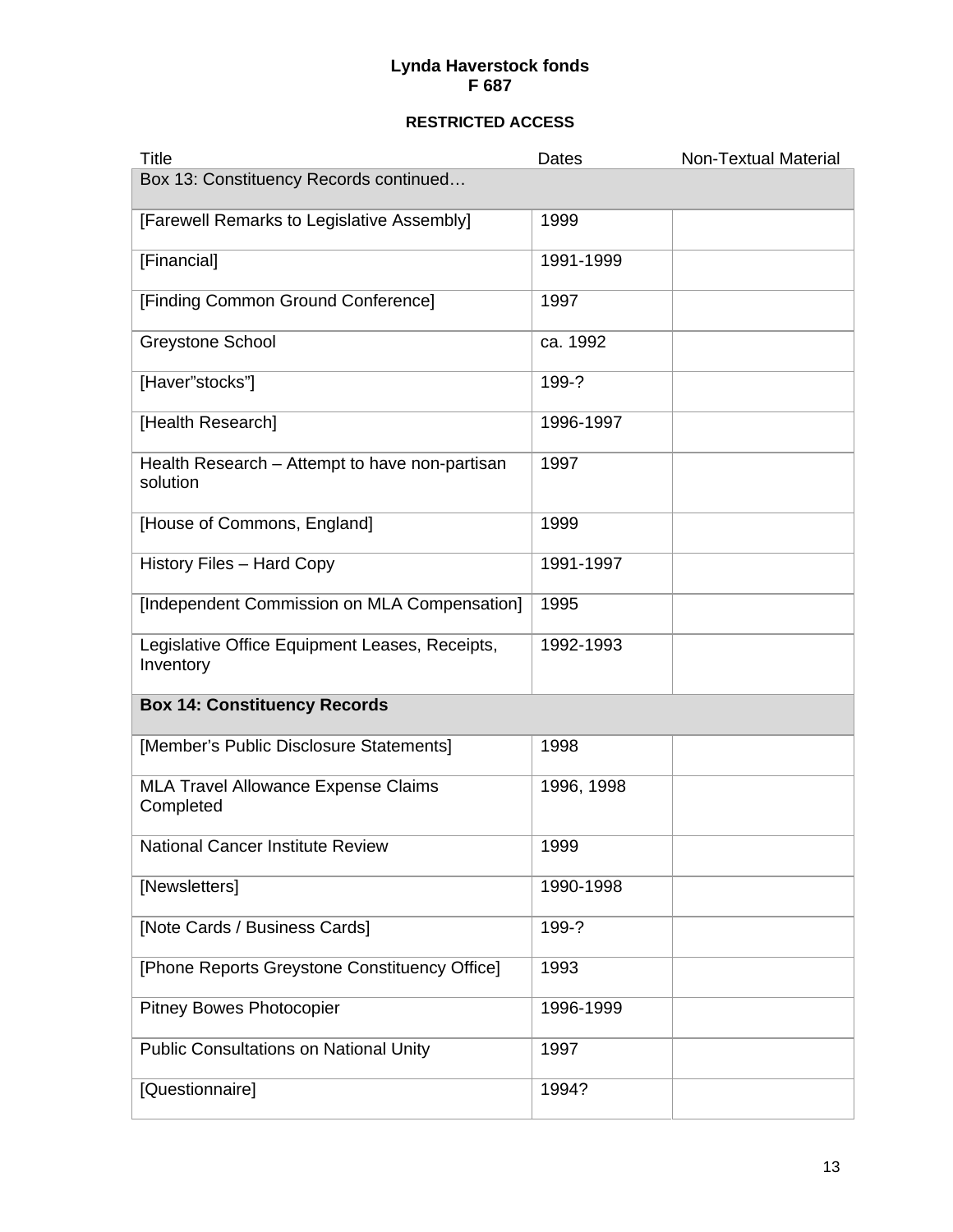**Lynda Haverstock fonds**
**F 687**

**RESTRICTED ACCESS**

| Title | Dates | Non-Textual Material |
|---|---|---|
| Box 13: Constituency Records continued… | | |
| [Farewell Remarks to Legislative Assembly] | 1999 | |
| [Financial] | 1991-1999 | |
| [Finding Common Ground Conference] | 1997 | |
| Greystone School | ca. 1992 | |
| [Haver”stocks”] | 199-? | |
| [Health Research] | 1996-1997 | |
| Health Research – Attempt to have non-partisan solution | 1997 | |
| [House of Commons, England] | 1999 | |
| History Files – Hard Copy | 1991-1997 | |
| [Independent Commission on MLA Compensation] | 1995 | |
| Legislative Office Equipment Leases, Receipts, Inventory | 1992-1993 | |
| **Box 14: Constituency Records** | | |
| [Member’s Public Disclosure Statements] | 1998 | |
| MLA Travel Allowance Expense Claims Completed | 1996, 1998 | |
| National Cancer Institute Review | 1999 | |
| [Newsletters] | 1990-1998 | |
| [Note Cards / Business Cards] | 199-? | |
| [Phone Reports Greystone Constituency Office] | 1993 | |
| Pitney Bowes Photocopier | 1996-1999 | |
| Public Consultations on National Unity | 1997 | |
| [Questionnaire] | 1994? | |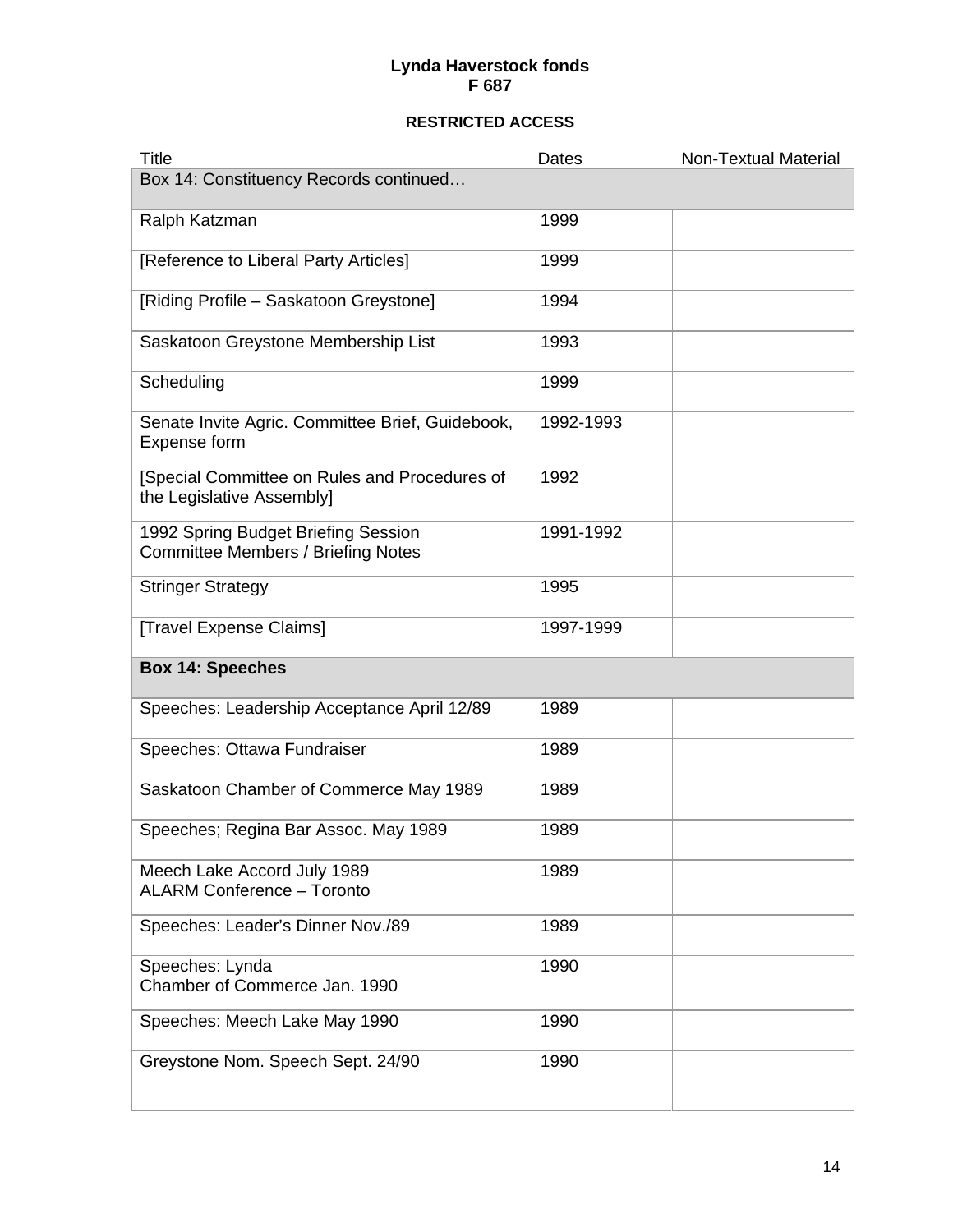**Lynda Haverstock fonds**
**F 687**

**RESTRICTED ACCESS**

| Title | Dates | Non-Textual Material |
|---|---|---|
| Box 14: Constituency Records continued… | | |
| Ralph Katzman | 1999 | |
| [Reference to Liberal Party Articles] | 1999 | |
| [Riding Profile – Saskatoon Greystone] | 1994 | |
| Saskatoon Greystone Membership List | 1993 | |
| Scheduling | 1999 | |
| Senate Invite Agric. Committee Brief, Guidebook, Expense form | 1992-1993 | |
| [Special Committee on Rules and Procedures of the Legislative Assembly] | 1992 | |
| 1992 Spring Budget Briefing Session Committee Members / Briefing Notes | 1991-1992 | |
| Stringer Strategy | 1995 | |
| [Travel Expense Claims] | 1997-1999 | |
| **Box 14: Speeches** | | |
| Speeches: Leadership Acceptance April 12/89 | 1989 | |
| Speeches: Ottawa Fundraiser | 1989 | |
| Saskatoon Chamber of Commerce May 1989 | 1989 | |
| Speeches; Regina Bar Assoc. May 1989 | 1989 | |
| Meech Lake Accord July 1989 ALARM Conference – Toronto | 1989 | |
| Speeches: Leader's Dinner Nov./89 | 1989 | |
| Speeches: Lynda Chamber of Commerce Jan. 1990 | 1990 | |
| Speeches: Meech Lake May 1990 | 1990 | |
| Greystone Nom. Speech Sept. 24/90 | 1990 | |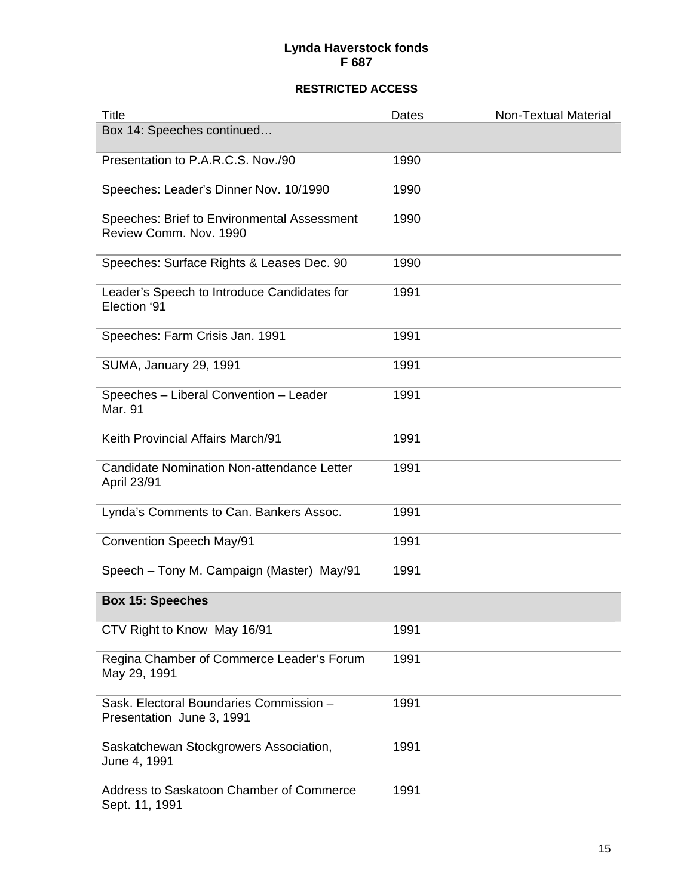**Lynda Haverstock fonds**
**F 687**

**RESTRICTED ACCESS**

| Title | Dates | Non-Textual Material |
|---|---|---|
| Box 14: Speeches continued… | | |
| Presentation to P.A.R.C.S. Nov./90 | 1990 | |
| Speeches: Leader's Dinner Nov. 10/1990 | 1990 | |
| Speeches: Brief to Environmental Assessment Review Comm. Nov. 1990 | 1990 | |
| Speeches: Surface Rights & Leases Dec. 90 | 1990 | |
| Leader's Speech to Introduce Candidates for Election '91 | 1991 | |
| Speeches: Farm Crisis Jan. 1991 | 1991 | |
| SUMA, January 29, 1991 | 1991 | |
| Speeches – Liberal Convention – Leader Mar. 91 | 1991 | |
| Keith Provincial Affairs March/91 | 1991 | |
| Candidate Nomination Non-attendance Letter April 23/91 | 1991 | |
| Lynda's Comments to Can. Bankers Assoc. | 1991 | |
| Convention Speech May/91 | 1991 | |
| Speech – Tony M. Campaign (Master) May/91 | 1991 | |
| **Box 15: Speeches** | | |
| CTV Right to Know May 16/91 | 1991 | |
| Regina Chamber of Commerce Leader's Forum May 29, 1991 | 1991 | |
| Sask. Electoral Boundaries Commission – Presentation June 3, 1991 | 1991 | |
| Saskatchewan Stockgrowers Association, June 4, 1991 | 1991 | |
| Address to Saskatoon Chamber of Commerce Sept. 11, 1991 | 1991 | |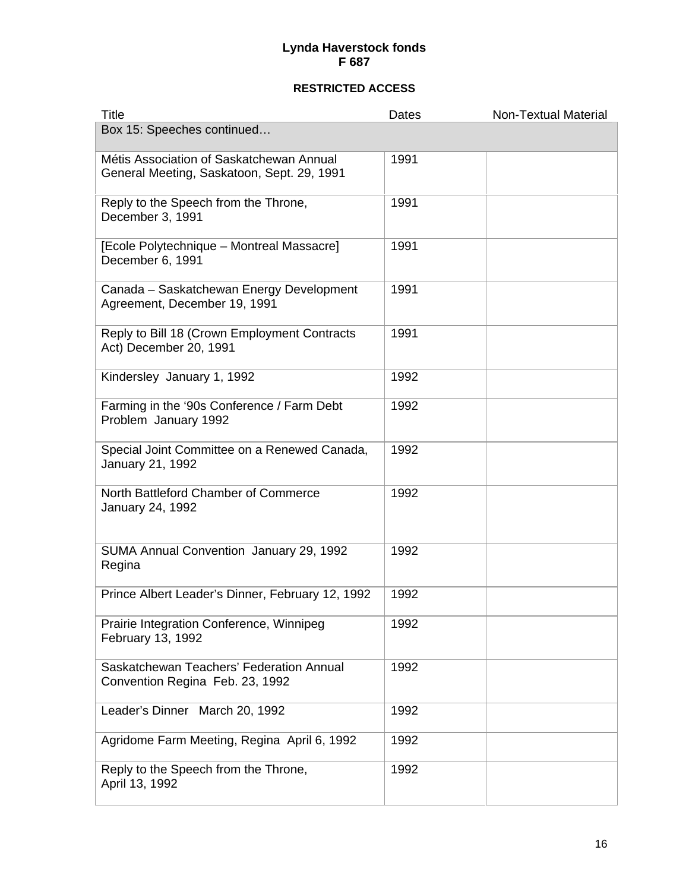**Lynda Haverstock fonds**
**F 687**

**RESTRICTED ACCESS**

| Title | Dates | Non-Textual Material |
|---|---|---|
| Box 15: Speeches continued… | | |
| Métis Association of Saskatchewan Annual General Meeting, Saskatoon, Sept. 29, 1991 | 1991 | |
| Reply to the Speech from the Throne, December 3, 1991 | 1991 | |
| [Ecole Polytechnique – Montreal Massacre] December 6, 1991 | 1991 | |
| Canada – Saskatchewan Energy Development Agreement, December 19, 1991 | 1991 | |
| Reply to Bill 18 (Crown Employment Contracts Act) December 20, 1991 | 1991 | |
| Kindersley January 1, 1992 | 1992 | |
| Farming in the '90s Conference / Farm Debt Problem January 1992 | 1992 | |
| Special Joint Committee on a Renewed Canada, January 21, 1992 | 1992 | |
| North Battleford Chamber of Commerce January 24, 1992 | 1992 | |
| SUMA Annual Convention January 29, 1992 Regina | 1992 | |
| Prince Albert Leader's Dinner, February 12, 1992 | 1992 | |
| Prairie Integration Conference, Winnipeg February 13, 1992 | 1992 | |
| Saskatchewan Teachers' Federation Annual Convention Regina Feb. 23, 1992 | 1992 | |
| Leader's Dinner March 20, 1992 | 1992 | |
| Agridome Farm Meeting, Regina April 6, 1992 | 1992 | |
| Reply to the Speech from the Throne, April 13, 1992 | 1992 | |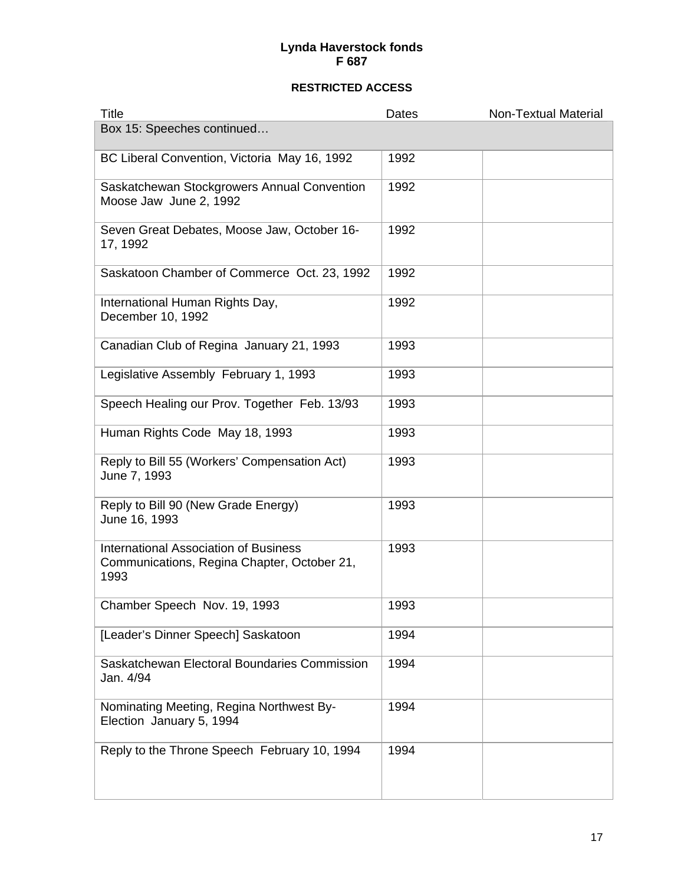**Lynda Haverstock fonds**
**F 687**

**RESTRICTED ACCESS**

| Title | Dates | Non-Textual Material |
|---|---|---|
| Box 15: Speeches continued… | | |
| BC Liberal Convention, Victoria May 16, 1992 | 1992 | |
| Saskatchewan Stockgrowers Annual Convention Moose Jaw June 2, 1992 | 1992 | |
| Seven Great Debates, Moose Jaw, October 16-17, 1992 | 1992 | |
| Saskatoon Chamber of Commerce Oct. 23, 1992 | 1992 | |
| International Human Rights Day, December 10, 1992 | 1992 | |
| Canadian Club of Regina January 21, 1993 | 1993 | |
| Legislative Assembly February 1, 1993 | 1993 | |
| Speech Healing our Prov. Together Feb. 13/93 | 1993 | |
| Human Rights Code May 18, 1993 | 1993 | |
| Reply to Bill 55 (Workers' Compensation Act) June 7, 1993 | 1993 | |
| Reply to Bill 90 (New Grade Energy) June 16, 1993 | 1993 | |
| International Association of Business Communications, Regina Chapter, October 21, 1993 | 1993 | |
| Chamber Speech Nov. 19, 1993 | 1993 | |
| [Leader's Dinner Speech] Saskatoon | 1994 | |
| Saskatchewan Electoral Boundaries Commission Jan. 4/94 | 1994 | |
| Nominating Meeting, Regina Northwest By-Election January 5, 1994 | 1994 | |
| Reply to the Throne Speech February 10, 1994 | 1994 | |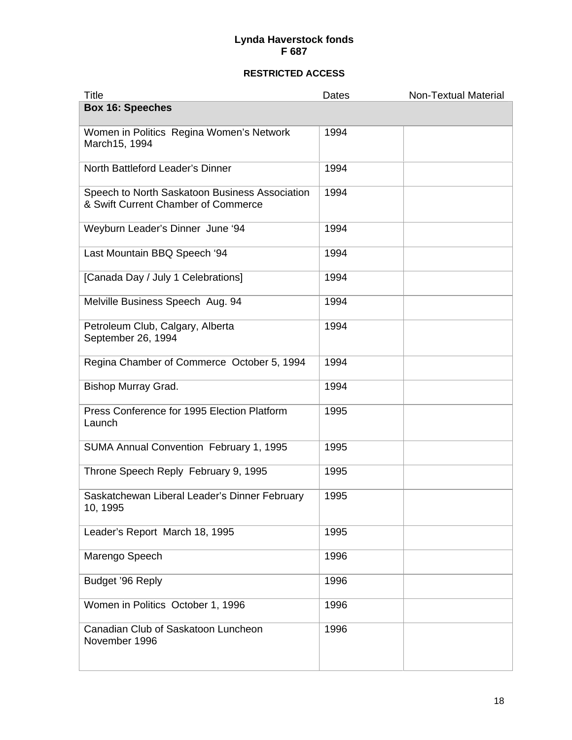**Lynda Haverstock fonds**
**F 687**

**RESTRICTED ACCESS**

| Title | Dates | Non-Textual Material |
|---|---|---|
| **Box 16: Speeches** | | |
| Women in Politics Regina Women's Network March15, 1994 | 1994 | |
| North Battleford Leader's Dinner | 1994 | |
| Speech to North Saskatoon Business Association & Swift Current Chamber of Commerce | 1994 | |
| Weyburn Leader's Dinner June '94 | 1994 | |
| Last Mountain BBQ Speech '94 | 1994 | |
| [Canada Day / July 1 Celebrations] | 1994 | |
| Melville Business Speech Aug. 94 | 1994 | |
| Petroleum Club, Calgary, Alberta September 26, 1994 | 1994 | |
| Regina Chamber of Commerce October 5, 1994 | 1994 | |
| Bishop Murray Grad. | 1994 | |
| Press Conference for 1995 Election Platform Launch | 1995 | |
| SUMA Annual Convention February 1, 1995 | 1995 | |
| Throne Speech Reply February 9, 1995 | 1995 | |
| Saskatchewan Liberal Leader's Dinner February 10, 1995 | 1995 | |
| Leader's Report March 18, 1995 | 1995 | |
| Marengo Speech | 1996 | |
| Budget '96 Reply | 1996 | |
| Women in Politics October 1, 1996 | 1996 | |
| Canadian Club of Saskatoon Luncheon November 1996 | 1996 | |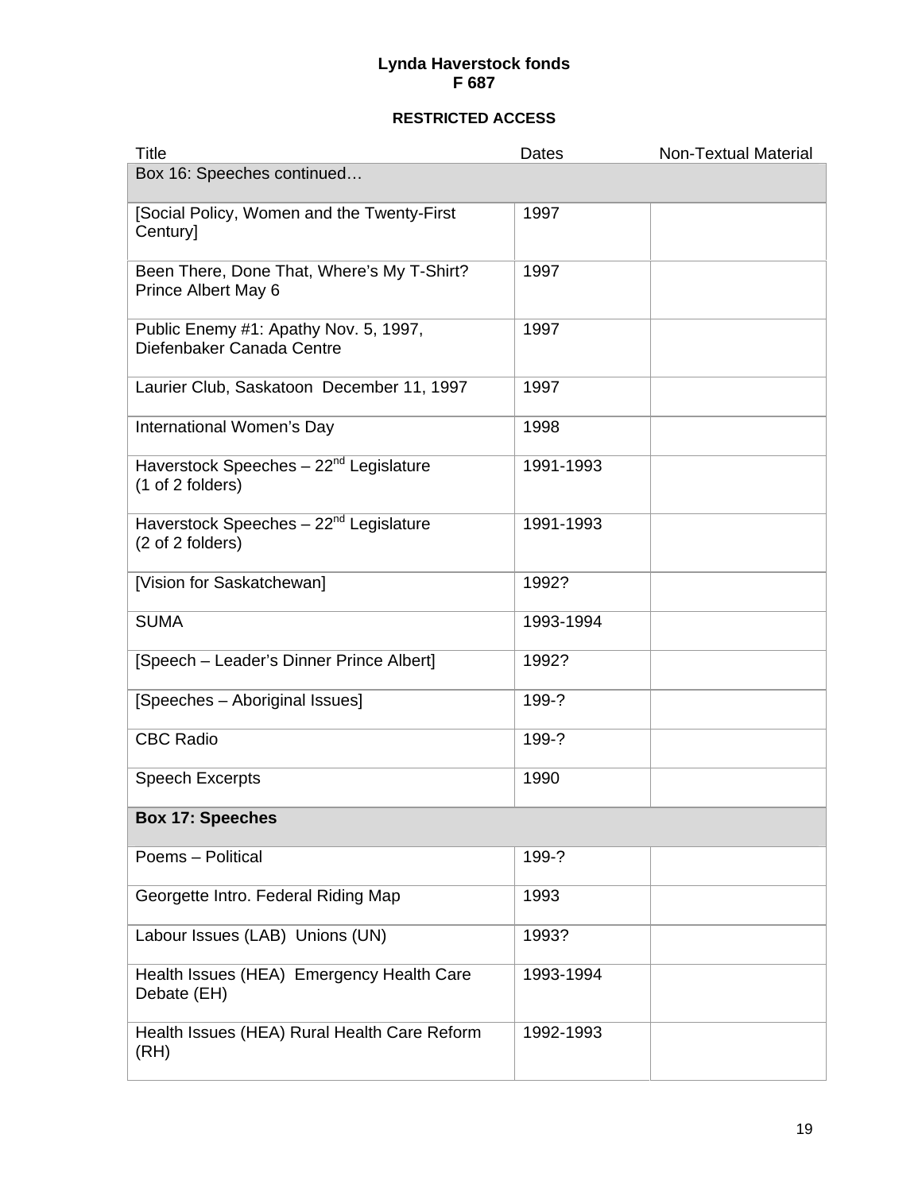**Lynda Haverstock fonds**
**F 687**

**RESTRICTED ACCESS**

| Title | Dates | Non-Textual Material |
|---|---|---|
| Box 16: Speeches continued… | | |
| [Social Policy, Women and the Twenty-First Century] | 1997 | |
| Been There, Done That, Where's My T-Shirt? Prince Albert May 6 | 1997 | |
| Public Enemy #1: Apathy Nov. 5, 1997, Diefenbaker Canada Centre | 1997 | |
| Laurier Club, Saskatoon December 11, 1997 | 1997 | |
| International Women's Day | 1998 | |
| Haverstock Speeches – 22nd Legislature (1 of 2 folders) | 1991-1993 | |
| Haverstock Speeches – 22nd Legislature (2 of 2 folders) | 1991-1993 | |
| [Vision for Saskatchewan] | 1992? | |
| SUMA | 1993-1994 | |
| [Speech – Leader's Dinner Prince Albert] | 1992? | |
| [Speeches – Aboriginal Issues] | 199-? | |
| CBC Radio | 199-? | |
| Speech Excerpts | 1990 | |
| **Box 17: Speeches** | | |
| Poems – Political | 199-? | |
| Georgette Intro. Federal Riding Map | 1993 | |
| Labour Issues (LAB) Unions (UN) | 1993? | |
| Health Issues (HEA) Emergency Health Care Debate (EH) | 1993-1994 | |
| Health Issues (HEA) Rural Health Care Reform (RH) | 1992-1993 | |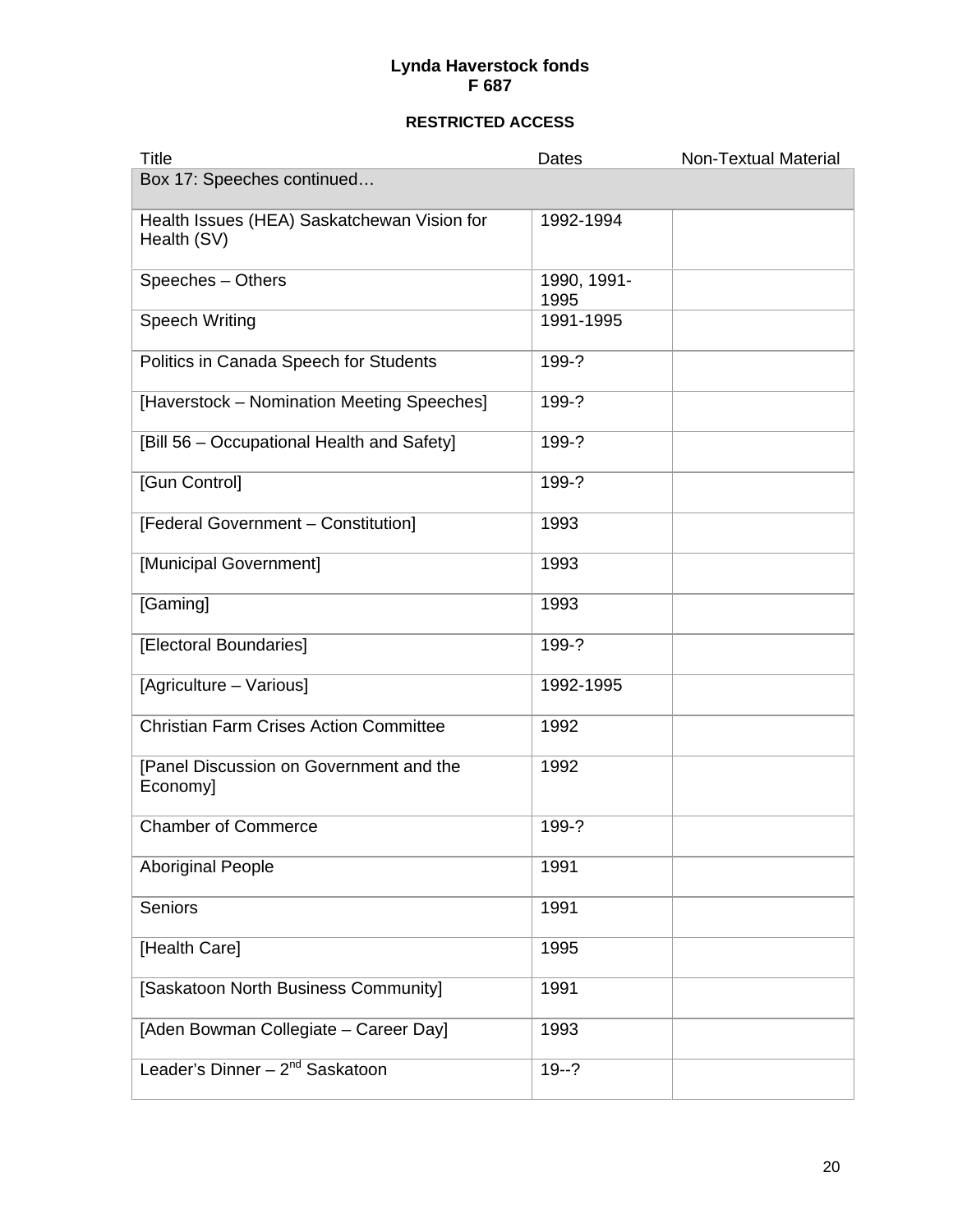**Lynda Haverstock fonds**
**F 687**

**RESTRICTED ACCESS**

| Title | Dates | Non-Textual Material |
|---|---|---|
| Box 17: Speeches continued… | | |
| Health Issues (HEA) Saskatchewan Vision for Health (SV) | 1992-1994 | |
| Speeches – Others | 1990, 1991-1995 | |
| Speech Writing | 1991-1995 | |
| Politics in Canada Speech for Students | 199-? | |
| [Haverstock – Nomination Meeting Speeches] | 199-? | |
| [Bill 56 – Occupational Health and Safety] | 199-? | |
| [Gun Control] | 199-? | |
| [Federal Government – Constitution] | 1993 | |
| [Municipal Government] | 1993 | |
| [Gaming] | 1993 | |
| [Electoral Boundaries] | 199-? | |
| [Agriculture – Various] | 1992-1995 | |
| Christian Farm Crises Action Committee | 1992 | |
| [Panel Discussion on Government and the Economy] | 1992 | |
| Chamber of Commerce | 199-? | |
| Aboriginal People | 1991 | |
| Seniors | 1991 | |
| [Health Care] | 1995 | |
| [Saskatoon North Business Community] | 1991 | |
| [Aden Bowman Collegiate – Career Day] | 1993 | |
| Leader's Dinner – 2nd Saskatoon | 19--? | |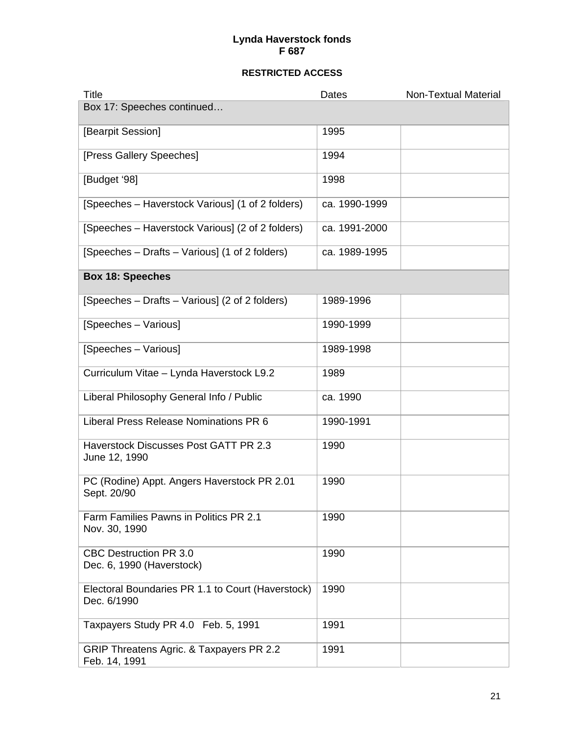**Lynda Haverstock fonds**
**F 687**

**RESTRICTED ACCESS**

| Title | Dates | Non-Textual Material |
|---|---|---|
| Box 17: Speeches continued… | | |
| [Bearpit Session] | 1995 | |
| [Press Gallery Speeches] | 1994 | |
| [Budget '98] | 1998 | |
| [Speeches – Haverstock Various] (1 of 2 folders) | ca. 1990-1999 | |
| [Speeches – Haverstock Various] (2 of 2 folders) | ca. 1991-2000 | |
| [Speeches – Drafts – Various] (1 of 2 folders) | ca. 1989-1995 | |
| **Box 18: Speeches** | | |
| [Speeches – Drafts – Various] (2 of 2 folders) | 1989-1996 | |
| [Speeches – Various] | 1990-1999 | |
| [Speeches – Various] | 1989-1998 | |
| Curriculum Vitae – Lynda Haverstock L9.2 | 1989 | |
| Liberal Philosophy General Info / Public | ca. 1990 | |
| Liberal Press Release Nominations PR 6 | 1990-1991 | |
| Haverstock Discusses Post GATT PR 2.3 June 12, 1990 | 1990 | |
| PC (Rodine) Appt. Angers Haverstock PR 2.01 Sept. 20/90 | 1990 | |
| Farm Families Pawns in Politics PR 2.1 Nov. 30, 1990 | 1990 | |
| CBC Destruction PR 3.0 Dec. 6, 1990 (Haverstock) | 1990 | |
| Electoral Boundaries PR 1.1 to Court (Haverstock) Dec. 6/1990 | 1990 | |
| Taxpayers Study PR 4.0 Feb. 5, 1991 | 1991 | |
| GRIP Threatens Agric. & Taxpayers PR 2.2 Feb. 14, 1991 | 1991 | |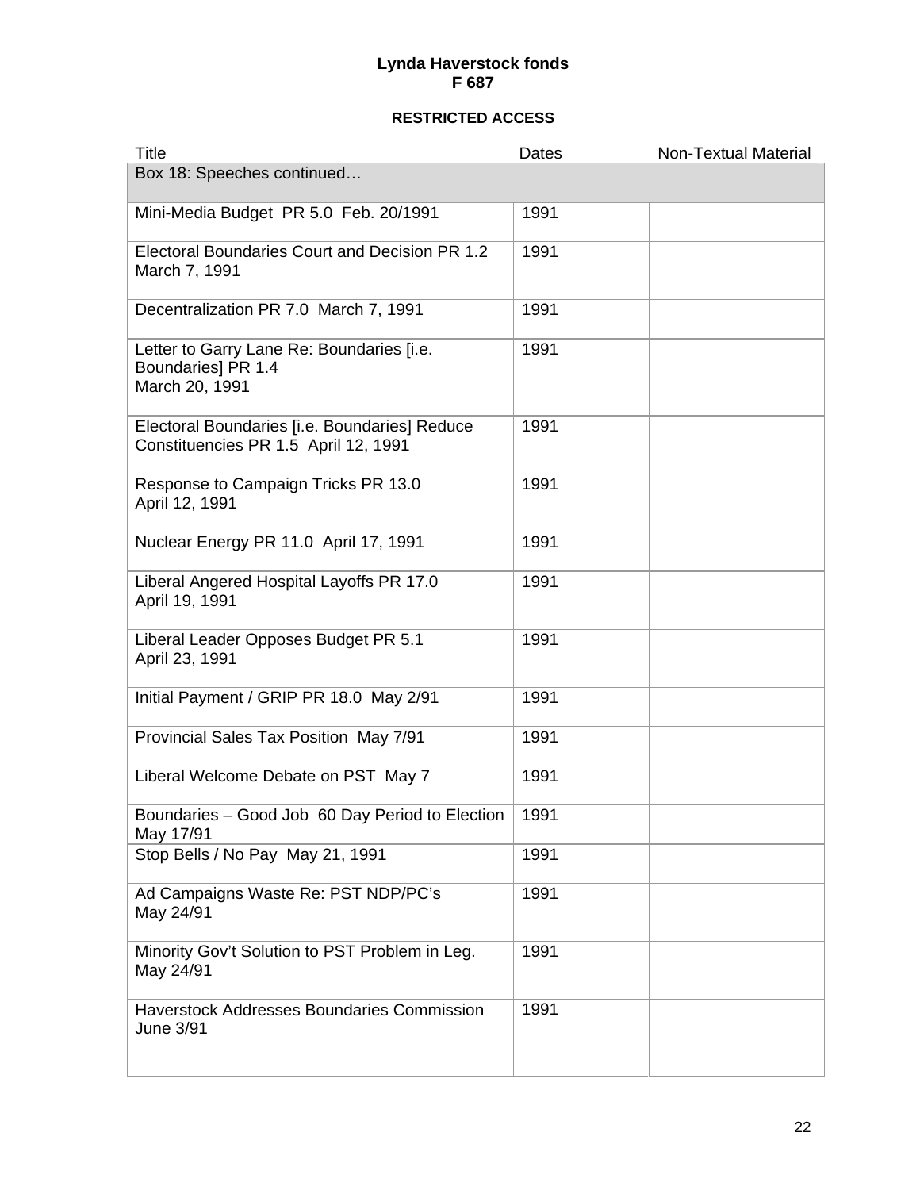**Lynda Haverstock fonds**
**F 687**

**RESTRICTED ACCESS**

| Title | Dates | Non-Textual Material |
|---|---|---|
| Box 18: Speeches continued… | | |
| Mini-Media Budget PR 5.0 Feb. 20/1991 | 1991 | |
| Electoral Boundaries Court and Decision PR 1.2 March 7, 1991 | 1991 | |
| Decentralization PR 7.0 March 7, 1991 | 1991 | |
| Letter to Garry Lane Re: Boundaries [i.e. Boundaries] PR 1.4 March 20, 1991 | 1991 | |
| Electoral Boundaries [i.e. Boundaries] Reduce Constituencies PR 1.5 April 12, 1991 | 1991 | |
| Response to Campaign Tricks PR 13.0 April 12, 1991 | 1991 | |
| Nuclear Energy PR 11.0 April 17, 1991 | 1991 | |
| Liberal Angered Hospital Layoffs PR 17.0 April 19, 1991 | 1991 | |
| Liberal Leader Opposes Budget PR 5.1 April 23, 1991 | 1991 | |
| Initial Payment / GRIP PR 18.0 May 2/91 | 1991 | |
| Provincial Sales Tax Position May 7/91 | 1991 | |
| Liberal Welcome Debate on PST May 7 | 1991 | |
| Boundaries – Good Job 60 Day Period to Election May 17/91 | 1991 | |
| Stop Bells / No Pay May 21, 1991 | 1991 | |
| Ad Campaigns Waste Re: PST NDP/PC's May 24/91 | 1991 | |
| Minority Gov't Solution to PST Problem in Leg. May 24/91 | 1991 | |
| Haverstock Addresses Boundaries Commission June 3/91 | 1991 | |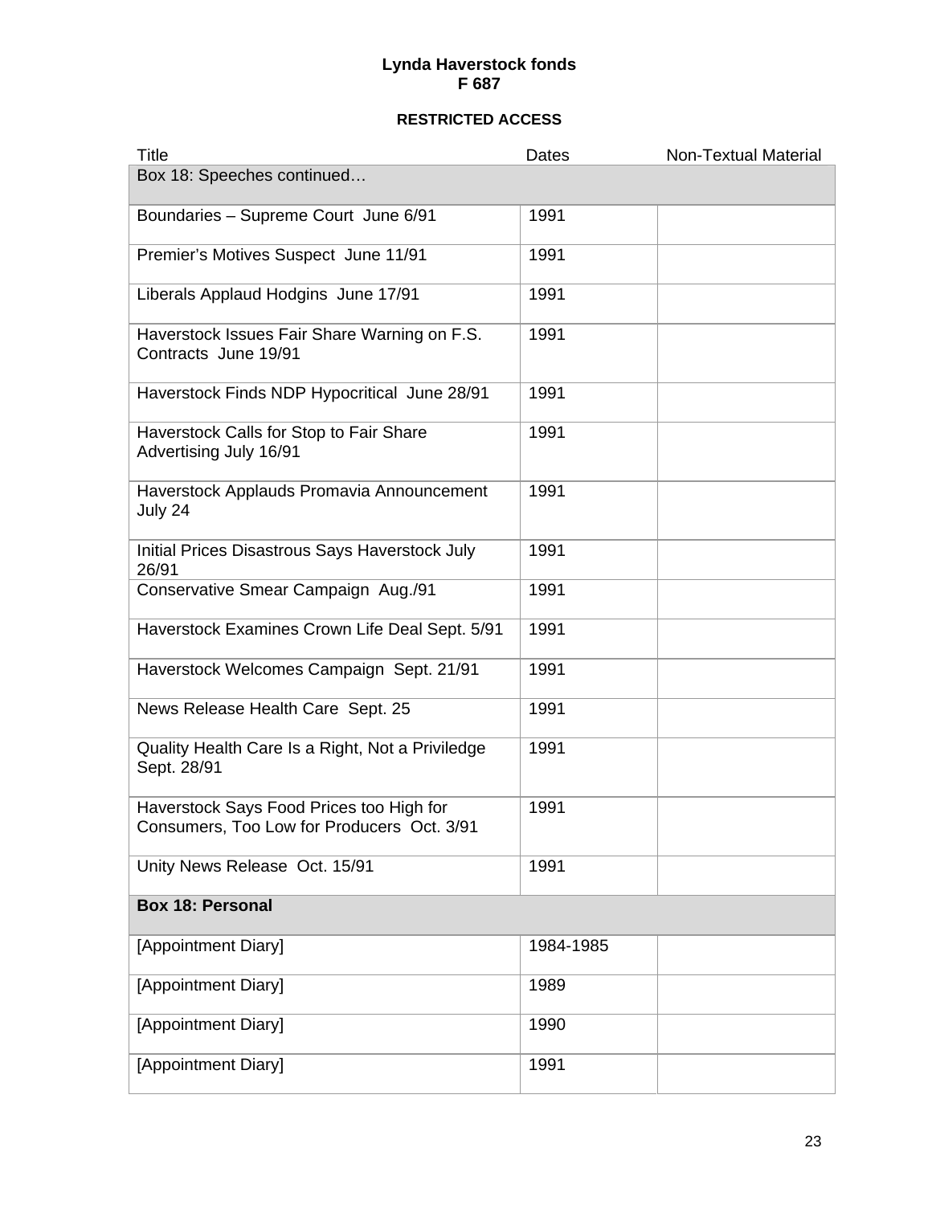**Lynda Haverstock fonds**
**F 687**

**RESTRICTED ACCESS**

| Title | Dates | Non-Textual Material |
|---|---|---|
| Box 18: Speeches continued… | | |
| Boundaries – Supreme Court June 6/91 | 1991 | |
| Premier's Motives Suspect June 11/91 | 1991 | |
| Liberals Applaud Hodgins June 17/91 | 1991 | |
| Haverstock Issues Fair Share Warning on F.S. Contracts June 19/91 | 1991 | |
| Haverstock Finds NDP Hypocritical June 28/91 | 1991 | |
| Haverstock Calls for Stop to Fair Share Advertising July 16/91 | 1991 | |
| Haverstock Applauds Promavia Announcement July 24 | 1991 | |
| Initial Prices Disastrous Says Haverstock July 26/91 | 1991 | |
| Conservative Smear Campaign Aug./91 | 1991 | |
| Haverstock Examines Crown Life Deal Sept. 5/91 | 1991 | |
| Haverstock Welcomes Campaign Sept. 21/91 | 1991 | |
| News Release Health Care Sept. 25 | 1991 | |
| Quality Health Care Is a Right, Not a Priviledge Sept. 28/91 | 1991 | |
| Haverstock Says Food Prices too High for Consumers, Too Low for Producers Oct. 3/91 | 1991 | |
| Unity News Release Oct. 15/91 | 1991 | |
| **Box 18: Personal** | | |
| [Appointment Diary] | 1984-1985 | |
| [Appointment Diary] | 1989 | |
| [Appointment Diary] | 1990 | |
| [Appointment Diary] | 1991 | |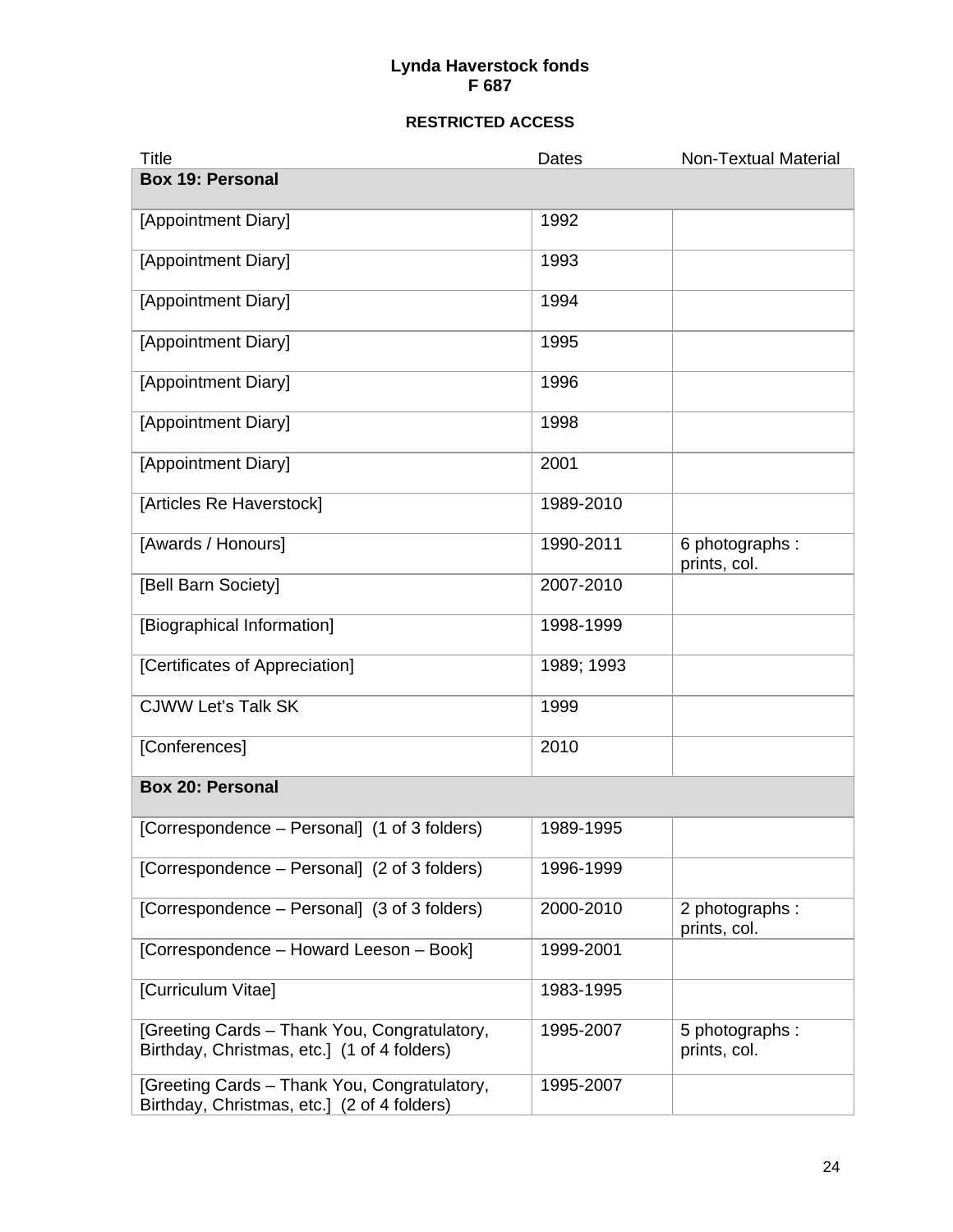**Lynda Haverstock fonds**
**F 687**

**RESTRICTED ACCESS**

| Title | Dates | Non-Textual Material |
|---|---|---|
| **Box 19: Personal** | | |
| [Appointment Diary] | 1992 | |
| [Appointment Diary] | 1993 | |
| [Appointment Diary] | 1994 | |
| [Appointment Diary] | 1995 | |
| [Appointment Diary] | 1996 | |
| [Appointment Diary] | 1998 | |
| [Appointment Diary] | 2001 | |
| [Articles Re Haverstock] | 1989-2010 | |
| [Awards / Honours] | 1990-2011 | 6 photographs : prints, col. |
| [Bell Barn Society] | 2007-2010 | |
| [Biographical Information] | 1998-1999 | |
| [Certificates of Appreciation] | 1989; 1993 | |
| CJWW Let's Talk SK | 1999 | |
| [Conferences] | 2010 | |
| **Box 20: Personal** | | |
| [Correspondence – Personal] (1 of 3 folders) | 1989-1995 | |
| [Correspondence – Personal] (2 of 3 folders) | 1996-1999 | |
| [Correspondence – Personal] (3 of 3 folders) | 2000-2010 | 2 photographs : prints, col. |
| [Correspondence – Howard Leeson – Book] | 1999-2001 | |
| [Curriculum Vitae] | 1983-1995 | |
| [Greeting Cards – Thank You, Congratulatory, Birthday, Christmas, etc.] (1 of 4 folders) | 1995-2007 | 5 photographs : prints, col. |
| [Greeting Cards – Thank You, Congratulatory, Birthday, Christmas, etc.] (2 of 4 folders) | 1995-2007 | |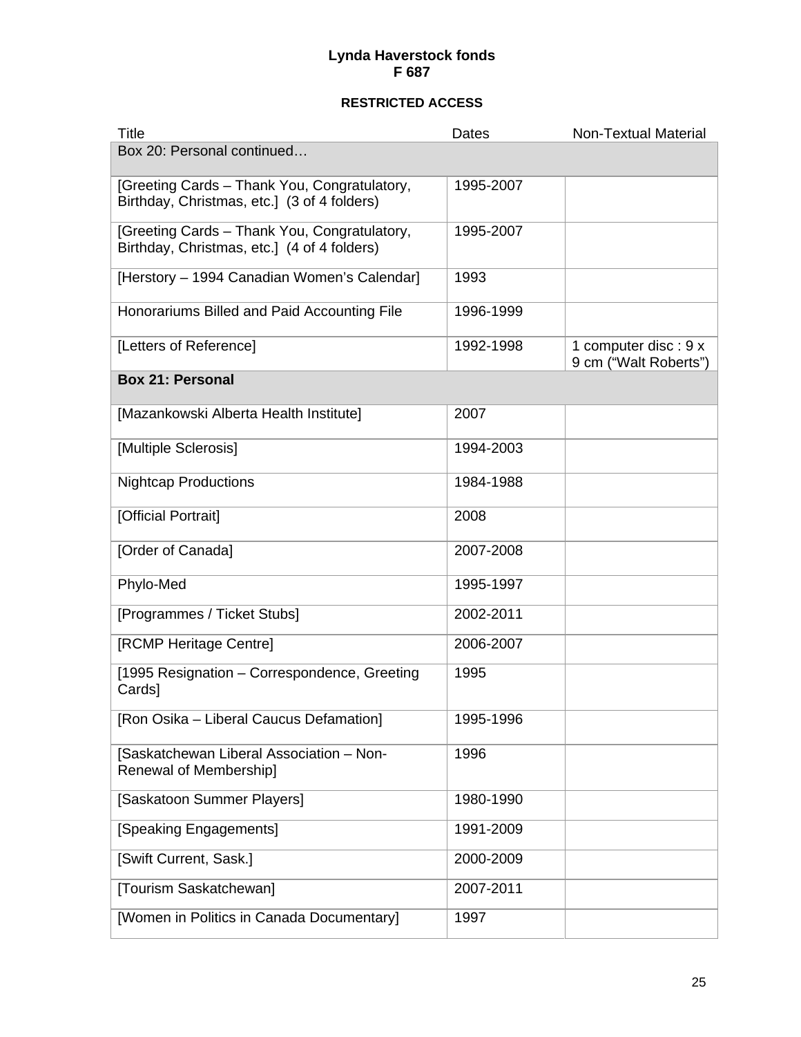**Lynda Haverstock fonds**
**F 687**

**RESTRICTED ACCESS**

| Title | Dates | Non-Textual Material |
|---|---|---|
| Box 20: Personal continued… | | |
| [Greeting Cards – Thank You, Congratulatory, Birthday, Christmas, etc.] (3 of 4 folders) | 1995-2007 | |
| [Greeting Cards – Thank You, Congratulatory, Birthday, Christmas, etc.] (4 of 4 folders) | 1995-2007 | |
| [Herstory – 1994 Canadian Women's Calendar] | 1993 | |
| Honorariums Billed and Paid Accounting File | 1996-1999 | |
| [Letters of Reference] | 1992-1998 | 1 computer disc : 9 x 9 cm ("Walt Roberts") |
| **Box 21: Personal** | | |
| [Mazankowski Alberta Health Institute] | 2007 | |
| [Multiple Sclerosis] | 1994-2003 | |
| Nightcap Productions | 1984-1988 | |
| [Official Portrait] | 2008 | |
| [Order of Canada] | 2007-2008 | |
| Phylo-Med | 1995-1997 | |
| [Programmes / Ticket Stubs] | 2002-2011 | |
| [RCMP Heritage Centre] | 2006-2007 | |
| [1995 Resignation – Correspondence, Greeting Cards] | 1995 | |
| [Ron Osika – Liberal Caucus Defamation] | 1995-1996 | |
| [Saskatchewan Liberal Association – Non-Renewal of Membership] | 1996 | |
| [Saskatoon Summer Players] | 1980-1990 | |
| [Speaking Engagements] | 1991-2009 | |
| [Swift Current, Sask.] | 2000-2009 | |
| [Tourism Saskatchewan] | 2007-2011 | |
| [Women in Politics in Canada Documentary] | 1997 | |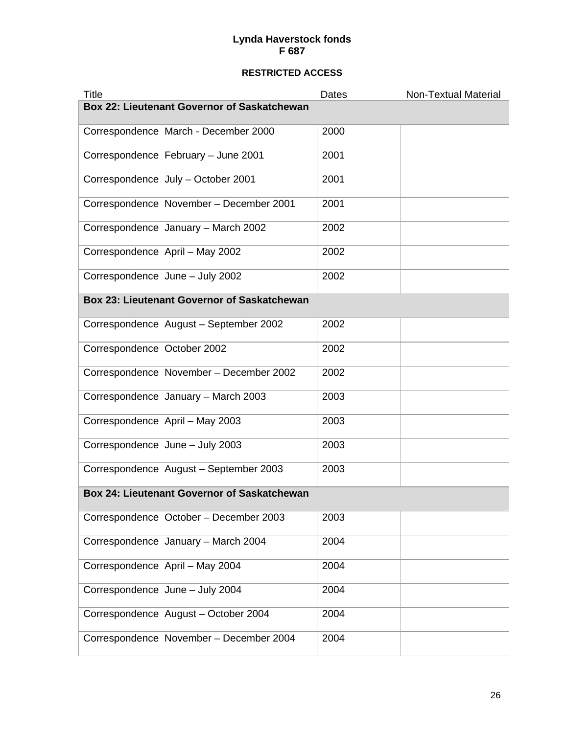**Lynda Haverstock fonds**
**F 687**

**RESTRICTED ACCESS**

| Title | Dates | Non-Textual Material |
|---|---|---|
| **Box 22: Lieutenant Governor of Saskatchewan** | | |
| Correspondence March - December 2000 | 2000 | |
| Correspondence February – June 2001 | 2001 | |
| Correspondence July – October 2001 | 2001 | |
| Correspondence November – December 2001 | 2001 | |
| Correspondence January – March 2002 | 2002 | |
| Correspondence April – May 2002 | 2002 | |
| Correspondence June – July 2002 | 2002 | |
| **Box 23: Lieutenant Governor of Saskatchewan** | | |
| Correspondence August – September 2002 | 2002 | |
| Correspondence October 2002 | 2002 | |
| Correspondence November – December 2002 | 2002 | |
| Correspondence January – March 2003 | 2003 | |
| Correspondence April – May 2003 | 2003 | |
| Correspondence June – July 2003 | 2003 | |
| Correspondence August – September 2003 | 2003 | |
| **Box 24: Lieutenant Governor of Saskatchewan** | | |
| Correspondence October – December 2003 | 2003 | |
| Correspondence January – March 2004 | 2004 | |
| Correspondence April – May 2004 | 2004 | |
| Correspondence June – July 2004 | 2004 | |
| Correspondence August – October 2004 | 2004 | |
| Correspondence November – December 2004 | 2004 | |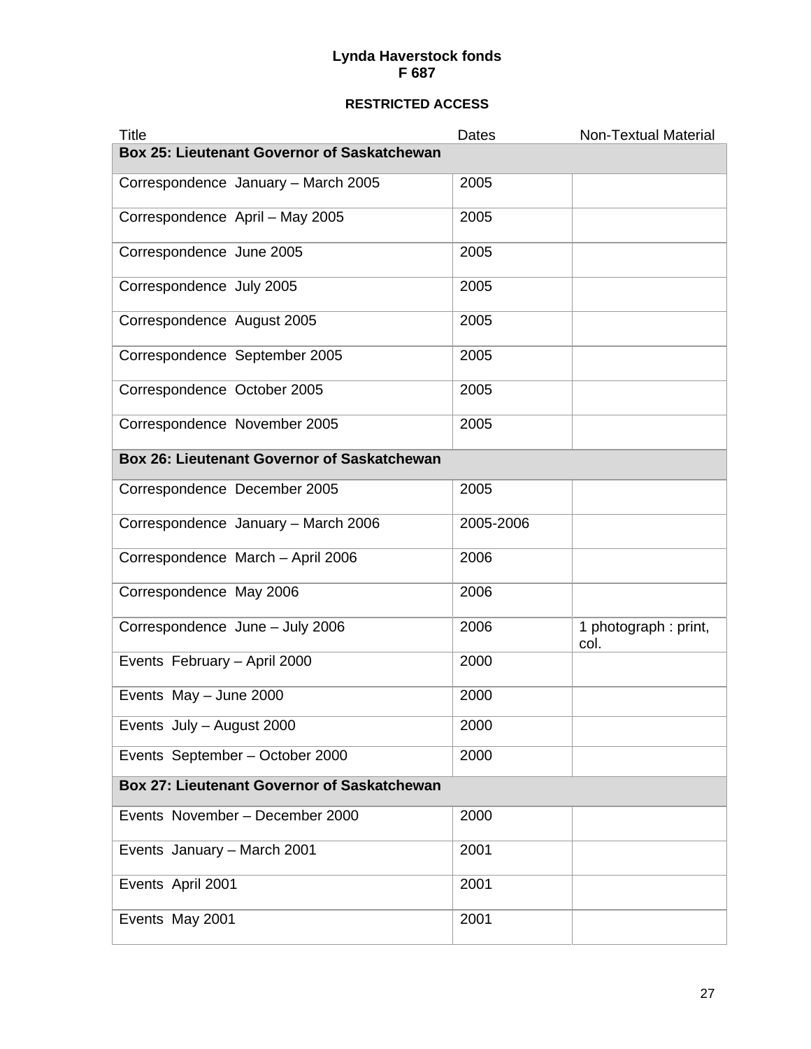**Lynda Haverstock fonds**
**F 687**

**RESTRICTED ACCESS**

| Title | Dates | Non-Textual Material |
|---|---|---|
| **Box 25: Lieutenant Governor of Saskatchewan** | | |
| Correspondence January – March 2005 | 2005 | |
| Correspondence April – May 2005 | 2005 | |
| Correspondence June 2005 | 2005 | |
| Correspondence July 2005 | 2005 | |
| Correspondence August 2005 | 2005 | |
| Correspondence September 2005 | 2005 | |
| Correspondence October 2005 | 2005 | |
| Correspondence November 2005 | 2005 | |
| **Box 26: Lieutenant Governor of Saskatchewan** | | |
| Correspondence December 2005 | 2005 | |
| Correspondence January – March 2006 | 2005-2006 | |
| Correspondence March – April 2006 | 2006 | |
| Correspondence May 2006 | 2006 | |
| Correspondence June – July 2006 | 2006 | 1 photograph : print, col. |
| Events February – April 2000 | 2000 | |
| Events May – June 2000 | 2000 | |
| Events July – August 2000 | 2000 | |
| Events September – October 2000 | 2000 | |
| **Box 27: Lieutenant Governor of Saskatchewan** | | |
| Events November – December 2000 | 2000 | |
| Events January – March 2001 | 2001 | |
| Events April 2001 | 2001 | |
| Events May 2001 | 2001 | |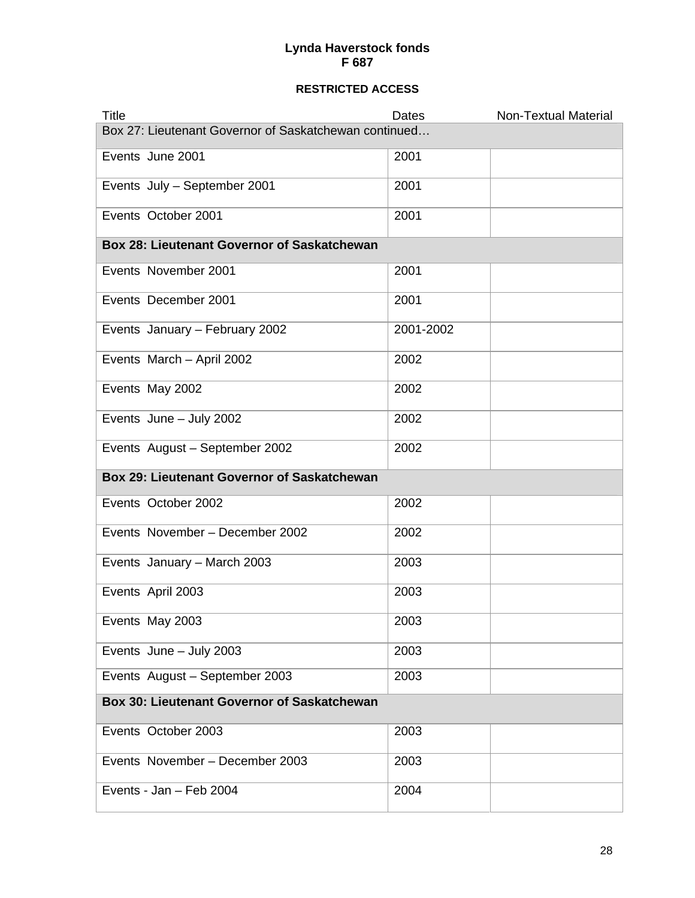**Lynda Haverstock fonds**
**F 687**

**RESTRICTED ACCESS**

| Title | Dates | Non-Textual Material |
|---|---|---|
| Box 27: Lieutenant Governor of Saskatchewan continued… | | |
| Events June 2001 | 2001 | |
| Events July – September 2001 | 2001 | |
| Events October 2001 | 2001 | |
| **Box 28: Lieutenant Governor of Saskatchewan** | | |
| Events November 2001 | 2001 | |
| Events December 2001 | 2001 | |
| Events January – February 2002 | 2001-2002 | |
| Events March – April 2002 | 2002 | |
| Events May 2002 | 2002 | |
| Events June – July 2002 | 2002 | |
| Events August – September 2002 | 2002 | |
| **Box 29: Lieutenant Governor of Saskatchewan** | | |
| Events October 2002 | 2002 | |
| Events November – December 2002 | 2002 | |
| Events January – March 2003 | 2003 | |
| Events April 2003 | 2003 | |
| Events May 2003 | 2003 | |
| Events June – July 2003 | 2003 | |
| Events August – September 2003 | 2003 | |
| **Box 30: Lieutenant Governor of Saskatchewan** | | |
| Events October 2003 | 2003 | |
| Events November – December 2003 | 2003 | |
| Events - Jan – Feb 2004 | 2004 | |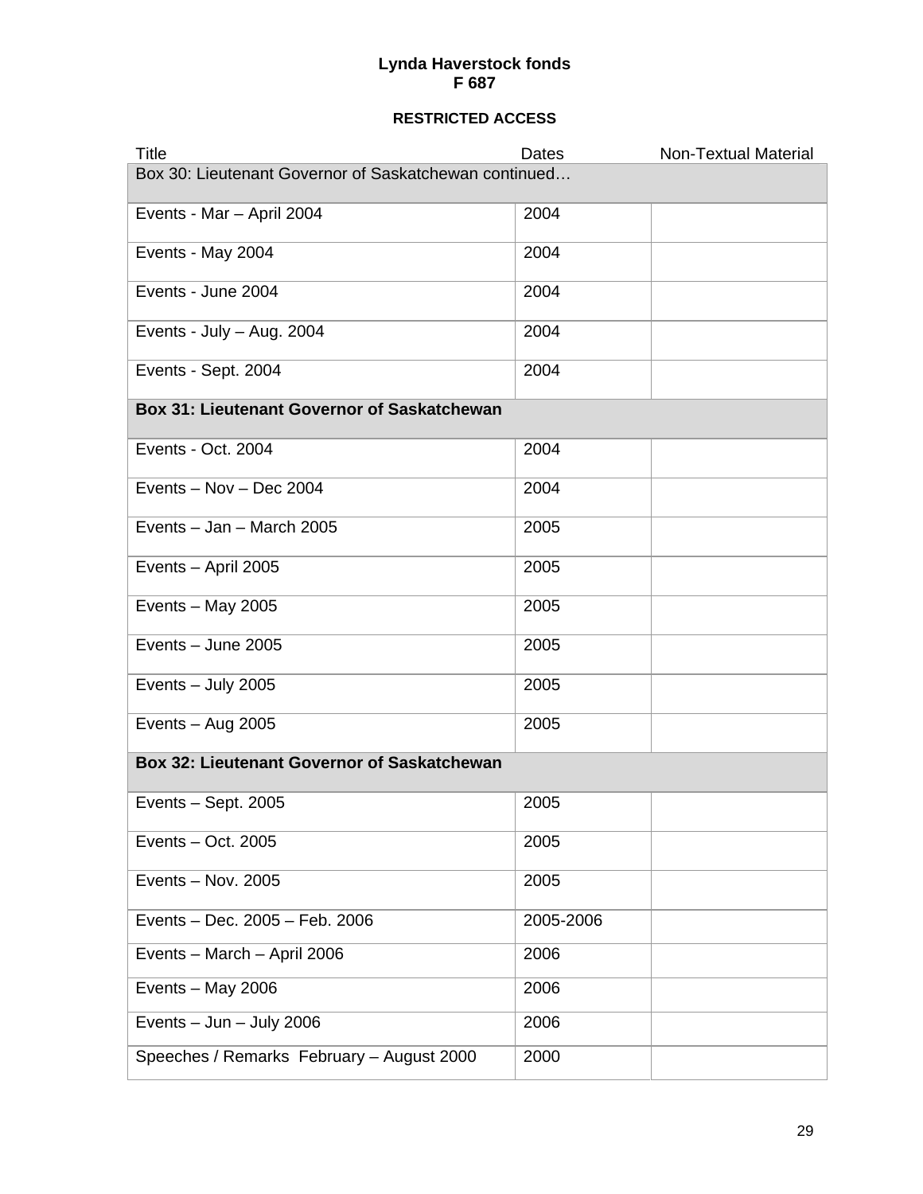**Lynda Haverstock fonds**
**F 687**

**RESTRICTED ACCESS**

| Title | Dates | Non-Textual Material |
|---|---|---|
| Box 30: Lieutenant Governor of Saskatchewan continued… | | |
| Events - Mar – April 2004 | 2004 | |
| Events - May 2004 | 2004 | |
| Events - June 2004 | 2004 | |
| Events - July – Aug. 2004 | 2004 | |
| Events - Sept. 2004 | 2004 | |
| **Box 31: Lieutenant Governor of Saskatchewan** | | |
| Events - Oct. 2004 | 2004 | |
| Events – Nov – Dec 2004 | 2004 | |
| Events – Jan – March 2005 | 2005 | |
| Events – April 2005 | 2005 | |
| Events – May 2005 | 2005 | |
| Events – June 2005 | 2005 | |
| Events – July 2005 | 2005 | |
| Events – Aug 2005 | 2005 | |
| **Box 32: Lieutenant Governor of Saskatchewan** | | |
| Events – Sept. 2005 | 2005 | |
| Events – Oct. 2005 | 2005 | |
| Events – Nov. 2005 | 2005 | |
| Events – Dec. 2005 – Feb. 2006 | 2005-2006 | |
| Events – March – April 2006 | 2006 | |
| Events – May 2006 | 2006 | |
| Events – Jun – July 2006 | 2006 | |
| Speeches / Remarks February – August 2000 | 2000 | |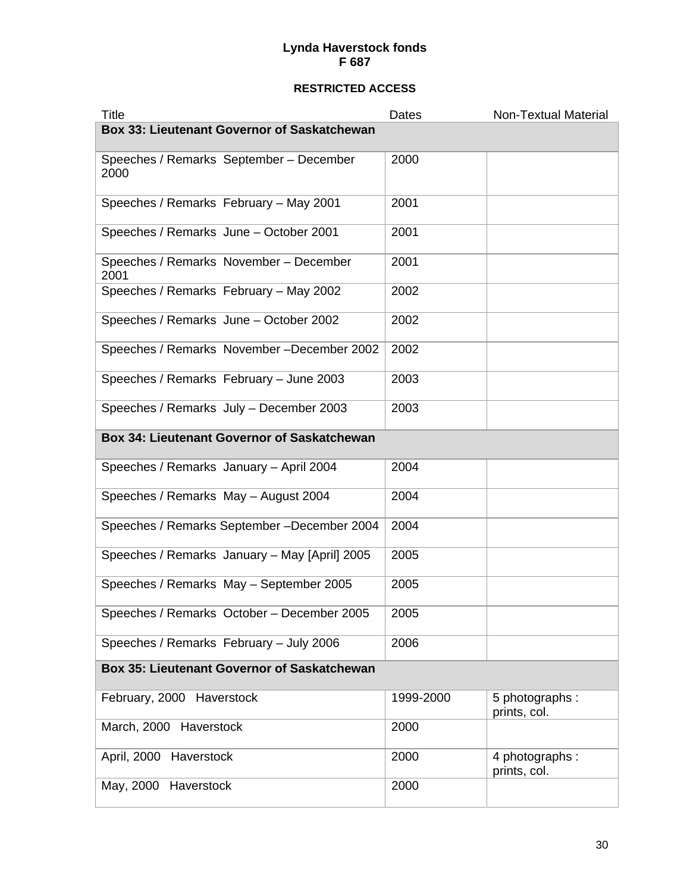**Lynda Haverstock fonds**
**F 687**

**RESTRICTED ACCESS**

| Title | Dates | Non-Textual Material |
|---|---|---|
| **Box 33: Lieutenant Governor of Saskatchewan** | | |
| Speeches / Remarks September – December 2000 | 2000 | |
| Speeches / Remarks February – May 2001 | 2001 | |
| Speeches / Remarks June – October 2001 | 2001 | |
| Speeches / Remarks November – December 2001 | 2001 | |
| Speeches / Remarks February – May 2002 | 2002 | |
| Speeches / Remarks June – October 2002 | 2002 | |
| Speeches / Remarks November –December 2002 | 2002 | |
| Speeches / Remarks February – June 2003 | 2003 | |
| Speeches / Remarks July – December 2003 | 2003 | |
| **Box 34: Lieutenant Governor of Saskatchewan** | | |
| Speeches / Remarks January – April 2004 | 2004 | |
| Speeches / Remarks May – August 2004 | 2004 | |
| Speeches / Remarks September –December 2004 | 2004 | |
| Speeches / Remarks January – May [April] 2005 | 2005 | |
| Speeches / Remarks May – September 2005 | 2005 | |
| Speeches / Remarks October – December 2005 | 2005 | |
| Speeches / Remarks February – July 2006 | 2006 | |
| **Box 35: Lieutenant Governor of Saskatchewan** | | |
| February, 2000 Haverstock | 1999-2000 | 5 photographs : prints, col. |
| March, 2000 Haverstock | 2000 | |
| April, 2000 Haverstock | 2000 | 4 photographs : prints, col. |
| May, 2000 Haverstock | 2000 | |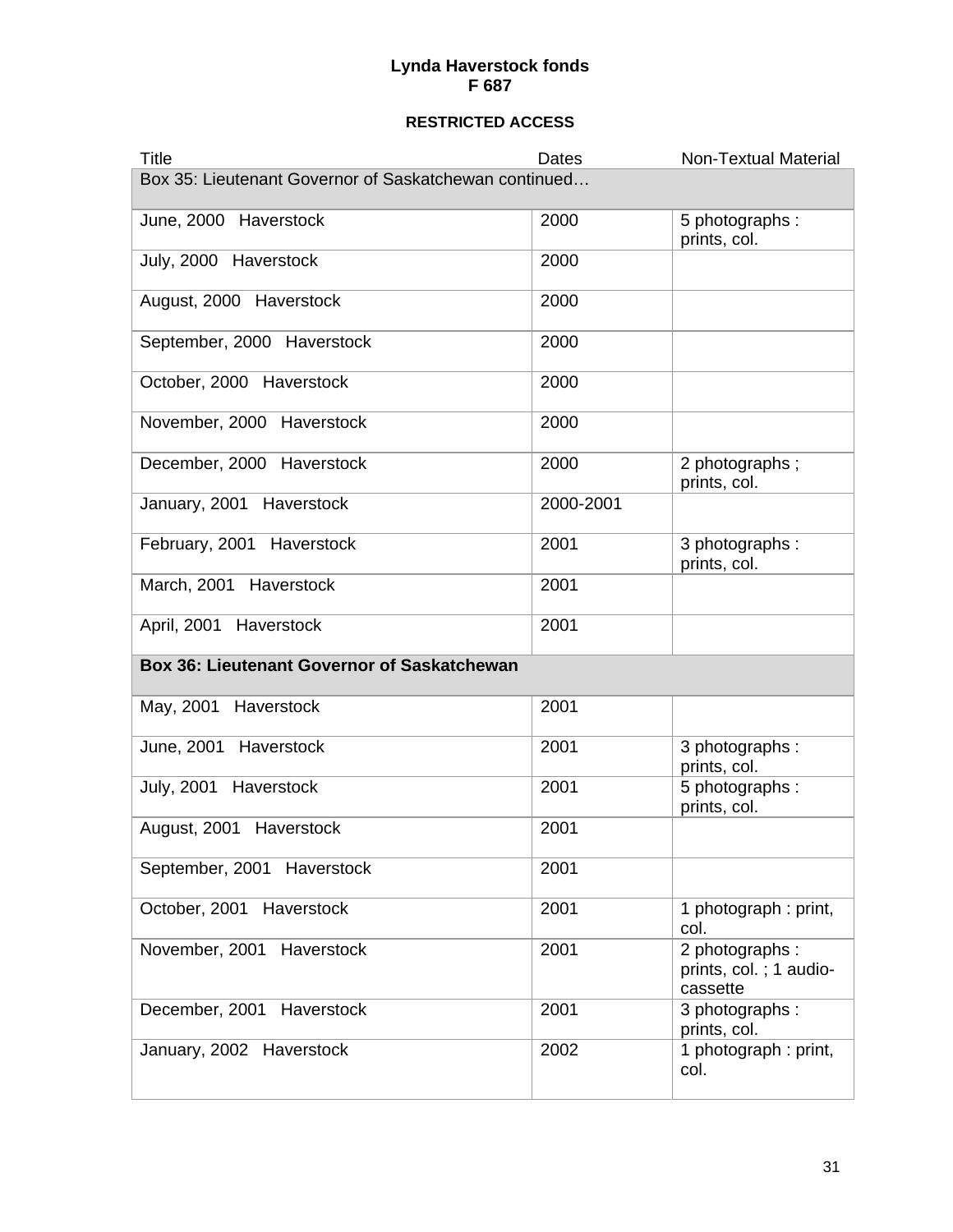**Lynda Haverstock fonds**
**F 687**

**RESTRICTED ACCESS**

| Title | Dates | Non-Textual Material |
|---|---|---|
| Box 35: Lieutenant Governor of Saskatchewan continued… | | |
| June, 2000 Haverstock | 2000 | 5 photographs : prints, col. |
| July, 2000 Haverstock | 2000 | |
| August, 2000 Haverstock | 2000 | |
| September, 2000 Haverstock | 2000 | |
| October, 2000 Haverstock | 2000 | |
| November, 2000 Haverstock | 2000 | |
| December, 2000 Haverstock | 2000 | 2 photographs ; prints, col. |
| January, 2001 Haverstock | 2000-2001 | |
| February, 2001 Haverstock | 2001 | 3 photographs : prints, col. |
| March, 2001 Haverstock | 2001 | |
| April, 2001 Haverstock | 2001 | |
| **Box 36: Lieutenant Governor of Saskatchewan** | | |
| May, 2001 Haverstock | 2001 | |
| June, 2001 Haverstock | 2001 | 3 photographs : prints, col. |
| July, 2001 Haverstock | 2001 | 5 photographs : prints, col. |
| August, 2001 Haverstock | 2001 | |
| September, 2001 Haverstock | 2001 | |
| October, 2001 Haverstock | 2001 | 1 photograph : print, col. |
| November, 2001 Haverstock | 2001 | 2 photographs : prints, col. ; 1 audio-cassette |
| December, 2001 Haverstock | 2001 | 3 photographs : prints, col. |
| January, 2002 Haverstock | 2002 | 1 photograph : print, col. |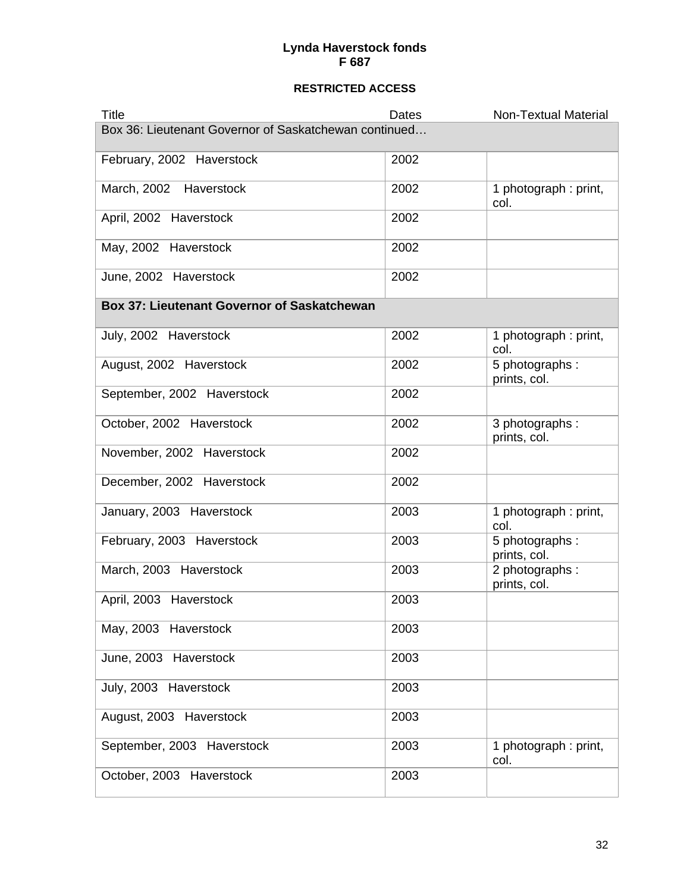**Lynda Haverstock fonds**
**F 687**

**RESTRICTED ACCESS**

| Title | Dates | Non-Textual Material |
|---|---|---|
| Box 36: Lieutenant Governor of Saskatchewan continued… | | |
| February, 2002 Haverstock | 2002 | |
| March, 2002 Haverstock | 2002 | 1 photograph : print, col. |
| April, 2002 Haverstock | 2002 | |
| May, 2002 Haverstock | 2002 | |
| June, 2002 Haverstock | 2002 | |
| **Box 37: Lieutenant Governor of Saskatchewan** | | |
| July, 2002 Haverstock | 2002 | 1 photograph : print, col. |
| August, 2002 Haverstock | 2002 | 5 photographs : prints, col. |
| September, 2002 Haverstock | 2002 | |
| October, 2002 Haverstock | 2002 | 3 photographs : prints, col. |
| November, 2002 Haverstock | 2002 | |
| December, 2002 Haverstock | 2002 | |
| January, 2003 Haverstock | 2003 | 1 photograph : print, col. |
| February, 2003 Haverstock | 2003 | 5 photographs : prints, col. |
| March, 2003 Haverstock | 2003 | 2 photographs : prints, col. |
| April, 2003 Haverstock | 2003 | |
| May, 2003 Haverstock | 2003 | |
| June, 2003 Haverstock | 2003 | |
| July, 2003 Haverstock | 2003 | |
| August, 2003 Haverstock | 2003 | |
| September, 2003 Haverstock | 2003 | 1 photograph : print, col. |
| October, 2003 Haverstock | 2003 | |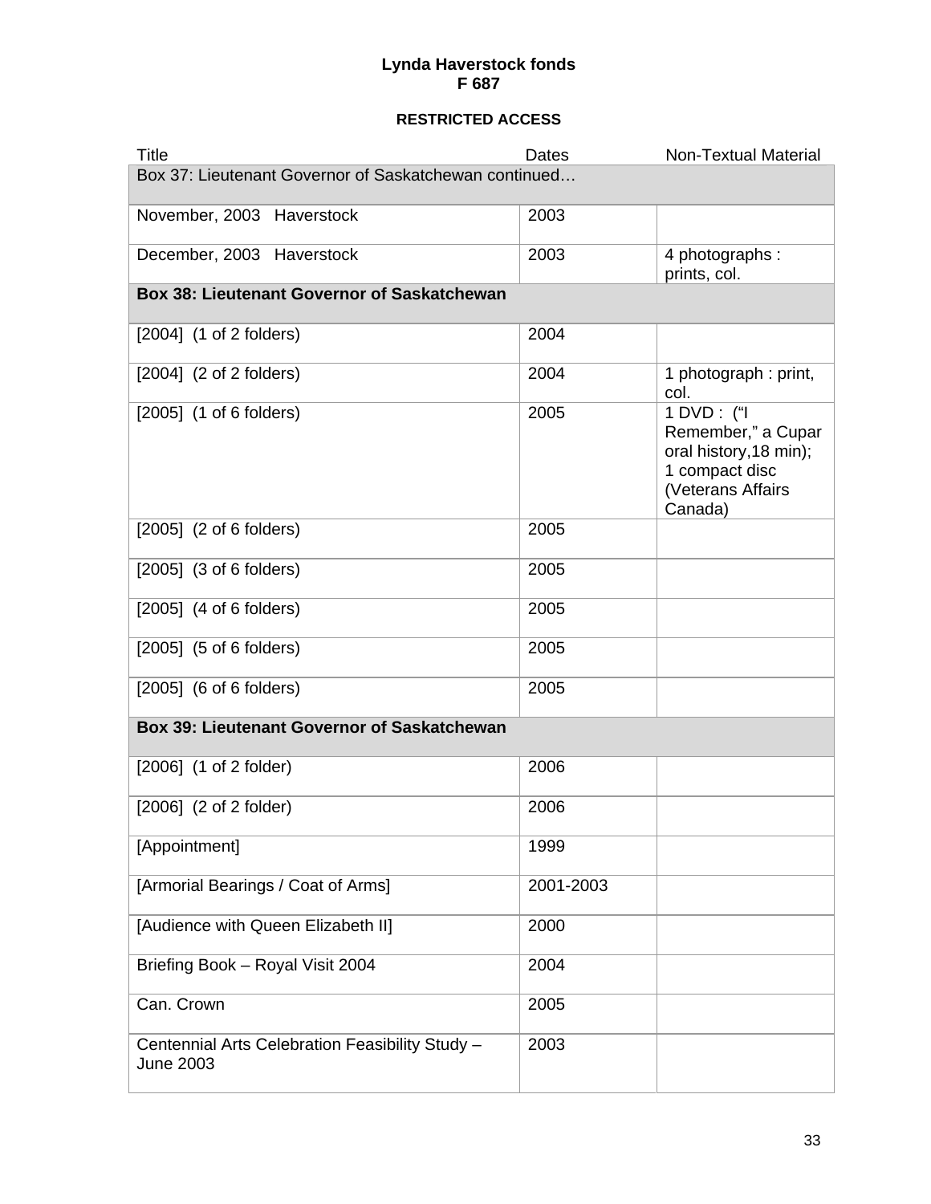**Lynda Haverstock fonds**
**F 687**

**RESTRICTED ACCESS**

| Title | Dates | Non-Textual Material |
| --- | --- | --- |
| Box 37: Lieutenant Governor of Saskatchewan continued… | | |
| November, 2003 Haverstock | 2003 | |
| December, 2003 Haverstock | 2003 | 4 photographs : prints, col. |
| **Box 38: Lieutenant Governor of Saskatchewan** | | |
| [2004] (1 of 2 folders) | 2004 | |
| [2004] (2 of 2 folders) | 2004 | 1 photograph : print, col. |
| [2005] (1 of 6 folders) | 2005 | 1 DVD : ("I Remember," a Cupar oral history,18 min); 1 compact disc (Veterans Affairs Canada) |
| [2005] (2 of 6 folders) | 2005 | |
| [2005] (3 of 6 folders) | 2005 | |
| [2005] (4 of 6 folders) | 2005 | |
| [2005] (5 of 6 folders) | 2005 | |
| [2005] (6 of 6 folders) | 2005 | |
| **Box 39: Lieutenant Governor of Saskatchewan** | | |
| [2006] (1 of 2 folder) | 2006 | |
| [2006] (2 of 2 folder) | 2006 | |
| [Appointment] | 1999 | |
| [Armorial Bearings / Coat of Arms] | 2001-2003 | |
| [Audience with Queen Elizabeth II] | 2000 | |
| Briefing Book – Royal Visit 2004 | 2004 | |
| Can. Crown | 2005 | |
| Centennial Arts Celebration Feasibility Study – June 2003 | 2003 | |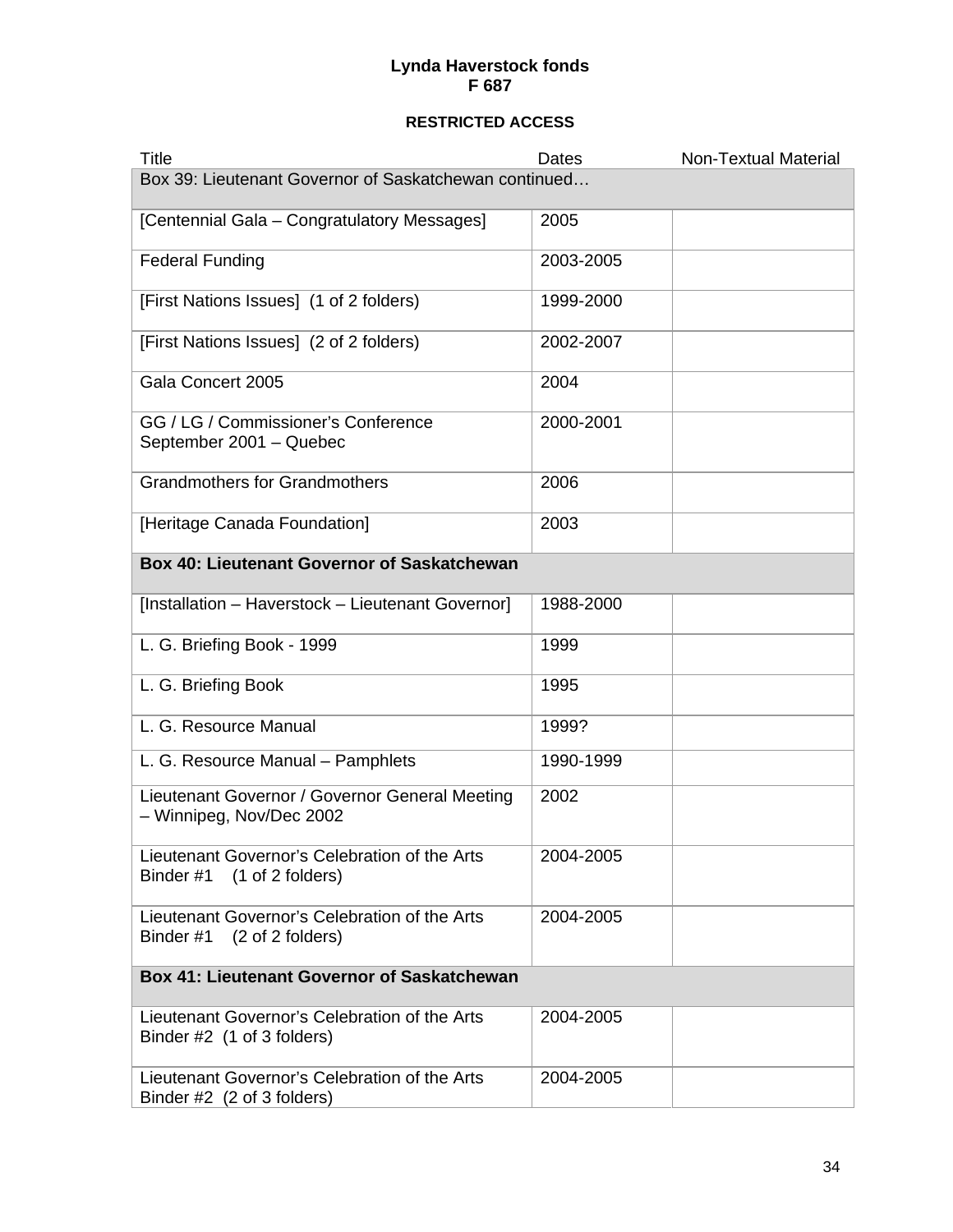**Lynda Haverstock fonds**
**F 687**

**RESTRICTED ACCESS**

| Title | Dates | Non-Textual Material |
|---|---|---|
| Box 39: Lieutenant Governor of Saskatchewan continued… | | |
| [Centennial Gala – Congratulatory Messages] | 2005 | |
| Federal Funding | 2003-2005 | |
| [First Nations Issues] (1 of 2 folders) | 1999-2000 | |
| [First Nations Issues] (2 of 2 folders) | 2002-2007 | |
| Gala Concert 2005 | 2004 | |
| GG / LG / Commissioner's Conference September 2001 – Quebec | 2000-2001 | |
| Grandmothers for Grandmothers | 2006 | |
| [Heritage Canada Foundation] | 2003 | |
| **Box 40: Lieutenant Governor of Saskatchewan** | | |
| [Installation – Haverstock – Lieutenant Governor] | 1988-2000 | |
| L. G. Briefing Book - 1999 | 1999 | |
| L. G. Briefing Book | 1995 | |
| L. G. Resource Manual | 1999? | |
| L. G. Resource Manual – Pamphlets | 1990-1999 | |
| Lieutenant Governor / Governor General Meeting – Winnipeg, Nov/Dec 2002 | 2002 | |
| Lieutenant Governor's Celebration of the Arts Binder #1 (1 of 2 folders) | 2004-2005 | |
| Lieutenant Governor's Celebration of the Arts Binder #1 (2 of 2 folders) | 2004-2005 | |
| **Box 41: Lieutenant Governor of Saskatchewan** | | |
| Lieutenant Governor's Celebration of the Arts Binder #2 (1 of 3 folders) | 2004-2005 | |
| Lieutenant Governor's Celebration of the Arts Binder #2 (2 of 3 folders) | 2004-2005 | |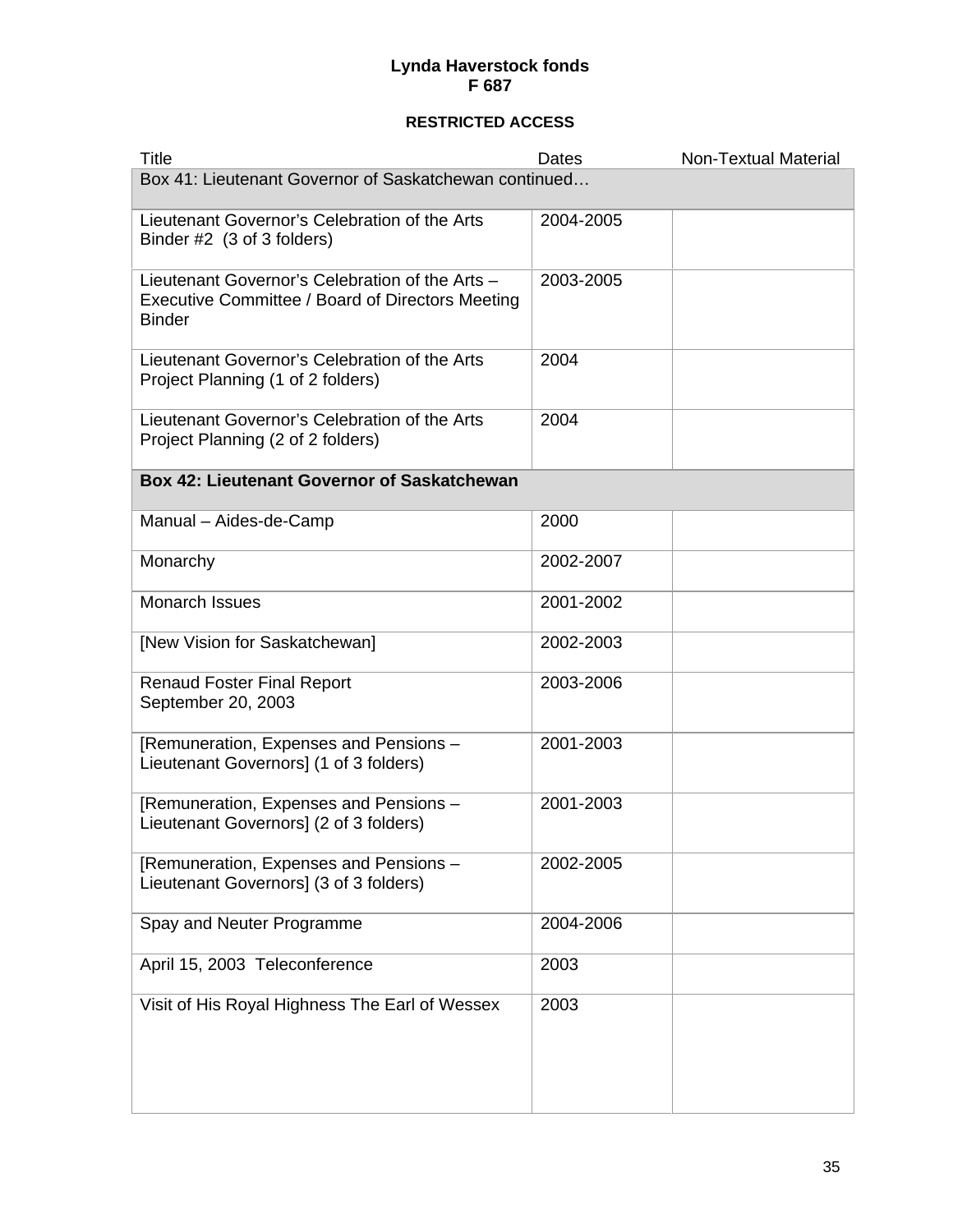**Lynda Haverstock fonds**
**F 687**

**RESTRICTED ACCESS**

| Title | Dates | Non-Textual Material |
|---|---|---|
| Box 41: Lieutenant Governor of Saskatchewan continued… | | |
| Lieutenant Governor's Celebration of the Arts Binder #2 (3 of 3 folders) | 2004-2005 | |
| Lieutenant Governor's Celebration of the Arts – Executive Committee / Board of Directors Meeting Binder | 2003-2005 | |
| Lieutenant Governor's Celebration of the Arts Project Planning (1 of 2 folders) | 2004 | |
| Lieutenant Governor's Celebration of the Arts Project Planning (2 of 2 folders) | 2004 | |
| **Box 42: Lieutenant Governor of Saskatchewan** | | |
| Manual – Aides-de-Camp | 2000 | |
| Monarchy | 2002-2007 | |
| Monarch Issues | 2001-2002 | |
| [New Vision for Saskatchewan] | 2002-2003 | |
| Renaud Foster Final Report September 20, 2003 | 2003-2006 | |
| [Remuneration, Expenses and Pensions – Lieutenant Governors] (1 of 3 folders) | 2001-2003 | |
| [Remuneration, Expenses and Pensions – Lieutenant Governors] (2 of 3 folders) | 2001-2003 | |
| [Remuneration, Expenses and Pensions – Lieutenant Governors] (3 of 3 folders) | 2002-2005 | |
| Spay and Neuter Programme | 2004-2006 | |
| April 15, 2003 Teleconference | 2003 | |
| Visit of His Royal Highness The Earl of Wessex | 2003 | |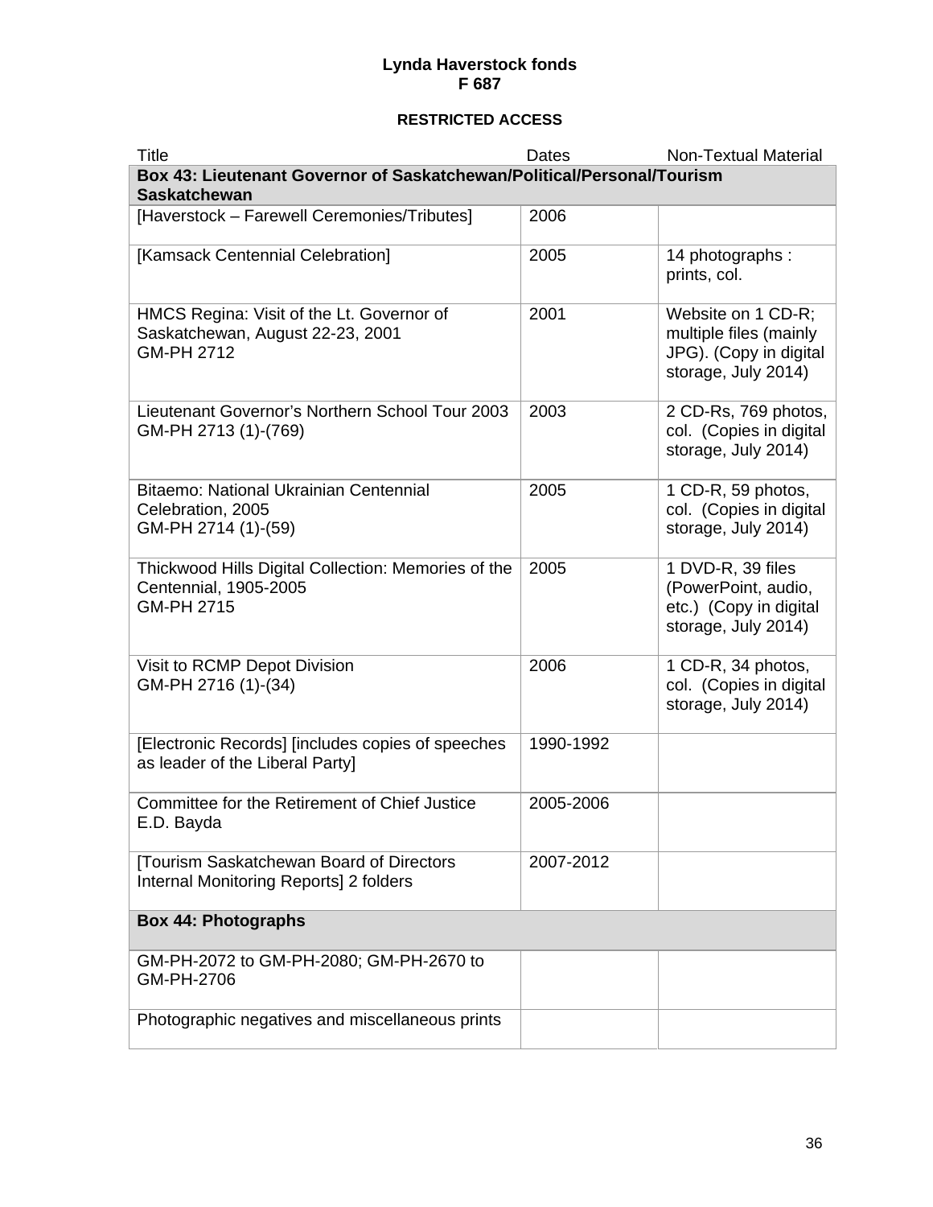**Lynda Haverstock fonds**
**F 687**

**RESTRICTED ACCESS**

| Title | Dates | Non-Textual Material |
|---|---|---|
| **Box 43: Lieutenant Governor of Saskatchewan/Political/Personal/Tourism Saskatchewan** | | |
| [Haverstock – Farewell Ceremonies/Tributes] | 2006 | |
| [Kamsack Centennial Celebration] | 2005 | 14 photographs : prints, col. |
| HMCS Regina: Visit of the Lt. Governor of Saskatchewan, August 22-23, 2001 GM-PH 2712 | 2001 | Website on 1 CD-R; multiple files (mainly JPG). (Copy in digital storage, July 2014) |
| Lieutenant Governor's Northern School Tour 2003 GM-PH 2713 (1)-(769) | 2003 | 2 CD-Rs, 769 photos, col. (Copies in digital storage, July 2014) |
| Bitaemo: National Ukrainian Centennial Celebration, 2005 GM-PH 2714 (1)-(59) | 2005 | 1 CD-R, 59 photos, col. (Copies in digital storage, July 2014) |
| Thickwood Hills Digital Collection: Memories of the Centennial, 1905-2005 GM-PH 2715 | 2005 | 1 DVD-R, 39 files (PowerPoint, audio, etc.) (Copy in digital storage, July 2014) |
| Visit to RCMP Depot Division GM-PH 2716 (1)-(34) | 2006 | 1 CD-R, 34 photos, col. (Copies in digital storage, July 2014) |
| [Electronic Records] [includes copies of speeches as leader of the Liberal Party] | 1990-1992 | |
| Committee for the Retirement of Chief Justice E.D. Bayda | 2005-2006 | |
| [Tourism Saskatchewan Board of Directors Internal Monitoring Reports] 2 folders | 2007-2012 | |
| **Box 44: Photographs** | | |
| GM-PH-2072 to GM-PH-2080; GM-PH-2670 to GM-PH-2706 | | |
| Photographic negatives and miscellaneous prints | | |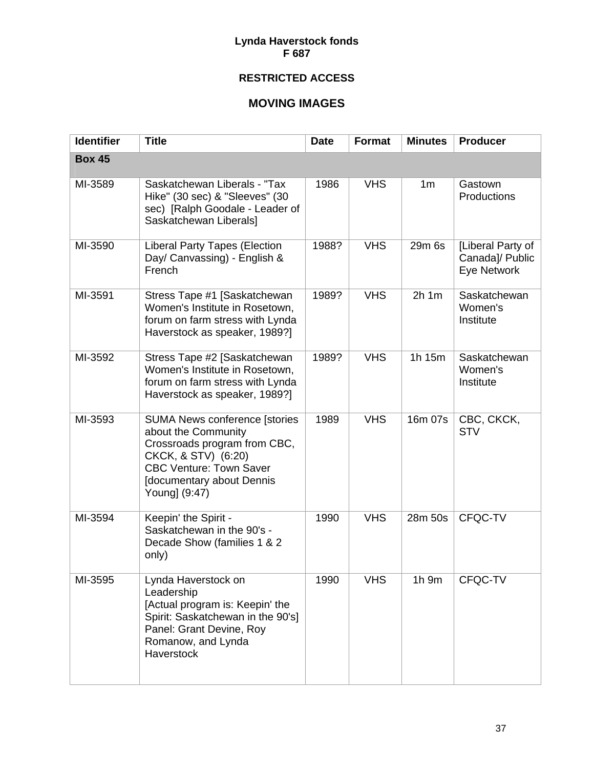**Lynda Haverstock fonds**
**F 687**

**RESTRICTED ACCESS**

## MOVING IMAGES

| Identifier | Title | Date | Format | Minutes | Producer |
|---|---|---|---|---|---|
| **Box 45** | | | | | |
| MI-3589 | Saskatchewan Liberals - "Tax Hike" (30 sec) & "Sleeves" (30 sec) [Ralph Goodale - Leader of Saskatchewan Liberals] | 1986 | VHS | 1m | Gastown Productions |
| MI-3590 | Liberal Party Tapes (Election Day/ Canvassing) - English & French | 1988? | VHS | 29m 6s | [Liberal Party of Canada]/ Public Eye Network |
| MI-3591 | Stress Tape #1 [Saskatchewan Women's Institute in Rosetown, forum on farm stress with Lynda Haverstock as speaker, 1989?] | 1989? | VHS | 2h 1m | Saskatchewan Women's Institute |
| MI-3592 | Stress Tape #2 [Saskatchewan Women's Institute in Rosetown, forum on farm stress with Lynda Haverstock as speaker, 1989?] | 1989? | VHS | 1h 15m | Saskatchewan Women's Institute |
| MI-3593 | SUMA News conference [stories about the Community Crossroads program from CBC, CKCK, & STV) (6:20) CBC Venture: Town Saver [documentary about Dennis Young] (9:47) | 1989 | VHS | 16m 07s | CBC, CKCK, STV |
| MI-3594 | Keepin' the Spirit - Saskatchewan in the 90's - Decade Show (families 1 & 2 only) | 1990 | VHS | 28m 50s | CFQC-TV |
| MI-3595 | Lynda Haverstock on Leadership [Actual program is: Keepin' the Spirit: Saskatchewan in the 90's] Panel: Grant Devine, Roy Romanow, and Lynda Haverstock | 1990 | VHS | 1h 9m | CFQC-TV |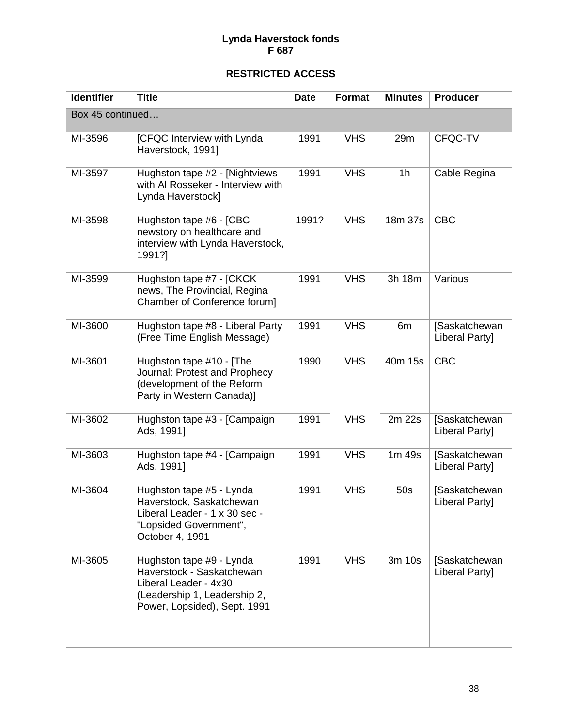**Lynda Haverstock fonds**
**F 687**

**RESTRICTED ACCESS**

| Identifier | Title | Date | Format | Minutes | Producer |
|---|---|---|---|---|---|
| Box 45 continued… | | | | | |
| MI-3596 | [CFQC Interview with Lynda Haverstock, 1991] | 1991 | VHS | 29m | CFQC-TV |
| MI-3597 | Hughston tape #2 - [Nightviews with Al Rosseker - Interview with Lynda Haverstock] | 1991 | VHS | 1h | Cable Regina |
| MI-3598 | Hughston tape #6 - [CBC newstory on healthcare and interview with Lynda Haverstock, 1991?] | 1991? | VHS | 18m 37s | CBC |
| MI-3599 | Hughston tape #7 - [CKCK news, The Provincial, Regina Chamber of Conference forum] | 1991 | VHS | 3h 18m | Various |
| MI-3600 | Hughston tape #8 - Liberal Party (Free Time English Message) | 1991 | VHS | 6m | [Saskatchewan Liberal Party] |
| MI-3601 | Hughston tape #10 - [The Journal: Protest and Prophecy (development of the Reform Party in Western Canada)] | 1990 | VHS | 40m 15s | CBC |
| MI-3602 | Hughston tape #3 - [Campaign Ads, 1991] | 1991 | VHS | 2m 22s | [Saskatchewan Liberal Party] |
| MI-3603 | Hughston tape #4 - [Campaign Ads, 1991] | 1991 | VHS | 1m 49s | [Saskatchewan Liberal Party] |
| MI-3604 | Hughston tape #5 - Lynda Haverstock, Saskatchewan Liberal Leader - 1 x 30 sec - "Lopsided Government", October 4, 1991 | 1991 | VHS | 50s | [Saskatchewan Liberal Party] |
| MI-3605 | Hughston tape #9 - Lynda Haverstock - Saskatchewan Liberal Leader - 4x30 (Leadership 1, Leadership 2, Power, Lopsided), Sept. 1991 | 1991 | VHS | 3m 10s | [Saskatchewan Liberal Party] |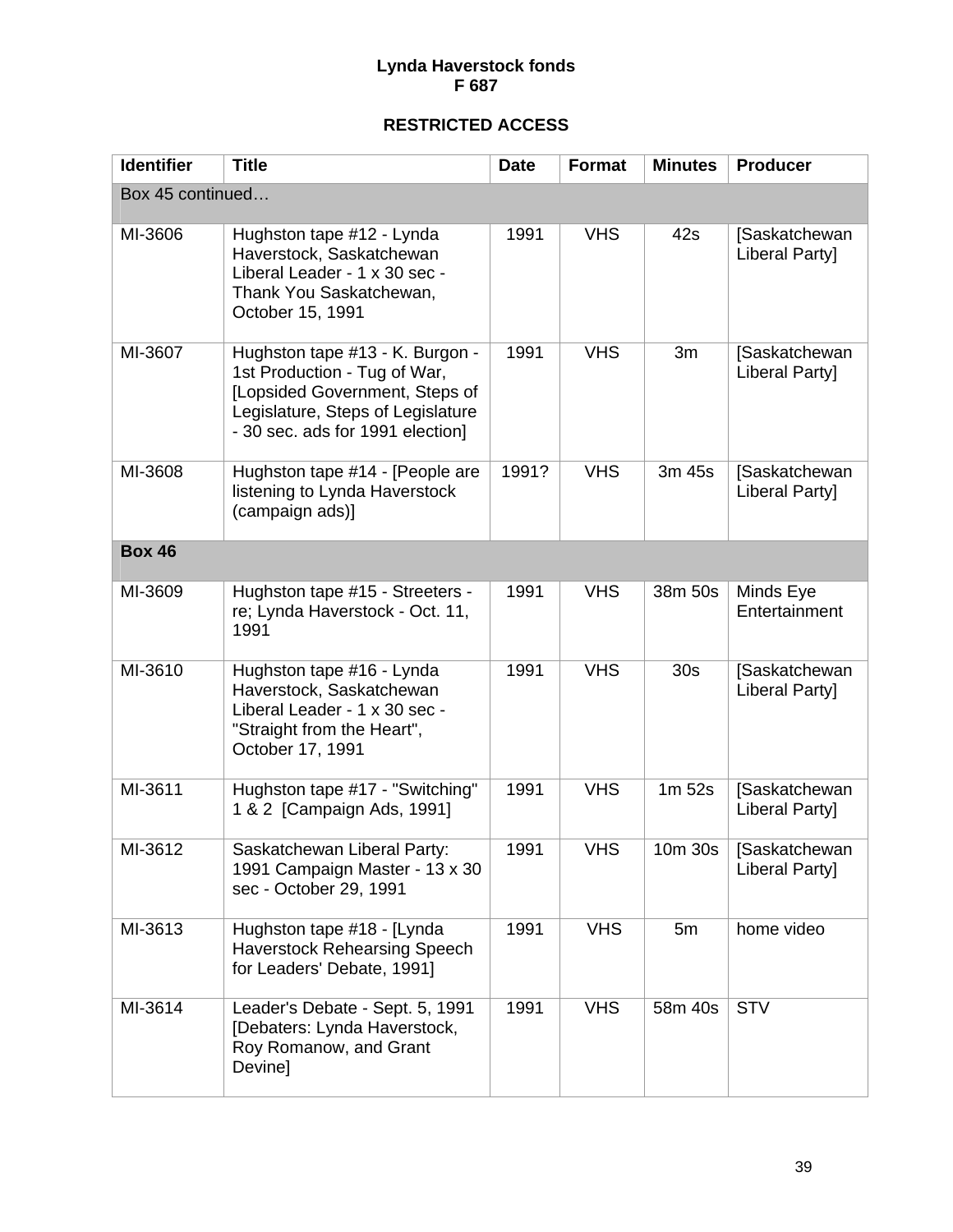**Lynda Haverstock fonds**
**F 687**

**RESTRICTED ACCESS**

| Identifier | Title | Date | Format | Minutes | Producer |
|---|---|---|---|---|---|
| Box 45 continued… | | | | | |
| MI-3606 | Hughston tape #12 - Lynda Haverstock, Saskatchewan Liberal Leader - 1 x 30 sec - Thank You Saskatchewan, October 15, 1991 | 1991 | VHS | 42s | [Saskatchewan Liberal Party] |
| MI-3607 | Hughston tape #13 - K. Burgon - 1st Production - Tug of War, [Lopsided Government, Steps of Legislature, Steps of Legislature - 30 sec. ads for 1991 election] | 1991 | VHS | 3m | [Saskatchewan Liberal Party] |
| MI-3608 | Hughston tape #14 - [People are listening to Lynda Haverstock (campaign ads)] | 1991? | VHS | 3m 45s | [Saskatchewan Liberal Party] |
| **Box 46** | | | | | |
| MI-3609 | Hughston tape #15 - Streeters - re; Lynda Haverstock - Oct. 11, 1991 | 1991 | VHS | 38m 50s | Minds Eye Entertainment |
| MI-3610 | Hughston tape #16 - Lynda Haverstock, Saskatchewan Liberal Leader - 1 x 30 sec - "Straight from the Heart", October 17, 1991 | 1991 | VHS | 30s | [Saskatchewan Liberal Party] |
| MI-3611 | Hughston tape #17 - "Switching" 1 & 2 [Campaign Ads, 1991] | 1991 | VHS | 1m 52s | [Saskatchewan Liberal Party] |
| MI-3612 | Saskatchewan Liberal Party: 1991 Campaign Master - 13 x 30 sec - October 29, 1991 | 1991 | VHS | 10m 30s | [Saskatchewan Liberal Party] |
| MI-3613 | Hughston tape #18 - [Lynda Haverstock Rehearsing Speech for Leaders' Debate, 1991] | 1991 | VHS | 5m | home video |
| MI-3614 | Leader's Debate - Sept. 5, 1991 [Debaters: Lynda Haverstock, Roy Romanow, and Grant Devine] | 1991 | VHS | 58m 40s | STV |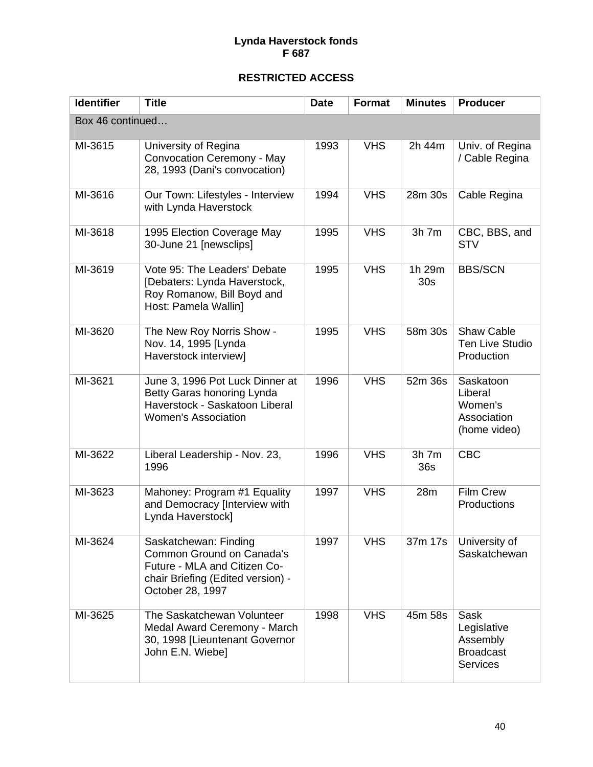**Lynda Haverstock fonds**
**F 687**

**RESTRICTED ACCESS**

| Identifier | Title | Date | Format | Minutes | Producer |
|---|---|---|---|---|---|
| Box 46 continued… | | | | | |
| MI-3615 | University of Regina Convocation Ceremony - May 28, 1993 (Dani's convocation) | 1993 | VHS | 2h 44m | Univ. of Regina / Cable Regina |
| MI-3616 | Our Town: Lifestyles - Interview with Lynda Haverstock | 1994 | VHS | 28m 30s | Cable Regina |
| MI-3618 | 1995 Election Coverage May 30-June 21 [newsclips] | 1995 | VHS | 3h 7m | CBC, BBS, and STV |
| MI-3619 | Vote 95: The Leaders' Debate [Debaters: Lynda Haverstock, Roy Romanow, Bill Boyd and Host: Pamela Wallin] | 1995 | VHS | 1h 29m 30s | BBS/SCN |
| MI-3620 | The New Roy Norris Show - Nov. 14, 1995 [Lynda Haverstock interview] | 1995 | VHS | 58m 30s | Shaw Cable Ten Live Studio Production |
| MI-3621 | June 3, 1996 Pot Luck Dinner at Betty Garas honoring Lynda Haverstock - Saskatoon Liberal Women's Association | 1996 | VHS | 52m 36s | Saskatoon Liberal Women's Association (home video) |
| MI-3622 | Liberal Leadership - Nov. 23, 1996 | 1996 | VHS | 3h 7m 36s | CBC |
| MI-3623 | Mahoney: Program #1 Equality and Democracy [Interview with Lynda Haverstock] | 1997 | VHS | 28m | Film Crew Productions |
| MI-3624 | Saskatchewan: Finding Common Ground on Canada's Future - MLA and Citizen Co-chair Briefing (Edited version) - October 28, 1997 | 1997 | VHS | 37m 17s | University of Saskatchewan |
| MI-3625 | The Saskatchewan Volunteer Medal Award Ceremony - March 30, 1998 [Lieuntenant Governor John E.N. Wiebe] | 1998 | VHS | 45m 58s | Sask Legislative Assembly Broadcast Services |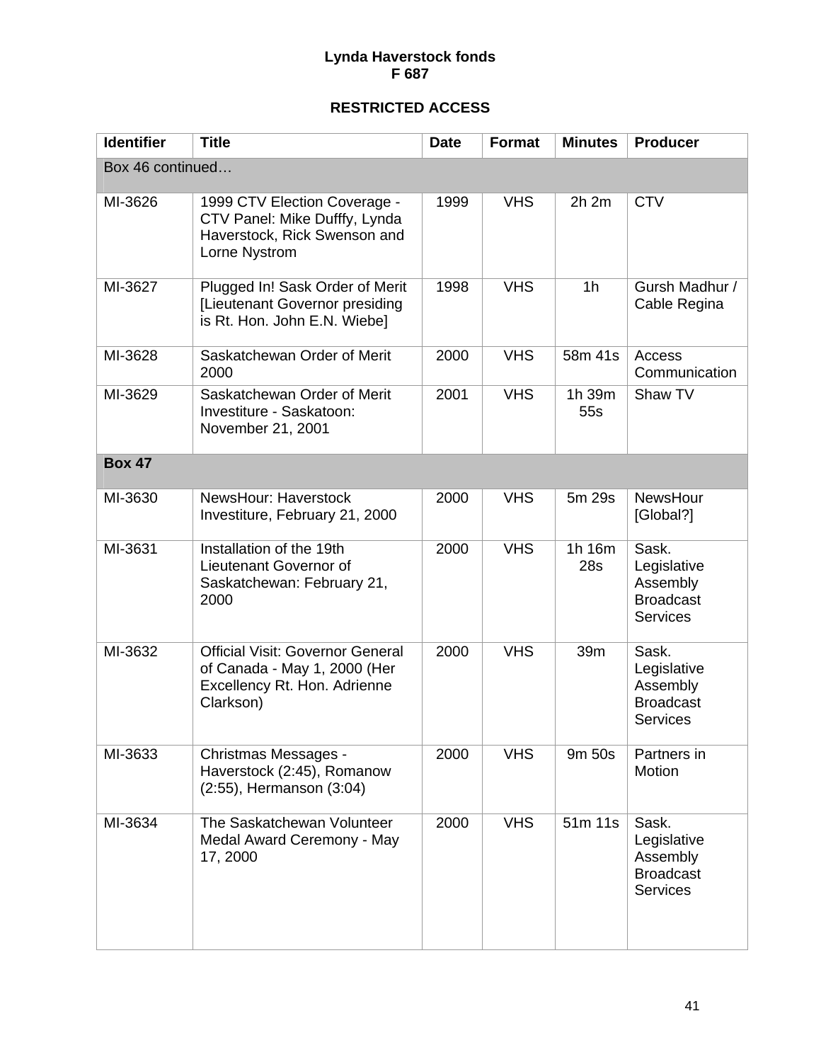**Lynda Haverstock fonds**
**F 687**

**RESTRICTED ACCESS**

| Identifier | Title | Date | Format | Minutes | Producer |
|---|---|---|---|---|---|
| Box 46 continued… | | | | | |
| MI-3626 | 1999 CTV Election Coverage - CTV Panel: Mike Dufffy, Lynda Haverstock, Rick Swenson and Lorne Nystrom | 1999 | VHS | 2h 2m | CTV |
| MI-3627 | Plugged In! Sask Order of Merit [Lieutenant Governor presiding is Rt. Hon. John E.N. Wiebe] | 1998 | VHS | 1h | Gursh Madhur / Cable Regina |
| MI-3628 | Saskatchewan Order of Merit 2000 | 2000 | VHS | 58m 41s | Access Communication |
| MI-3629 | Saskatchewan Order of Merit Investiture - Saskatoon: November 21, 2001 | 2001 | VHS | 1h 39m 55s | Shaw TV |
| **Box 47** | | | | | |
| MI-3630 | NewsHour: Haverstock Investiture, February 21, 2000 | 2000 | VHS | 5m 29s | NewsHour [Global?] |
| MI-3631 | Installation of the 19th Lieutenant Governor of Saskatchewan: February 21, 2000 | 2000 | VHS | 1h 16m 28s | Sask. Legislative Assembly Broadcast Services |
| MI-3632 | Official Visit: Governor General of Canada - May 1, 2000 (Her Excellency Rt. Hon. Adrienne Clarkson) | 2000 | VHS | 39m | Sask. Legislative Assembly Broadcast Services |
| MI-3633 | Christmas Messages - Haverstock (2:45), Romanow (2:55), Hermanson (3:04) | 2000 | VHS | 9m 50s | Partners in Motion |
| MI-3634 | The Saskatchewan Volunteer Medal Award Ceremony - May 17, 2000 | 2000 | VHS | 51m 11s | Sask. Legislative Assembly Broadcast Services |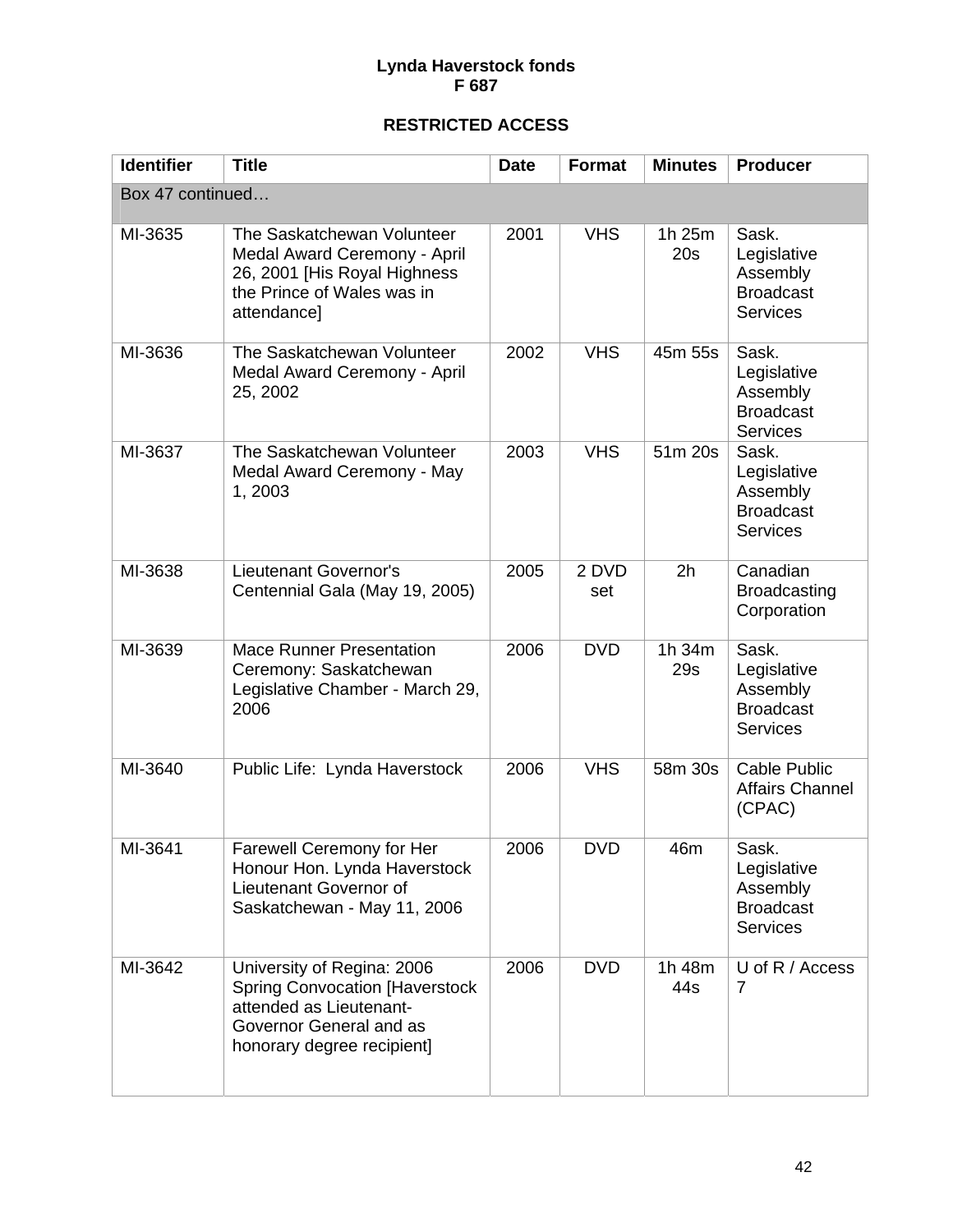**Lynda Haverstock fonds**
**F 687**

**RESTRICTED ACCESS**

| Identifier | Title | Date | Format | Minutes | Producer |
|---|---|---|---|---|---|
| Box 47 continued… | | | | | |
| MI-3635 | The Saskatchewan Volunteer Medal Award Ceremony - April 26, 2001 [His Royal Highness the Prince of Wales was in attendance] | 2001 | VHS | 1h 25m 20s | Sask. Legislative Assembly Broadcast Services |
| MI-3636 | The Saskatchewan Volunteer Medal Award Ceremony - April 25, 2002 | 2002 | VHS | 45m 55s | Sask. Legislative Assembly Broadcast Services |
| MI-3637 | The Saskatchewan Volunteer Medal Award Ceremony - May 1, 2003 | 2003 | VHS | 51m 20s | Sask. Legislative Assembly Broadcast Services |
| MI-3638 | Lieutenant Governor's Centennial Gala (May 19, 2005) | 2005 | 2 DVD set | 2h | Canadian Broadcasting Corporation |
| MI-3639 | Mace Runner Presentation Ceremony: Saskatchewan Legislative Chamber - March 29, 2006 | 2006 | DVD | 1h 34m 29s | Sask. Legislative Assembly Broadcast Services |
| MI-3640 | Public Life: Lynda Haverstock | 2006 | VHS | 58m 30s | Cable Public Affairs Channel (CPAC) |
| MI-3641 | Farewell Ceremony for Her Honour Hon. Lynda Haverstock Lieutenant Governor of Saskatchewan - May 11, 2006 | 2006 | DVD | 46m | Sask. Legislative Assembly Broadcast Services |
| MI-3642 | University of Regina: 2006 Spring Convocation [Haverstock attended as Lieutenant-Governor General and as honorary degree recipient] | 2006 | DVD | 1h 48m 44s | U of R / Access 7 |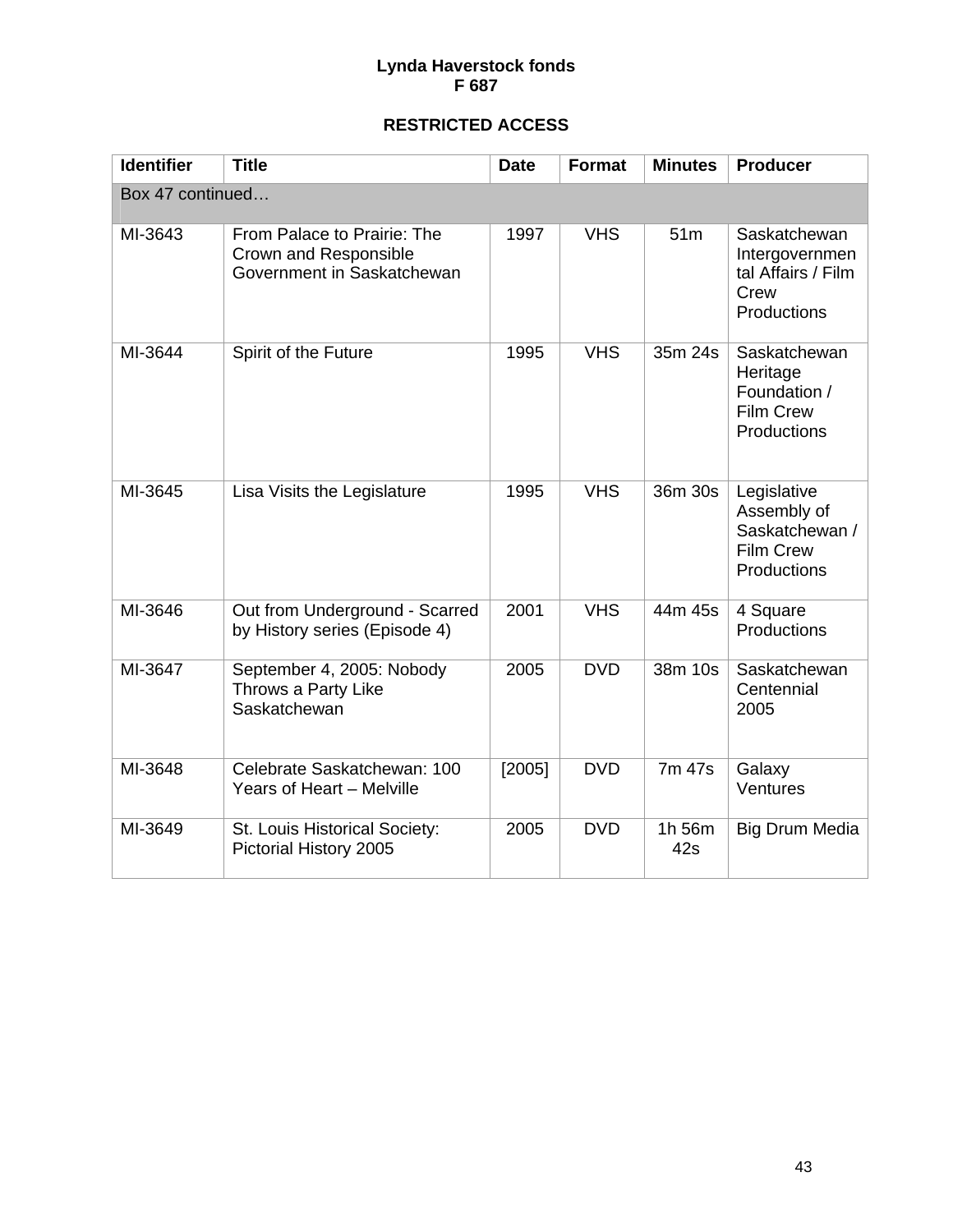**Lynda Haverstock fonds**
**F 687**

**RESTRICTED ACCESS**

| Identifier | Title | Date | Format | Minutes | Producer |
|---|---|---|---|---|---|
| Box 47 continued… | | | | | |
| MI-3643 | From Palace to Prairie: The Crown and Responsible Government in Saskatchewan | 1997 | VHS | 51m | Saskatchewan Intergovernmental Affairs / Film Crew Productions |
| MI-3644 | Spirit of the Future | 1995 | VHS | 35m 24s | Saskatchewan Heritage Foundation / Film Crew Productions |
| MI-3645 | Lisa Visits the Legislature | 1995 | VHS | 36m 30s | Legislative Assembly of Saskatchewan / Film Crew Productions |
| MI-3646 | Out from Underground - Scarred by History series (Episode 4) | 2001 | VHS | 44m 45s | 4 Square Productions |
| MI-3647 | September 4, 2005: Nobody Throws a Party Like Saskatchewan | 2005 | DVD | 38m 10s | Saskatchewan Centennial 2005 |
| MI-3648 | Celebrate Saskatchewan: 100 Years of Heart – Melville | [2005] | DVD | 7m 47s | Galaxy Ventures |
| MI-3649 | St. Louis Historical Society: Pictorial History 2005 | 2005 | DVD | 1h 56m 42s | Big Drum Media |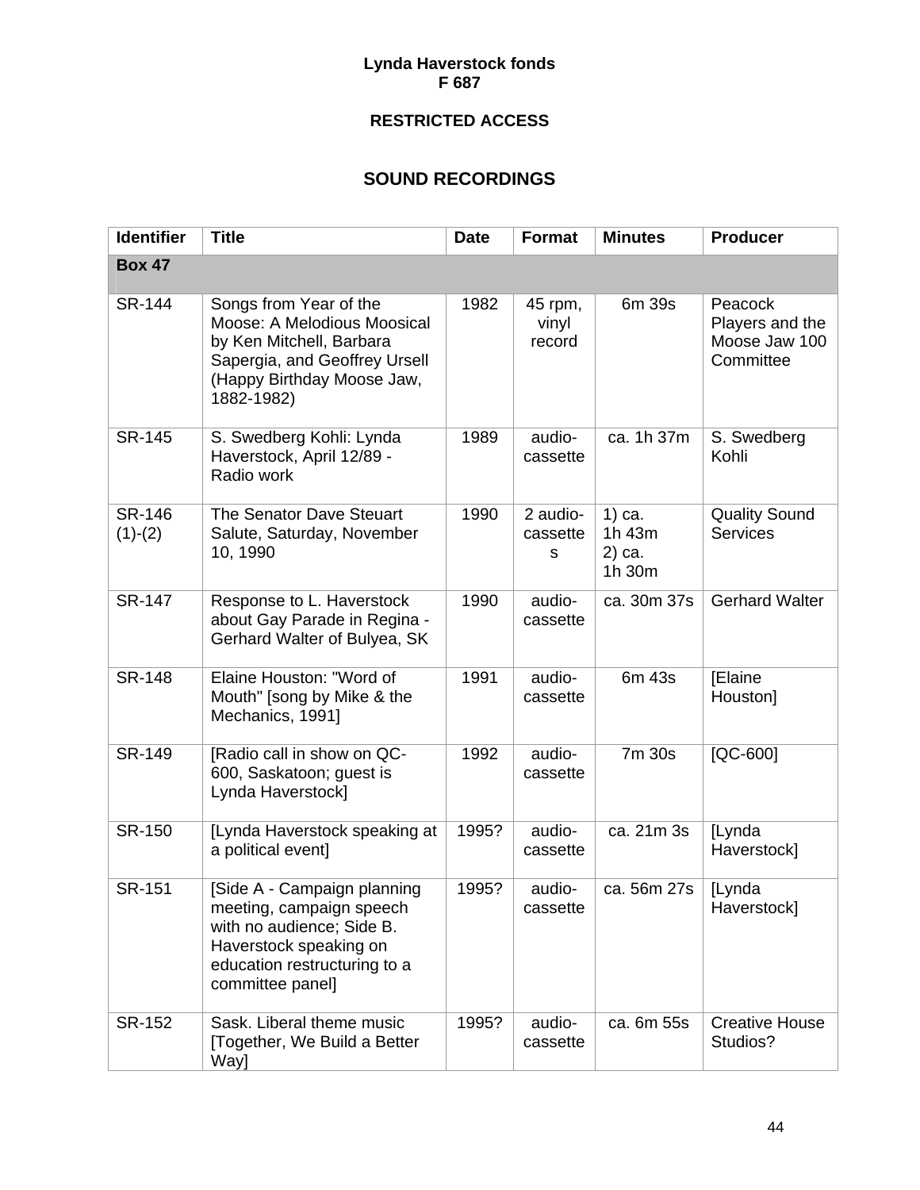**Lynda Haverstock fonds**
**F 687**

**RESTRICTED ACCESS**

## SOUND RECORDINGS

| Identifier | Title | Date | Format | Minutes | Producer |
|---|---|---|---|---|---|
| **Box 47** | | | | | |
| SR-144 | Songs from Year of the Moose: A Melodious Moosical by Ken Mitchell, Barbara Sapergia, and Geoffrey Ursell (Happy Birthday Moose Jaw, 1882-1982) | 1982 | 45 rpm, vinyl record | 6m 39s | Peacock Players and the Moose Jaw 100 Committee |
| SR-145 | S. Swedberg Kohli: Lynda Haverstock, April 12/89 - Radio work | 1989 | audio-cassette | ca. 1h 37m | S. Swedberg Kohli |
| SR-146 (1)-(2) | The Senator Dave Steuart Salute, Saturday, November 10, 1990 | 1990 | 2 audio-cassettes | 1) ca. 1h 43m 2) ca. 1h 30m | Quality Sound Services |
| SR-147 | Response to L. Haverstock about Gay Parade in Regina - Gerhard Walter of Bulyea, SK | 1990 | audio-cassette | ca. 30m 37s | Gerhard Walter |
| SR-148 | Elaine Houston: "Word of Mouth" [song by Mike & the Mechanics, 1991] | 1991 | audio-cassette | 6m 43s | [Elaine Houston] |
| SR-149 | [Radio call in show on QC-600, Saskatoon; guest is Lynda Haverstock] | 1992 | audio-cassette | 7m 30s | [QC-600] |
| SR-150 | [Lynda Haverstock speaking at a political event] | 1995? | audio-cassette | ca. 21m 3s | [Lynda Haverstock] |
| SR-151 | [Side A - Campaign planning meeting, campaign speech with no audience; Side B. Haverstock speaking on education restructuring to a committee panel] | 1995? | audio-cassette | ca. 56m 27s | [Lynda Haverstock] |
| SR-152 | Sask. Liberal theme music [Together, We Build a Better Way] | 1995? | audio-cassette | ca. 6m 55s | Creative House Studios? |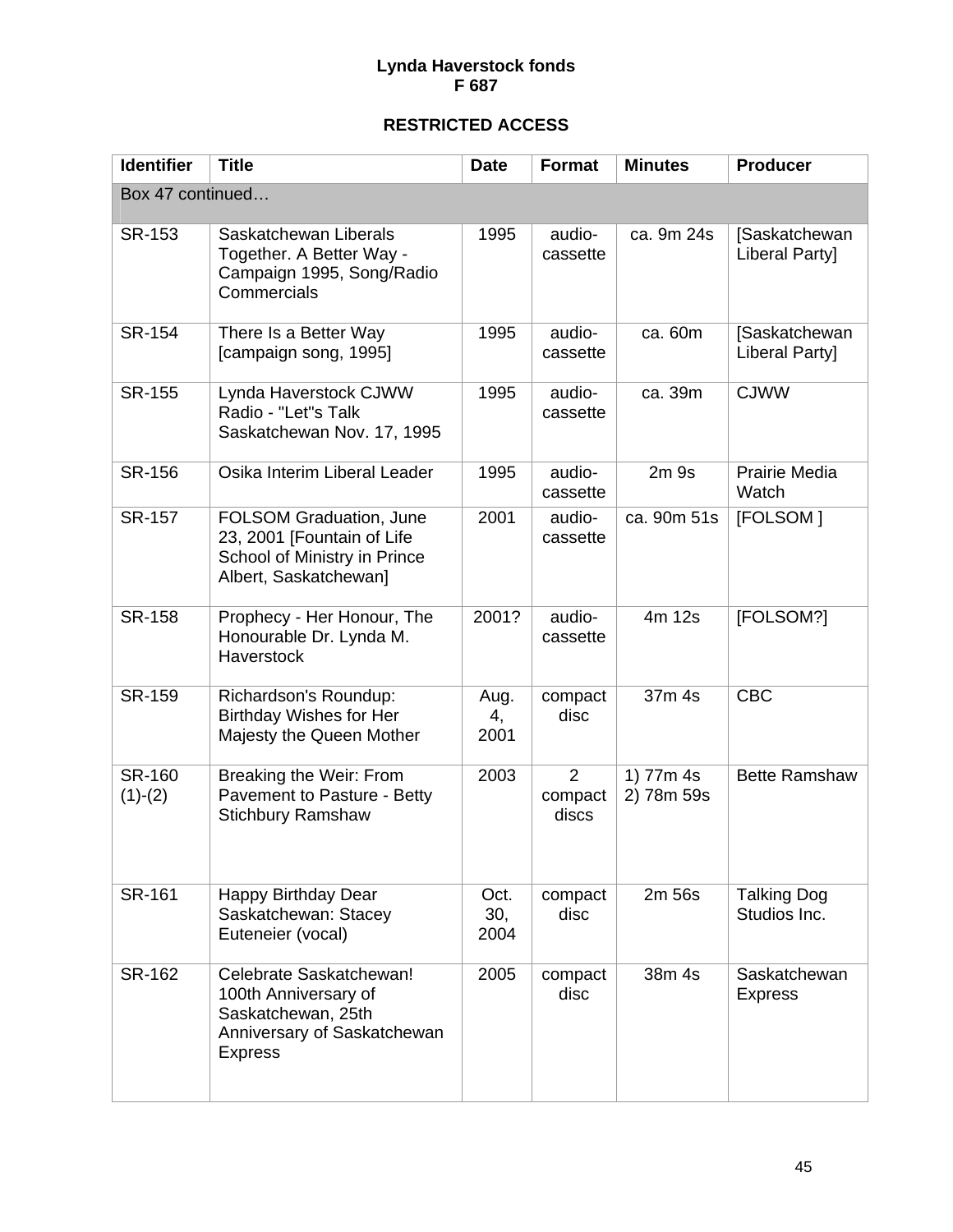**Lynda Haverstock fonds**
**F 687**

**RESTRICTED ACCESS**

| Identifier | Title | Date | Format | Minutes | Producer |
|---|---|---|---|---|---|
| Box 47 continued… | | | | | |
| SR-153 | Saskatchewan Liberals Together. A Better Way - Campaign 1995, Song/Radio Commercials | 1995 | audio-cassette | ca. 9m 24s | [Saskatchewan Liberal Party] |
| SR-154 | There Is a Better Way [campaign song, 1995] | 1995 | audio-cassette | ca. 60m | [Saskatchewan Liberal Party] |
| SR-155 | Lynda Haverstock CJWW Radio - "Let"s Talk Saskatchewan Nov. 17, 1995 | 1995 | audio-cassette | ca. 39m | CJWW |
| SR-156 | Osika Interim Liberal Leader | 1995 | audio-cassette | 2m 9s | Prairie Media Watch |
| SR-157 | FOLSOM Graduation, June 23, 2001 [Fountain of Life School of Ministry in Prince Albert, Saskatchewan] | 2001 | audio-cassette | ca. 90m 51s | [FOLSOM ] |
| SR-158 | Prophecy - Her Honour, The Honourable Dr. Lynda M. Haverstock | 2001? | audio-cassette | 4m 12s | [FOLSOM?] |
| SR-159 | Richardson's Roundup: Birthday Wishes for Her Majesty the Queen Mother | Aug. 4, 2001 | compact disc | 37m 4s | CBC |
| SR-160 (1)-(2) | Breaking the Weir: From Pavement to Pasture - Betty Stichbury Ramshaw | 2003 | 2 compact discs | 1) 77m 4s 2) 78m 59s | Bette Ramshaw |
| SR-161 | Happy Birthday Dear Saskatchewan: Stacey Euteneier (vocal) | Oct. 30, 2004 | compact disc | 2m 56s | Talking Dog Studios Inc. |
| SR-162 | Celebrate Saskatchewan! 100th Anniversary of Saskatchewan, 25th Anniversary of Saskatchewan Express | 2005 | compact disc | 38m 4s | Saskatchewan Express |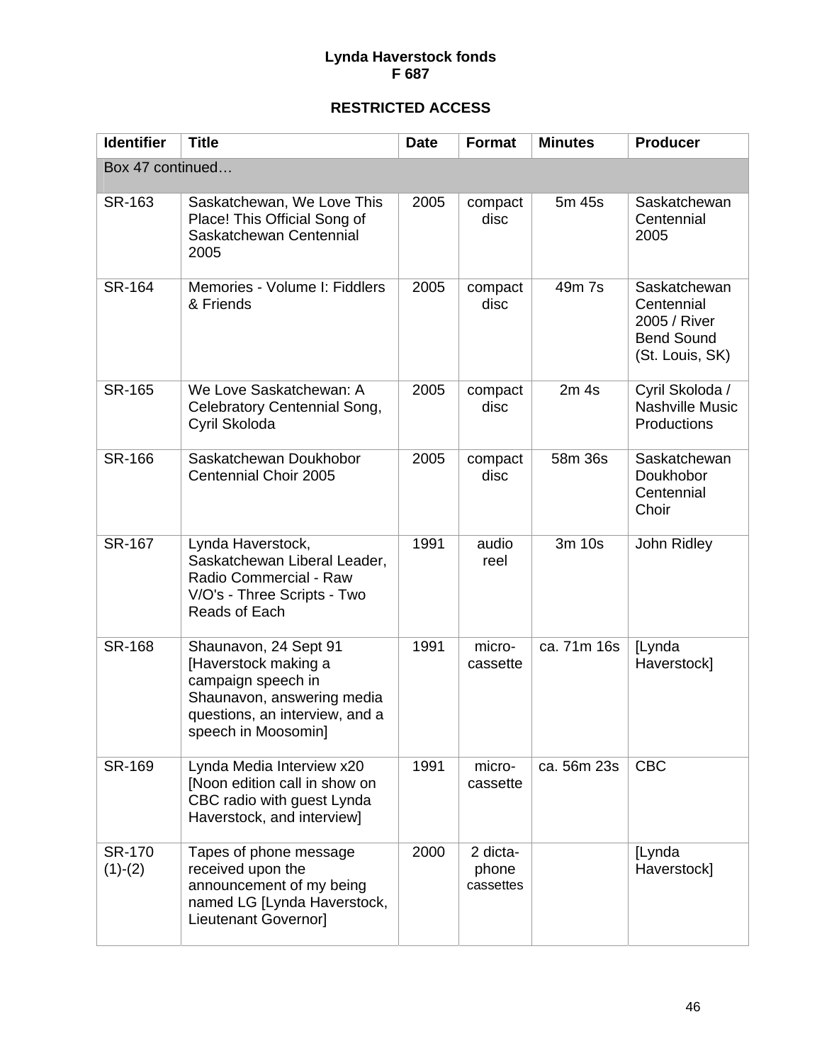**Lynda Haverstock fonds**
**F 687**

**RESTRICTED ACCESS**

| Identifier | Title | Date | Format | Minutes | Producer |
|---|---|---|---|---|---|
| Box 47 continued… | | | | | |
| SR-163 | Saskatchewan, We Love This Place! This Official Song of Saskatchewan Centennial 2005 | 2005 | compact disc | 5m 45s | Saskatchewan Centennial 2005 |
| SR-164 | Memories - Volume I: Fiddlers & Friends | 2005 | compact disc | 49m 7s | Saskatchewan Centennial 2005 / River Bend Sound (St. Louis, SK) |
| SR-165 | We Love Saskatchewan: A Celebratory Centennial Song, Cyril Skoloda | 2005 | compact disc | 2m 4s | Cyril Skoloda / Nashville Music Productions |
| SR-166 | Saskatchewan Doukhobor Centennial Choir 2005 | 2005 | compact disc | 58m 36s | Saskatchewan Doukhobor Centennial Choir |
| SR-167 | Lynda Haverstock, Saskatchewan Liberal Leader, Radio Commercial - Raw V/O's - Three Scripts - Two Reads of Each | 1991 | audio reel | 3m 10s | John Ridley |
| SR-168 | Shaunavon, 24 Sept 91 [Haverstock making a campaign speech in Shaunavon, answering media questions, an interview, and a speech in Moosomin] | 1991 | micro-cassette | ca. 71m 16s | [Lynda Haverstock] |
| SR-169 | Lynda Media Interview x20 [Noon edition call in show on CBC radio with guest Lynda Haverstock, and interview] | 1991 | micro-cassette | ca. 56m 23s | CBC |
| SR-170 (1)-(2) | Tapes of phone message received upon the announcement of my being named LG [Lynda Haverstock, Lieutenant Governor] | 2000 | 2 dicta-phone cassettes | | [Lynda Haverstock] |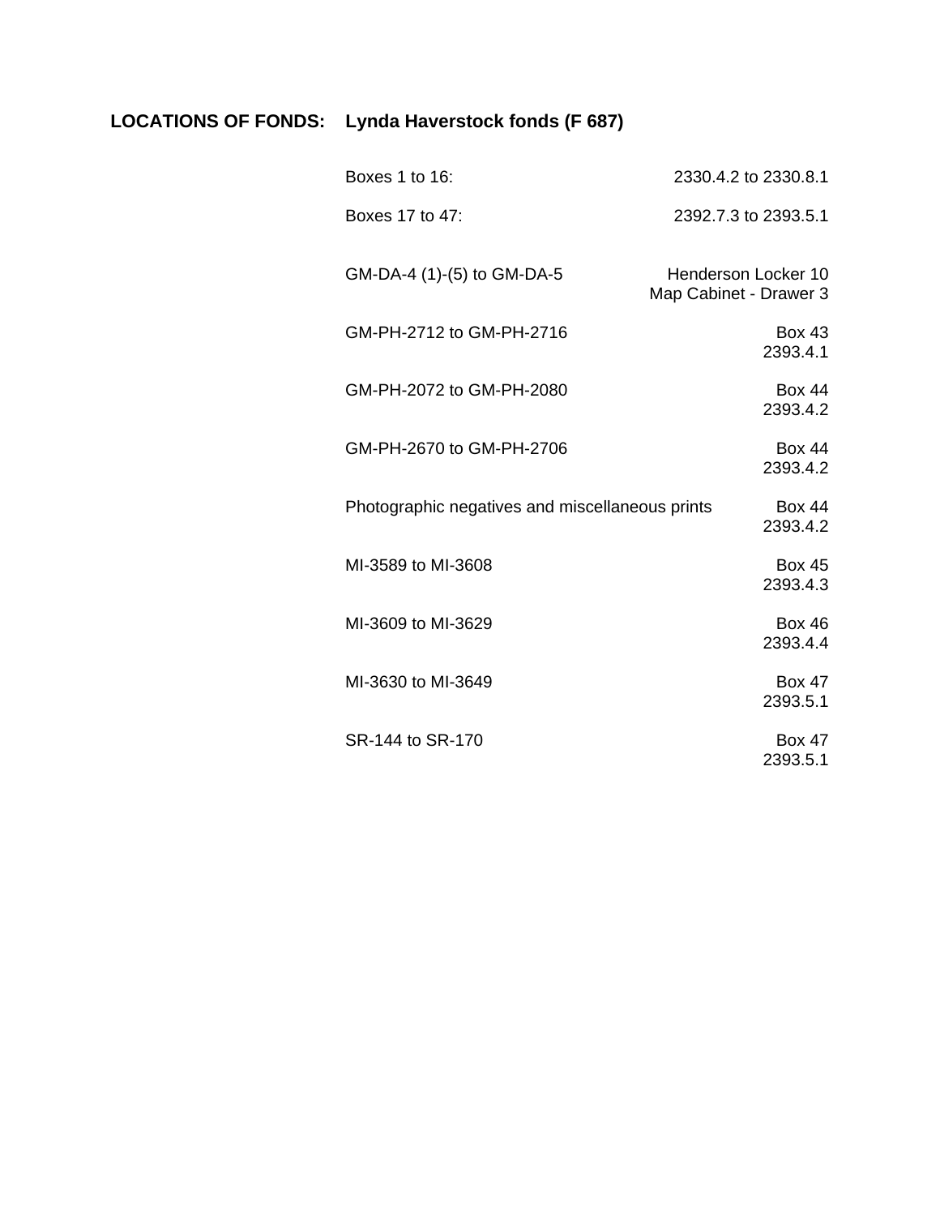**LOCATIONS OF FONDS:** **Lynda Haverstock fonds (F 687)**

| | |
|---|---|
| Boxes 1 to 16: | 2330.4.2 to 2330.8.1 |
| Boxes 17 to 47: | 2392.7.3 to 2393.5.1 |
| GM-DA-4 (1)-(5) to GM-DA-5 | Henderson Locker 10<br>Map Cabinet - Drawer 3 |
| GM-PH-2712 to GM-PH-2716 | Box 43<br>2393.4.1 |
| GM-PH-2072 to GM-PH-2080 | Box 44<br>2393.4.2 |
| GM-PH-2670 to GM-PH-2706 | Box 44<br>2393.4.2 |
| Photographic negatives and miscellaneous prints | Box 44<br>2393.4.2 |
| MI-3589 to MI-3608 | Box 45<br>2393.4.3 |
| MI-3609 to MI-3629 | Box 46<br>2393.4.4 |
| MI-3630 to MI-3649 | Box 47<br>2393.5.1 |
| SR-144 to SR-170 | Box 47<br>2393.5.1 |